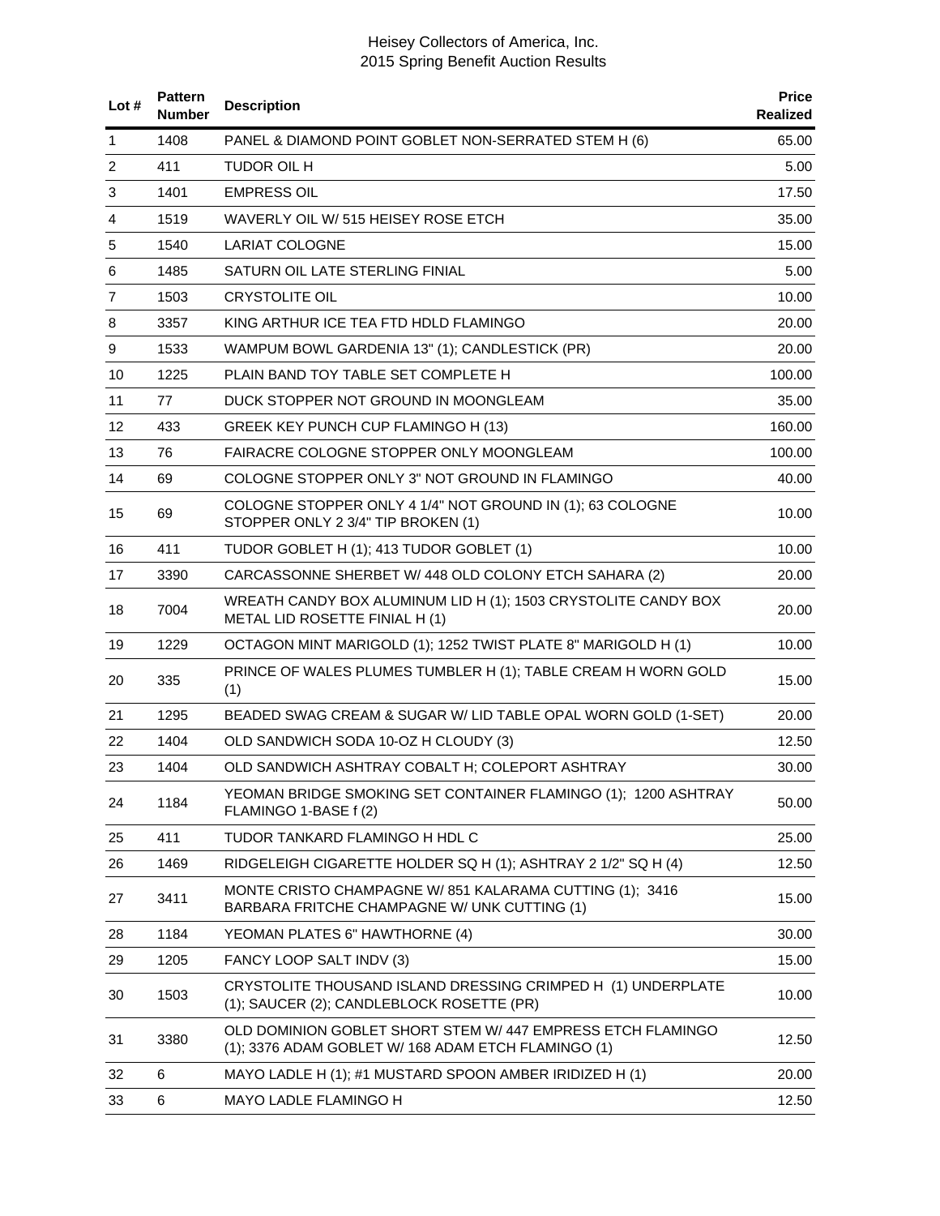# Heisey Collectors of America, Inc.
## 2015 Spring Benefit Auction Results

| Lot # | Pattern Number | Description | Price Realized |
|---|---|---|---|
| 1 | 1408 | PANEL & DIAMOND POINT GOBLET NON-SERRATED STEM H (6) | 65.00 |
| 2 | 411 | TUDOR OIL H | 5.00 |
| 3 | 1401 | EMPRESS OIL | 17.50 |
| 4 | 1519 | WAVERLY OIL W/ 515 HEISEY ROSE ETCH | 35.00 |
| 5 | 1540 | LARIAT COLOGNE | 15.00 |
| 6 | 1485 | SATURN OIL LATE STERLING FINIAL | 5.00 |
| 7 | 1503 | CRYSTOLITE OIL | 10.00 |
| 8 | 3357 | KING ARTHUR ICE TEA FTD HDLD FLAMINGO | 20.00 |
| 9 | 1533 | WAMPUM BOWL GARDENIA 13" (1); CANDLESTICK (PR) | 20.00 |
| 10 | 1225 | PLAIN BAND TOY TABLE SET COMPLETE H | 100.00 |
| 11 | 77 | DUCK STOPPER NOT GROUND IN MOONGLEAM | 35.00 |
| 12 | 433 | GREEK KEY PUNCH CUP FLAMINGO H (13) | 160.00 |
| 13 | 76 | FAIRACRE COLOGNE STOPPER ONLY MOONGLEAM | 100.00 |
| 14 | 69 | COLOGNE STOPPER ONLY 3" NOT GROUND IN FLAMINGO | 40.00 |
| 15 | 69 | COLOGNE STOPPER ONLY 4 1/4" NOT GROUND IN (1); 63 COLOGNE STOPPER ONLY 2 3/4" TIP BROKEN (1) | 10.00 |
| 16 | 411 | TUDOR GOBLET H (1); 413 TUDOR GOBLET (1) | 10.00 |
| 17 | 3390 | CARCASSONNE SHERBET W/ 448 OLD COLONY ETCH SAHARA (2) | 20.00 |
| 18 | 7004 | WREATH CANDY BOX ALUMINUM LID H (1); 1503 CRYSTOLITE CANDY BOX METAL LID ROSETTE FINIAL H (1) | 20.00 |
| 19 | 1229 | OCTAGON MINT MARIGOLD (1); 1252 TWIST PLATE 8" MARIGOLD H (1) | 10.00 |
| 20 | 335 | PRINCE OF WALES PLUMES TUMBLER H (1); TABLE CREAM H WORN GOLD (1) | 15.00 |
| 21 | 1295 | BEADED SWAG CREAM & SUGAR W/ LID TABLE OPAL WORN GOLD (1-SET) | 20.00 |
| 22 | 1404 | OLD SANDWICH SODA 10-OZ H CLOUDY (3) | 12.50 |
| 23 | 1404 | OLD SANDWICH ASHTRAY COBALT H; COLEPORT ASHTRAY | 30.00 |
| 24 | 1184 | YEOMAN BRIDGE SMOKING SET CONTAINER FLAMINGO (1); 1200 ASHTRAY FLAMINGO 1-BASE f (2) | 50.00 |
| 25 | 411 | TUDOR TANKARD FLAMINGO H HDL C | 25.00 |
| 26 | 1469 | RIDGELEIGH CIGARETTE HOLDER SQ H (1); ASHTRAY 2 1/2" SQ H (4) | 12.50 |
| 27 | 3411 | MONTE CRISTO CHAMPAGNE W/ 851 KALARAMA CUTTING (1); 3416 BARBARA FRITCHE CHAMPAGNE W/ UNK CUTTING (1) | 15.00 |
| 28 | 1184 | YEOMAN PLATES 6" HAWTHORNE (4) | 30.00 |
| 29 | 1205 | FANCY LOOP SALT INDV (3) | 15.00 |
| 30 | 1503 | CRYSTOLITE THOUSAND ISLAND DRESSING CRIMPED H (1) UNDERPLATE (1); SAUCER (2); CANDLEBLOCK ROSETTE (PR) | 10.00 |
| 31 | 3380 | OLD DOMINION GOBLET SHORT STEM W/ 447 EMPRESS ETCH FLAMINGO (1); 3376 ADAM GOBLET W/ 168 ADAM ETCH FLAMINGO (1) | 12.50 |
| 32 | 6 | MAYO LADLE H (1); #1 MUSTARD SPOON AMBER IRIDIZED H (1) | 20.00 |
| 33 | 6 | MAYO LADLE FLAMINGO H | 12.50 |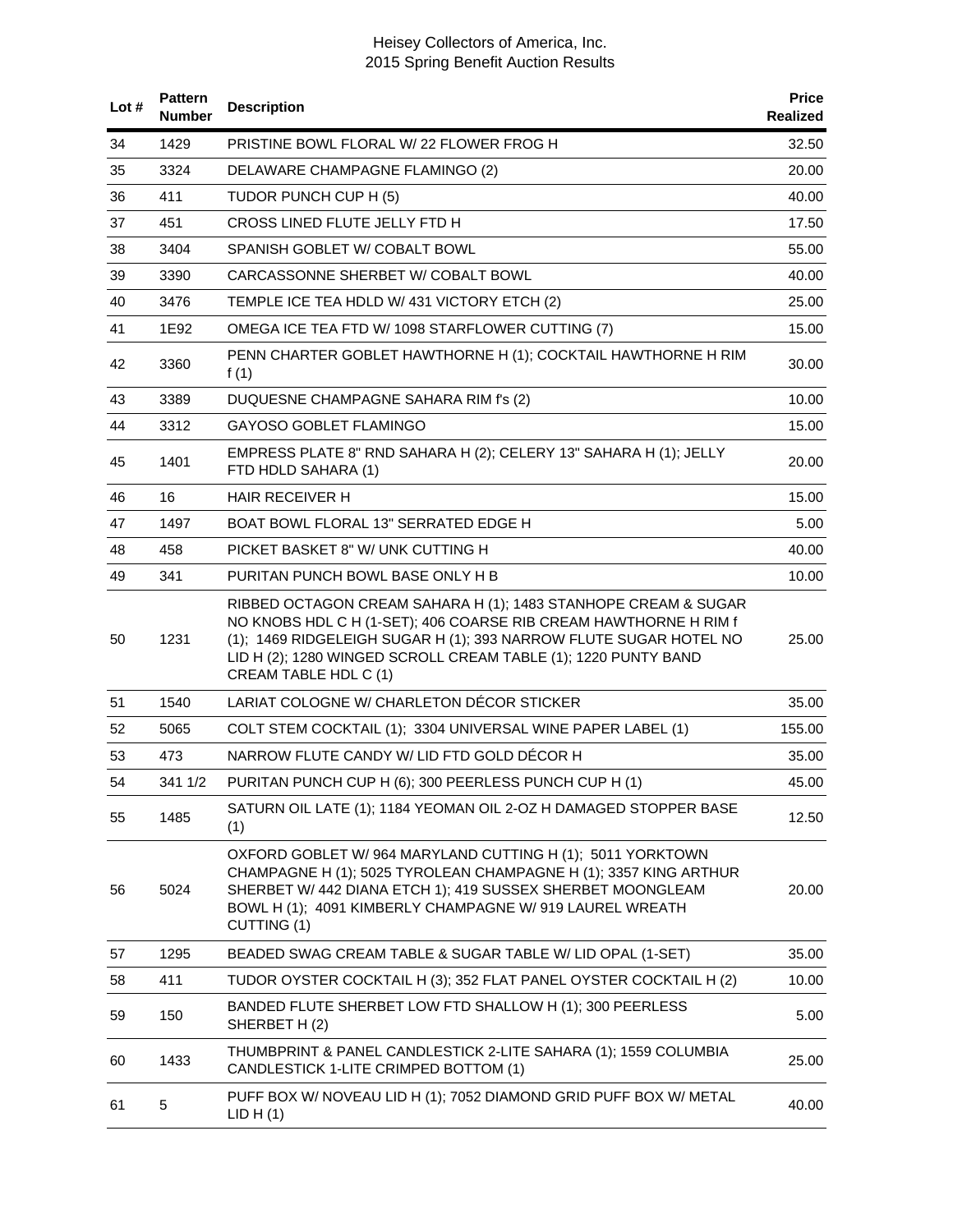# Heisey Collectors of America, Inc.
## 2015 Spring Benefit Auction Results

| Lot # | Pattern Number | Description | Price Realized |
|---|---|---|---|
| 34 | 1429 | PRISTINE BOWL FLORAL W/ 22 FLOWER FROG H | 32.50 |
| 35 | 3324 | DELAWARE CHAMPAGNE FLAMINGO (2) | 20.00 |
| 36 | 411 | TUDOR PUNCH CUP H (5) | 40.00 |
| 37 | 451 | CROSS LINED FLUTE JELLY FTD H | 17.50 |
| 38 | 3404 | SPANISH GOBLET W/ COBALT BOWL | 55.00 |
| 39 | 3390 | CARCASSONNE SHERBET W/ COBALT BOWL | 40.00 |
| 40 | 3476 | TEMPLE ICE TEA HDLD W/ 431 VICTORY ETCH (2) | 25.00 |
| 41 | 1E92 | OMEGA ICE TEA FTD W/ 1098 STARFLOWER CUTTING (7) | 15.00 |
| 42 | 3360 | PENN CHARTER GOBLET HAWTHORNE H (1); COCKTAIL HAWTHORNE H RIM f (1) | 30.00 |
| 43 | 3389 | DUQUESNE CHAMPAGNE SAHARA RIM f's (2) | 10.00 |
| 44 | 3312 | GAYOSO GOBLET FLAMINGO | 15.00 |
| 45 | 1401 | EMPRESS PLATE 8" RND SAHARA H (2); CELERY 13" SAHARA H (1); JELLY FTD HDLD SAHARA (1) | 20.00 |
| 46 | 16 | HAIR RECEIVER H | 15.00 |
| 47 | 1497 | BOAT BOWL FLORAL 13" SERRATED EDGE H | 5.00 |
| 48 | 458 | PICKET BASKET 8" W/ UNK CUTTING H | 40.00 |
| 49 | 341 | PURITAN PUNCH BOWL BASE ONLY H B | 10.00 |
| 50 | 1231 | RIBBED OCTAGON CREAM SAHARA H (1); 1483 STANHOPE CREAM & SUGAR NO KNOBS HDL C H (1-SET); 406 COARSE RIB CREAM HAWTHORNE H RIM f (1); 1469 RIDGELEIGH SUGAR H (1); 393 NARROW FLUTE SUGAR HOTEL NO LID H (2); 1280 WINGED SCROLL CREAM TABLE (1); 1220 PUNTY BAND CREAM TABLE HDL C (1) | 25.00 |
| 51 | 1540 | LARIAT COLOGNE W/ CHARLETON DÉCOR STICKER | 35.00 |
| 52 | 5065 | COLT STEM COCKTAIL (1); 3304 UNIVERSAL WINE PAPER LABEL (1) | 155.00 |
| 53 | 473 | NARROW FLUTE CANDY W/ LID FTD GOLD DÉCOR H | 35.00 |
| 54 | 341 1/2 | PURITAN PUNCH CUP H (6); 300 PEERLESS PUNCH CUP H (1) | 45.00 |
| 55 | 1485 | SATURN OIL LATE (1); 1184 YEOMAN OIL 2-OZ H DAMAGED STOPPER BASE (1) | 12.50 |
| 56 | 5024 | OXFORD GOBLET W/ 964 MARYLAND CUTTING H (1); 5011 YORKTOWN CHAMPAGNE H (1); 5025 TYROLEAN CHAMPAGNE H (1); 3357 KING ARTHUR SHERBET W/ 442 DIANA ETCH 1); 419 SUSSEX SHERBET MOONGLEAM BOWL H (1); 4091 KIMBERLY CHAMPAGNE W/ 919 LAUREL WREATH CUTTING (1) | 20.00 |
| 57 | 1295 | BEADED SWAG CREAM TABLE & SUGAR TABLE W/ LID OPAL (1-SET) | 35.00 |
| 58 | 411 | TUDOR OYSTER COCKTAIL H (3); 352 FLAT PANEL OYSTER COCKTAIL H (2) | 10.00 |
| 59 | 150 | BANDED FLUTE SHERBET LOW FTD SHALLOW H (1); 300 PEERLESS SHERBET H (2) | 5.00 |
| 60 | 1433 | THUMBPRINT & PANEL CANDLESTICK 2-LITE SAHARA (1); 1559 COLUMBIA CANDLESTICK 1-LITE CRIMPED BOTTOM (1) | 25.00 |
| 61 | 5 | PUFF BOX W/ NOVEAU LID H (1); 7052 DIAMOND GRID PUFF BOX W/ METAL LID H (1) | 40.00 |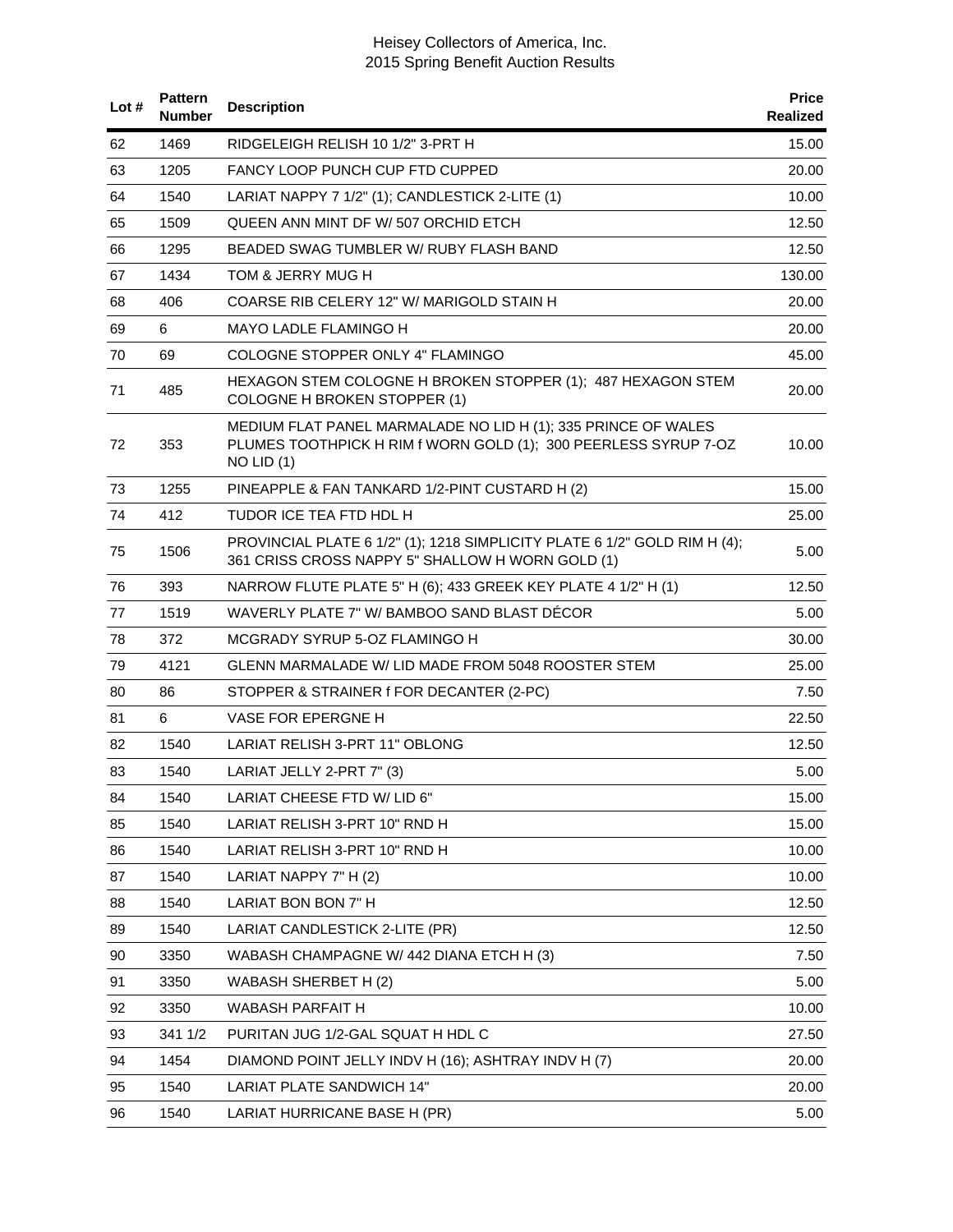| Lot # | Pattern Number | Description | Price Realized |
|---|---|---|---|
| 62 | 1469 | RIDGELEIGH RELISH 10 1/2" 3-PRT H | 15.00 |
| 63 | 1205 | FANCY LOOP PUNCH CUP FTD CUPPED | 20.00 |
| 64 | 1540 | LARIAT NAPPY 7 1/2" (1); CANDLESTICK 2-LITE (1) | 10.00 |
| 65 | 1509 | QUEEN ANN MINT DF W/ 507 ORCHID ETCH | 12.50 |
| 66 | 1295 | BEADED SWAG TUMBLER W/ RUBY FLASH BAND | 12.50 |
| 67 | 1434 | TOM & JERRY MUG H | 130.00 |
| 68 | 406 | COARSE RIB CELERY 12" W/ MARIGOLD STAIN H | 20.00 |
| 69 | 6 | MAYO LADLE FLAMINGO H | 20.00 |
| 70 | 69 | COLOGNE STOPPER ONLY 4" FLAMINGO | 45.00 |
| 71 | 485 | HEXAGON STEM COLOGNE H BROKEN STOPPER (1); 487 HEXAGON STEM COLOGNE H BROKEN STOPPER (1) | 20.00 |
| 72 | 353 | MEDIUM FLAT PANEL MARMALADE NO LID H (1); 335 PRINCE OF WALES PLUMES TOOTHPICK H RIM f WORN GOLD (1); 300 PEERLESS SYRUP 7-OZ NO LID (1) | 10.00 |
| 73 | 1255 | PINEAPPLE & FAN TANKARD 1/2-PINT CUSTARD H (2) | 15.00 |
| 74 | 412 | TUDOR ICE TEA FTD HDL H | 25.00 |
| 75 | 1506 | PROVINCIAL PLATE 6 1/2" (1); 1218 SIMPLICITY PLATE 6 1/2" GOLD RIM H (4); 361 CRISS CROSS NAPPY 5" SHALLOW H WORN GOLD (1) | 5.00 |
| 76 | 393 | NARROW FLUTE PLATE 5" H (6); 433 GREEK KEY PLATE 4 1/2" H (1) | 12.50 |
| 77 | 1519 | WAVERLY PLATE 7" W/ BAMBOO SAND BLAST DÉCOR | 5.00 |
| 78 | 372 | MCGRADY SYRUP 5-OZ FLAMINGO H | 30.00 |
| 79 | 4121 | GLENN MARMALADE W/ LID MADE FROM 5048 ROOSTER STEM | 25.00 |
| 80 | 86 | STOPPER & STRAINER f FOR DECANTER (2-PC) | 7.50 |
| 81 | 6 | VASE FOR EPERGNE H | 22.50 |
| 82 | 1540 | LARIAT RELISH 3-PRT 11" OBLONG | 12.50 |
| 83 | 1540 | LARIAT JELLY 2-PRT 7" (3) | 5.00 |
| 84 | 1540 | LARIAT CHEESE FTD W/ LID 6" | 15.00 |
| 85 | 1540 | LARIAT RELISH 3-PRT 10" RND H | 15.00 |
| 86 | 1540 | LARIAT RELISH 3-PRT 10" RND H | 10.00 |
| 87 | 1540 | LARIAT NAPPY 7" H (2) | 10.00 |
| 88 | 1540 | LARIAT BON BON 7" H | 12.50 |
| 89 | 1540 | LARIAT CANDLESTICK 2-LITE (PR) | 12.50 |
| 90 | 3350 | WABASH CHAMPAGNE W/ 442 DIANA ETCH H (3) | 7.50 |
| 91 | 3350 | WABASH SHERBET H (2) | 5.00 |
| 92 | 3350 | WABASH PARFAIT H | 10.00 |
| 93 | 341 1/2 | PURITAN JUG 1/2-GAL SQUAT H HDL C | 27.50 |
| 94 | 1454 | DIAMOND POINT JELLY INDV H (16); ASHTRAY INDV H (7) | 20.00 |
| 95 | 1540 | LARIAT PLATE SANDWICH 14" | 20.00 |
| 96 | 1540 | LARIAT HURRICANE BASE H (PR) | 5.00 |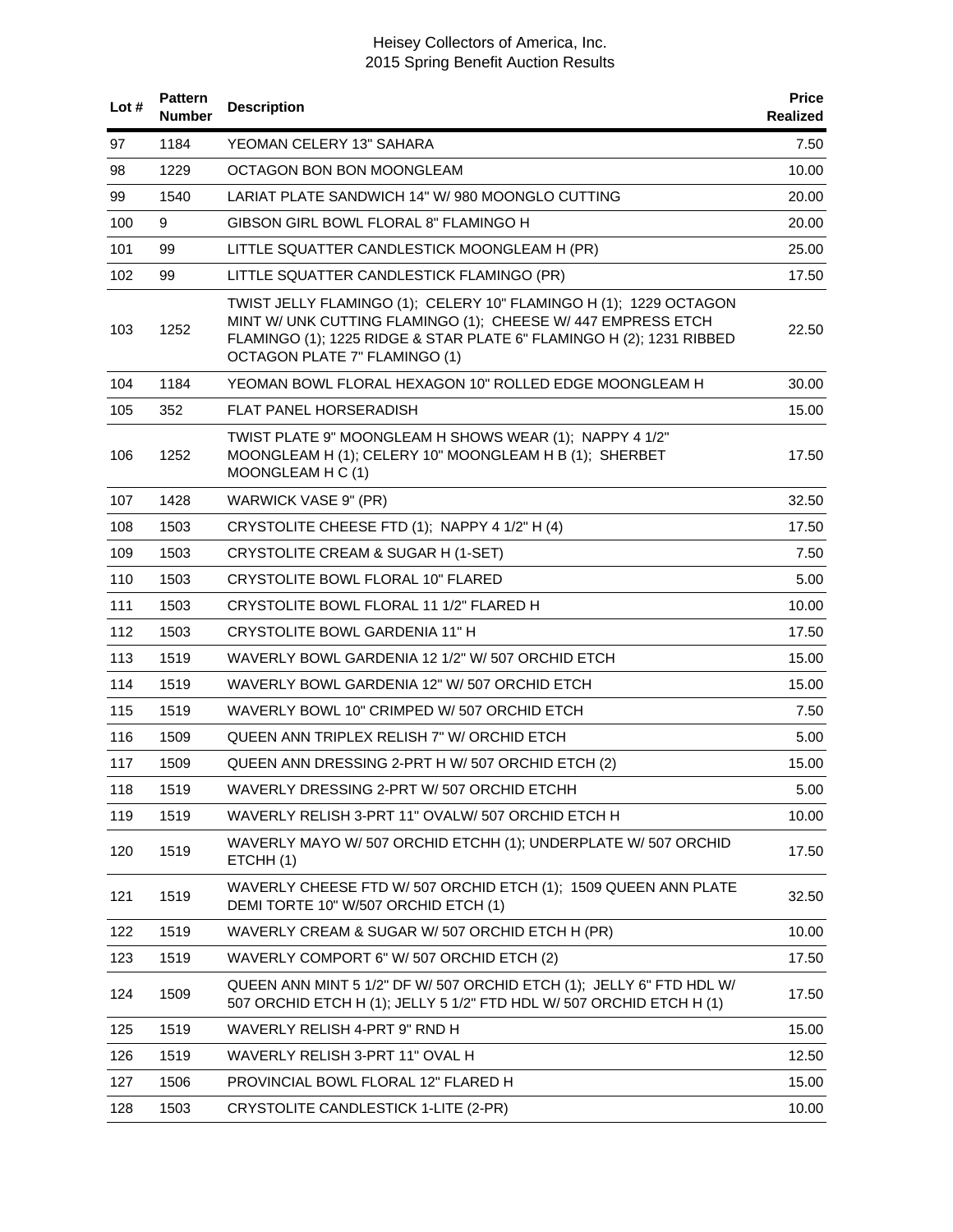| Lot # | Pattern Number | Description | Price Realized |
|---|---|---|---|
| 97 | 1184 | YEOMAN CELERY 13" SAHARA | 7.50 |
| 98 | 1229 | OCTAGON BON BON MOONGLEAM | 10.00 |
| 99 | 1540 | LARIAT PLATE SANDWICH 14" W/ 980 MOONGLO CUTTING | 20.00 |
| 100 | 9 | GIBSON GIRL BOWL FLORAL 8" FLAMINGO H | 20.00 |
| 101 | 99 | LITTLE SQUATTER CANDLESTICK MOONGLEAM H (PR) | 25.00 |
| 102 | 99 | LITTLE SQUATTER CANDLESTICK FLAMINGO (PR) | 17.50 |
| 103 | 1252 | TWIST JELLY FLAMINGO (1); CELERY 10" FLAMINGO H (1); 1229 OCTAGON MINT W/ UNK CUTTING FLAMINGO (1); CHEESE W/ 447 EMPRESS ETCH FLAMINGO (1); 1225 RIDGE & STAR PLATE 6" FLAMINGO H (2); 1231 RIBBED OCTAGON PLATE 7" FLAMINGO (1) | 22.50 |
| 104 | 1184 | YEOMAN BOWL FLORAL HEXAGON 10" ROLLED EDGE MOONGLEAM H | 30.00 |
| 105 | 352 | FLAT PANEL HORSERADISH | 15.00 |
| 106 | 1252 | TWIST PLATE 9" MOONGLEAM H SHOWS WEAR (1); NAPPY 4 1/2" MOONGLEAM H (1); CELERY 10" MOONGLEAM H B (1); SHERBET MOONGLEAM H C (1) | 17.50 |
| 107 | 1428 | WARWICK VASE 9" (PR) | 32.50 |
| 108 | 1503 | CRYSTOLITE CHEESE FTD (1); NAPPY 4 1/2" H (4) | 17.50 |
| 109 | 1503 | CRYSTOLITE CREAM & SUGAR H (1-SET) | 7.50 |
| 110 | 1503 | CRYSTOLITE BOWL FLORAL 10" FLARED | 5.00 |
| 111 | 1503 | CRYSTOLITE BOWL FLORAL 11 1/2" FLARED H | 10.00 |
| 112 | 1503 | CRYSTOLITE BOWL GARDENIA 11" H | 17.50 |
| 113 | 1519 | WAVERLY BOWL GARDENIA 12 1/2" W/ 507 ORCHID ETCH | 15.00 |
| 114 | 1519 | WAVERLY BOWL GARDENIA 12" W/ 507 ORCHID ETCH | 15.00 |
| 115 | 1519 | WAVERLY BOWL 10" CRIMPED W/ 507 ORCHID ETCH | 7.50 |
| 116 | 1509 | QUEEN ANN TRIPLEX RELISH 7" W/ ORCHID ETCH | 5.00 |
| 117 | 1509 | QUEEN ANN DRESSING 2-PRT H W/ 507 ORCHID ETCH (2) | 15.00 |
| 118 | 1519 | WAVERLY DRESSING 2-PRT W/ 507 ORCHID ETCHH | 5.00 |
| 119 | 1519 | WAVERLY RELISH 3-PRT 11" OVALW/ 507 ORCHID ETCH H | 10.00 |
| 120 | 1519 | WAVERLY MAYO W/ 507 ORCHID ETCHH (1); UNDERPLATE W/ 507 ORCHID ETCHH (1) | 17.50 |
| 121 | 1519 | WAVERLY CHEESE FTD W/ 507 ORCHID ETCH (1); 1509 QUEEN ANN PLATE DEMI TORTE 10" W/507 ORCHID ETCH (1) | 32.50 |
| 122 | 1519 | WAVERLY CREAM & SUGAR W/ 507 ORCHID ETCH H (PR) | 10.00 |
| 123 | 1519 | WAVERLY COMPORT 6" W/ 507 ORCHID ETCH (2) | 17.50 |
| 124 | 1509 | QUEEN ANN MINT 5 1/2" DF W/ 507 ORCHID ETCH (1); JELLY 6" FTD HDL W/ 507 ORCHID ETCH H (1); JELLY 5 1/2" FTD HDL W/ 507 ORCHID ETCH H (1) | 17.50 |
| 125 | 1519 | WAVERLY RELISH 4-PRT 9" RND H | 15.00 |
| 126 | 1519 | WAVERLY RELISH 3-PRT 11" OVAL H | 12.50 |
| 127 | 1506 | PROVINCIAL BOWL FLORAL 12" FLARED H | 15.00 |
| 128 | 1503 | CRYSTOLITE CANDLESTICK 1-LITE (2-PR) | 10.00 |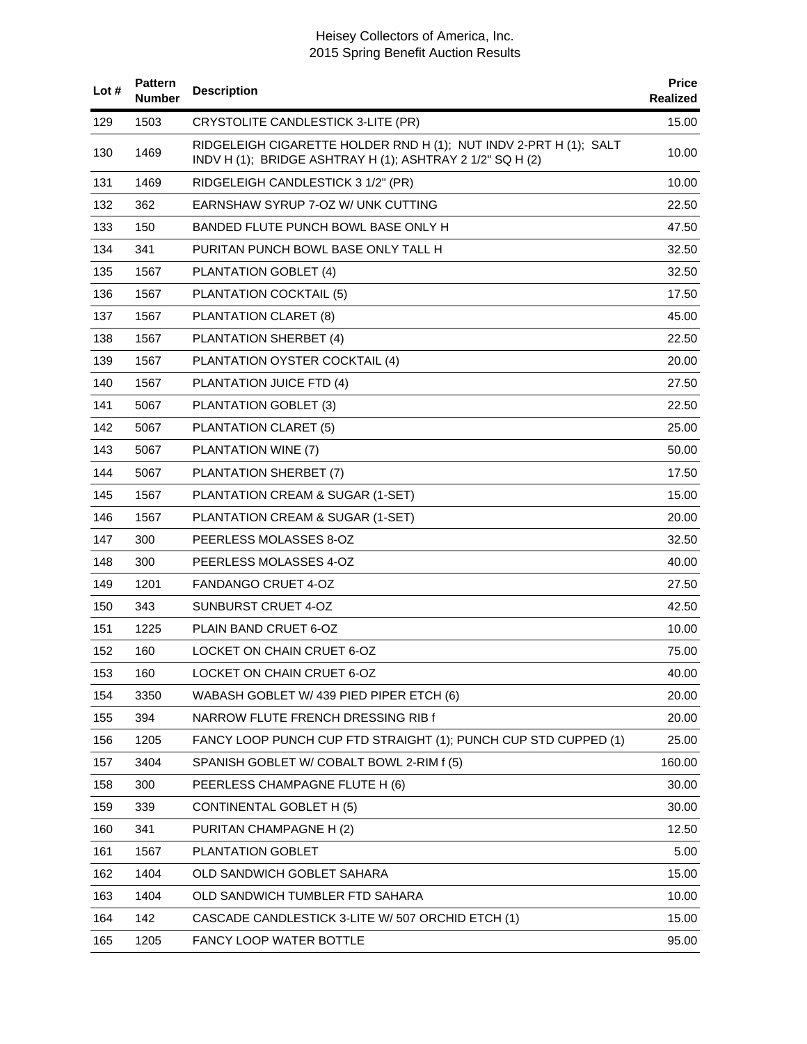| Lot # | Pattern Number | Description | Price Realized |
|---|---|---|---|
| 129 | 1503 | CRYSTOLITE CANDLESTICK 3-LITE (PR) | 15.00 |
| 130 | 1469 | RIDGELEIGH CIGARETTE HOLDER RND H (1); NUT INDV 2-PRT H (1); SALT INDV H (1); BRIDGE ASHTRAY H (1); ASHTRAY 2 1/2" SQ H (2) | 10.00 |
| 131 | 1469 | RIDGELEIGH CANDLESTICK 3 1/2" (PR) | 10.00 |
| 132 | 362 | EARNSHAW SYRUP 7-OZ W/ UNK CUTTING | 22.50 |
| 133 | 150 | BANDED FLUTE PUNCH BOWL BASE ONLY H | 47.50 |
| 134 | 341 | PURITAN PUNCH BOWL BASE ONLY TALL H | 32.50 |
| 135 | 1567 | PLANTATION GOBLET (4) | 32.50 |
| 136 | 1567 | PLANTATION COCKTAIL (5) | 17.50 |
| 137 | 1567 | PLANTATION CLARET (8) | 45.00 |
| 138 | 1567 | PLANTATION SHERBET (4) | 22.50 |
| 139 | 1567 | PLANTATION OYSTER COCKTAIL (4) | 20.00 |
| 140 | 1567 | PLANTATION JUICE FTD (4) | 27.50 |
| 141 | 5067 | PLANTATION GOBLET (3) | 22.50 |
| 142 | 5067 | PLANTATION CLARET (5) | 25.00 |
| 143 | 5067 | PLANTATION WINE (7) | 50.00 |
| 144 | 5067 | PLANTATION SHERBET (7) | 17.50 |
| 145 | 1567 | PLANTATION CREAM & SUGAR (1-SET) | 15.00 |
| 146 | 1567 | PLANTATION CREAM & SUGAR (1-SET) | 20.00 |
| 147 | 300 | PEERLESS MOLASSES 8-OZ | 32.50 |
| 148 | 300 | PEERLESS MOLASSES 4-OZ | 40.00 |
| 149 | 1201 | FANDANGO CRUET 4-OZ | 27.50 |
| 150 | 343 | SUNBURST CRUET 4-OZ | 42.50 |
| 151 | 1225 | PLAIN BAND CRUET 6-OZ | 10.00 |
| 152 | 160 | LOCKET ON CHAIN CRUET 6-OZ | 75.00 |
| 153 | 160 | LOCKET ON CHAIN CRUET 6-OZ | 40.00 |
| 154 | 3350 | WABASH GOBLET W/ 439 PIED PIPER ETCH (6) | 20.00 |
| 155 | 394 | NARROW FLUTE FRENCH DRESSING RIB f | 20.00 |
| 156 | 1205 | FANCY LOOP PUNCH CUP FTD STRAIGHT (1); PUNCH CUP STD CUPPED (1) | 25.00 |
| 157 | 3404 | SPANISH GOBLET W/ COBALT BOWL 2-RIM f (5) | 160.00 |
| 158 | 300 | PEERLESS CHAMPAGNE FLUTE H (6) | 30.00 |
| 159 | 339 | CONTINENTAL GOBLET H (5) | 30.00 |
| 160 | 341 | PURITAN CHAMPAGNE H (2) | 12.50 |
| 161 | 1567 | PLANTATION GOBLET | 5.00 |
| 162 | 1404 | OLD SANDWICH GOBLET SAHARA | 15.00 |
| 163 | 1404 | OLD SANDWICH TUMBLER FTD SAHARA | 10.00 |
| 164 | 142 | CASCADE CANDLESTICK 3-LITE W/ 507 ORCHID ETCH (1) | 15.00 |
| 165 | 1205 | FANCY LOOP WATER BOTTLE | 95.00 |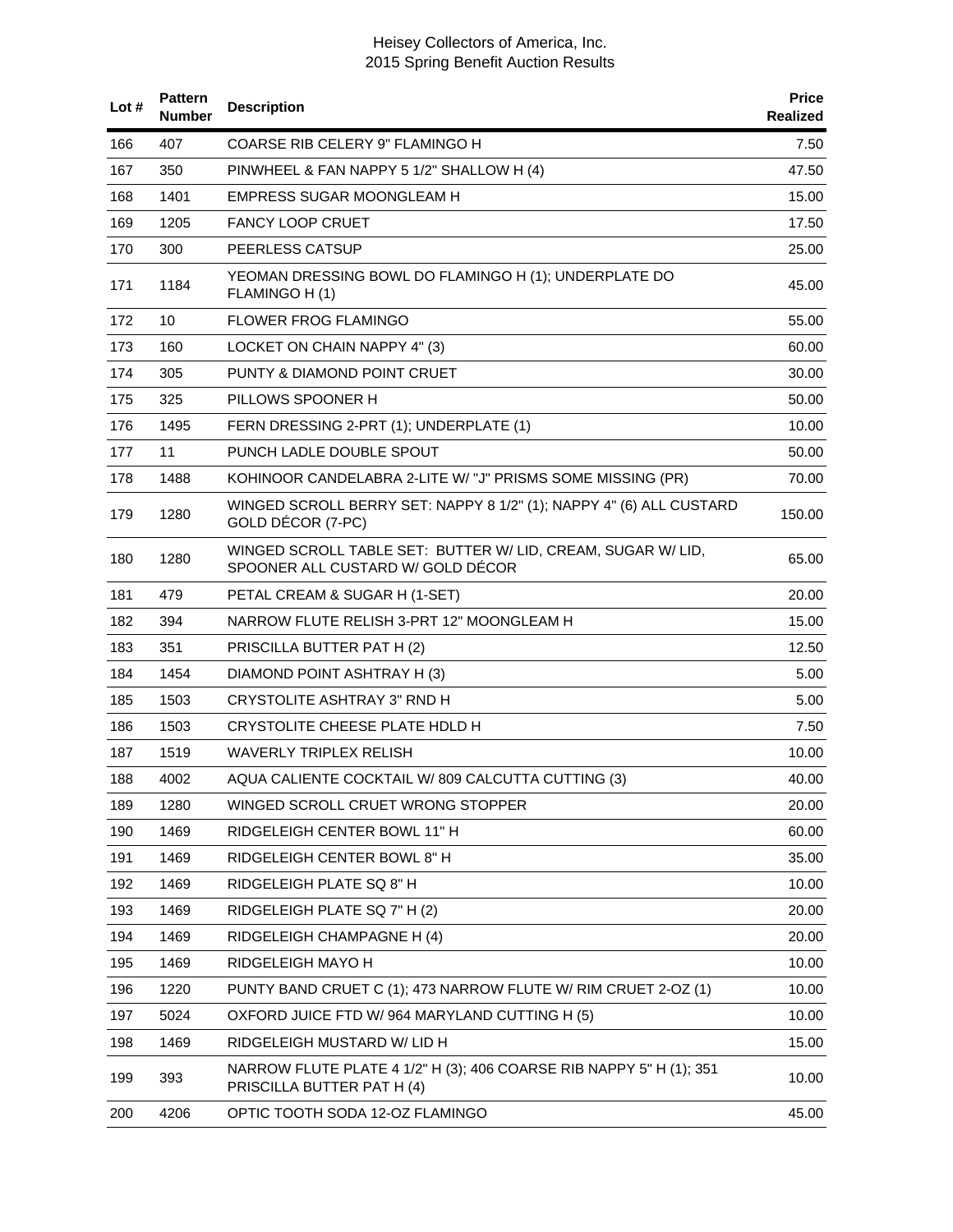| Lot # | Pattern Number | Description | Price Realized |
|---|---|---|---|
| 166 | 407 | COARSE RIB CELERY 9" FLAMINGO H | 7.50 |
| 167 | 350 | PINWHEEL & FAN NAPPY 5 1/2" SHALLOW H (4) | 47.50 |
| 168 | 1401 | EMPRESS SUGAR MOONGLEAM H | 15.00 |
| 169 | 1205 | FANCY LOOP CRUET | 17.50 |
| 170 | 300 | PEERLESS CATSUP | 25.00 |
| 171 | 1184 | YEOMAN DRESSING BOWL DO FLAMINGO H (1); UNDERPLATE DO FLAMINGO H (1) | 45.00 |
| 172 | 10 | FLOWER FROG FLAMINGO | 55.00 |
| 173 | 160 | LOCKET ON CHAIN NAPPY 4" (3) | 60.00 |
| 174 | 305 | PUNTY & DIAMOND POINT CRUET | 30.00 |
| 175 | 325 | PILLOWS SPOONER H | 50.00 |
| 176 | 1495 | FERN DRESSING 2-PRT (1); UNDERPLATE (1) | 10.00 |
| 177 | 11 | PUNCH LADLE DOUBLE SPOUT | 50.00 |
| 178 | 1488 | KOHINOOR CANDELABRA 2-LITE W/ "J" PRISMS SOME MISSING (PR) | 70.00 |
| 179 | 1280 | WINGED SCROLL BERRY SET: NAPPY 8 1/2" (1); NAPPY 4" (6) ALL CUSTARD GOLD DÉCOR (7-PC) | 150.00 |
| 180 | 1280 | WINGED SCROLL TABLE SET: BUTTER W/ LID, CREAM, SUGAR W/ LID, SPOONER ALL CUSTARD W/ GOLD DÉCOR | 65.00 |
| 181 | 479 | PETAL CREAM & SUGAR H (1-SET) | 20.00 |
| 182 | 394 | NARROW FLUTE RELISH 3-PRT 12" MOONGLEAM H | 15.00 |
| 183 | 351 | PRISCILLA BUTTER PAT H (2) | 12.50 |
| 184 | 1454 | DIAMOND POINT ASHTRAY H (3) | 5.00 |
| 185 | 1503 | CRYSTOLITE ASHTRAY 3" RND H | 5.00 |
| 186 | 1503 | CRYSTOLITE CHEESE PLATE HDLD H | 7.50 |
| 187 | 1519 | WAVERLY TRIPLEX RELISH | 10.00 |
| 188 | 4002 | AQUA CALIENTE COCKTAIL W/ 809 CALCUTTA CUTTING (3) | 40.00 |
| 189 | 1280 | WINGED SCROLL CRUET WRONG STOPPER | 20.00 |
| 190 | 1469 | RIDGELEIGH CENTER BOWL 11" H | 60.00 |
| 191 | 1469 | RIDGELEIGH CENTER BOWL 8" H | 35.00 |
| 192 | 1469 | RIDGELEIGH PLATE SQ 8" H | 10.00 |
| 193 | 1469 | RIDGELEIGH PLATE SQ 7" H (2) | 20.00 |
| 194 | 1469 | RIDGELEIGH CHAMPAGNE H (4) | 20.00 |
| 195 | 1469 | RIDGELEIGH MAYO H | 10.00 |
| 196 | 1220 | PUNTY BAND CRUET C (1); 473 NARROW FLUTE W/ RIM CRUET 2-OZ (1) | 10.00 |
| 197 | 5024 | OXFORD JUICE FTD W/ 964 MARYLAND CUTTING H (5) | 10.00 |
| 198 | 1469 | RIDGELEIGH MUSTARD W/ LID H | 15.00 |
| 199 | 393 | NARROW FLUTE PLATE 4 1/2" H (3); 406 COARSE RIB NAPPY 5" H (1); 351 PRISCILLA BUTTER PAT H (4) | 10.00 |
| 200 | 4206 | OPTIC TOOTH SODA 12-OZ FLAMINGO | 45.00 |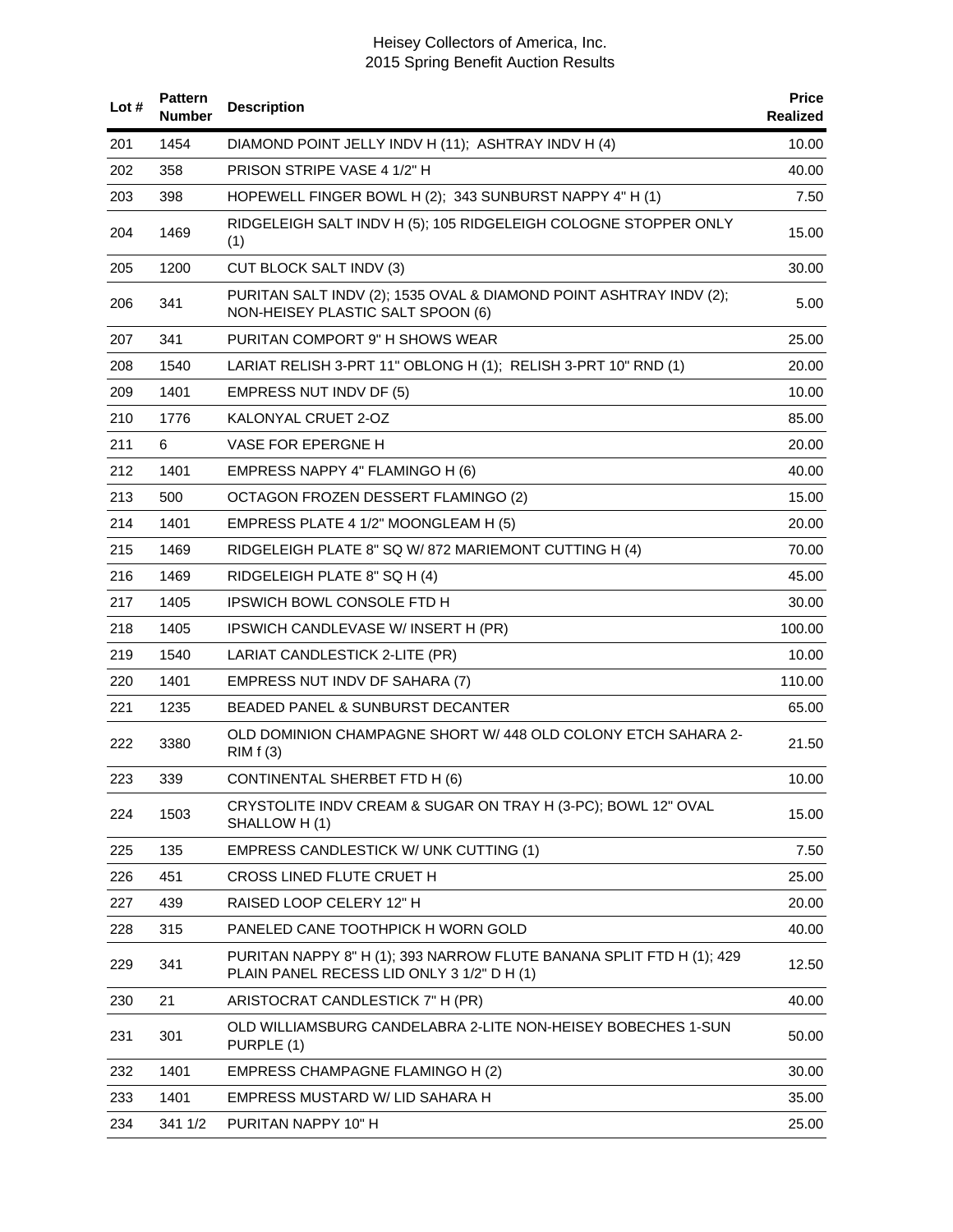# Heisey Collectors of America, Inc.
## 2015 Spring Benefit Auction Results

| Lot # | Pattern Number | Description | Price Realized |
|---|---|---|---|
| 201 | 1454 | DIAMOND POINT JELLY INDV H (11); ASHTRAY INDV H (4) | 10.00 |
| 202 | 358 | PRISON STRIPE VASE 4 1/2" H | 40.00 |
| 203 | 398 | HOPEWELL FINGER BOWL H (2); 343 SUNBURST NAPPY 4" H (1) | 7.50 |
| 204 | 1469 | RIDGELEIGH SALT INDV H (5); 105 RIDGELEIGH COLOGNE STOPPER ONLY (1) | 15.00 |
| 205 | 1200 | CUT BLOCK SALT INDV (3) | 30.00 |
| 206 | 341 | PURITAN SALT INDV (2); 1535 OVAL & DIAMOND POINT ASHTRAY INDV (2); NON-HEISEY PLASTIC SALT SPOON (6) | 5.00 |
| 207 | 341 | PURITAN COMPORT 9" H SHOWS WEAR | 25.00 |
| 208 | 1540 | LARIAT RELISH 3-PRT 11" OBLONG H (1); RELISH 3-PRT 10" RND (1) | 20.00 |
| 209 | 1401 | EMPRESS NUT INDV DF (5) | 10.00 |
| 210 | 1776 | KALONYAL CRUET 2-OZ | 85.00 |
| 211 | 6 | VASE FOR EPERGNE H | 20.00 |
| 212 | 1401 | EMPRESS NAPPY 4" FLAMINGO H (6) | 40.00 |
| 213 | 500 | OCTAGON FROZEN DESSERT FLAMINGO (2) | 15.00 |
| 214 | 1401 | EMPRESS PLATE 4 1/2" MOONGLEAM H (5) | 20.00 |
| 215 | 1469 | RIDGELEIGH PLATE 8" SQ W/ 872 MARIEMONT CUTTING H (4) | 70.00 |
| 216 | 1469 | RIDGELEIGH PLATE 8" SQ H (4) | 45.00 |
| 217 | 1405 | IPSWICH BOWL CONSOLE FTD H | 30.00 |
| 218 | 1405 | IPSWICH CANDLEVASE W/ INSERT H (PR) | 100.00 |
| 219 | 1540 | LARIAT CANDLESTICK 2-LITE (PR) | 10.00 |
| 220 | 1401 | EMPRESS NUT INDV DF SAHARA (7) | 110.00 |
| 221 | 1235 | BEADED PANEL & SUNBURST DECANTER | 65.00 |
| 222 | 3380 | OLD DOMINION CHAMPAGNE SHORT W/ 448 OLD COLONY ETCH SAHARA 2-RIM f (3) | 21.50 |
| 223 | 339 | CONTINENTAL SHERBET FTD H (6) | 10.00 |
| 224 | 1503 | CRYSTOLITE INDV CREAM & SUGAR ON TRAY H (3-PC); BOWL 12" OVAL SHALLOW H (1) | 15.00 |
| 225 | 135 | EMPRESS CANDLESTICK W/ UNK CUTTING (1) | 7.50 |
| 226 | 451 | CROSS LINED FLUTE CRUET H | 25.00 |
| 227 | 439 | RAISED LOOP CELERY 12" H | 20.00 |
| 228 | 315 | PANELED CANE TOOTHPICK H WORN GOLD | 40.00 |
| 229 | 341 | PURITAN NAPPY 8" H (1); 393 NARROW FLUTE BANANA SPLIT FTD H (1); 429 PLAIN PANEL RECESS LID ONLY 3 1/2" D H (1) | 12.50 |
| 230 | 21 | ARISTOCRAT CANDLESTICK 7" H (PR) | 40.00 |
| 231 | 301 | OLD WILLIAMSBURG CANDELABRA 2-LITE NON-HEISEY BOBECHES 1-SUN PURPLE (1) | 50.00 |
| 232 | 1401 | EMPRESS CHAMPAGNE FLAMINGO H (2) | 30.00 |
| 233 | 1401 | EMPRESS MUSTARD W/ LID SAHARA H | 35.00 |
| 234 | 341 1/2 | PURITAN NAPPY 10" H | 25.00 |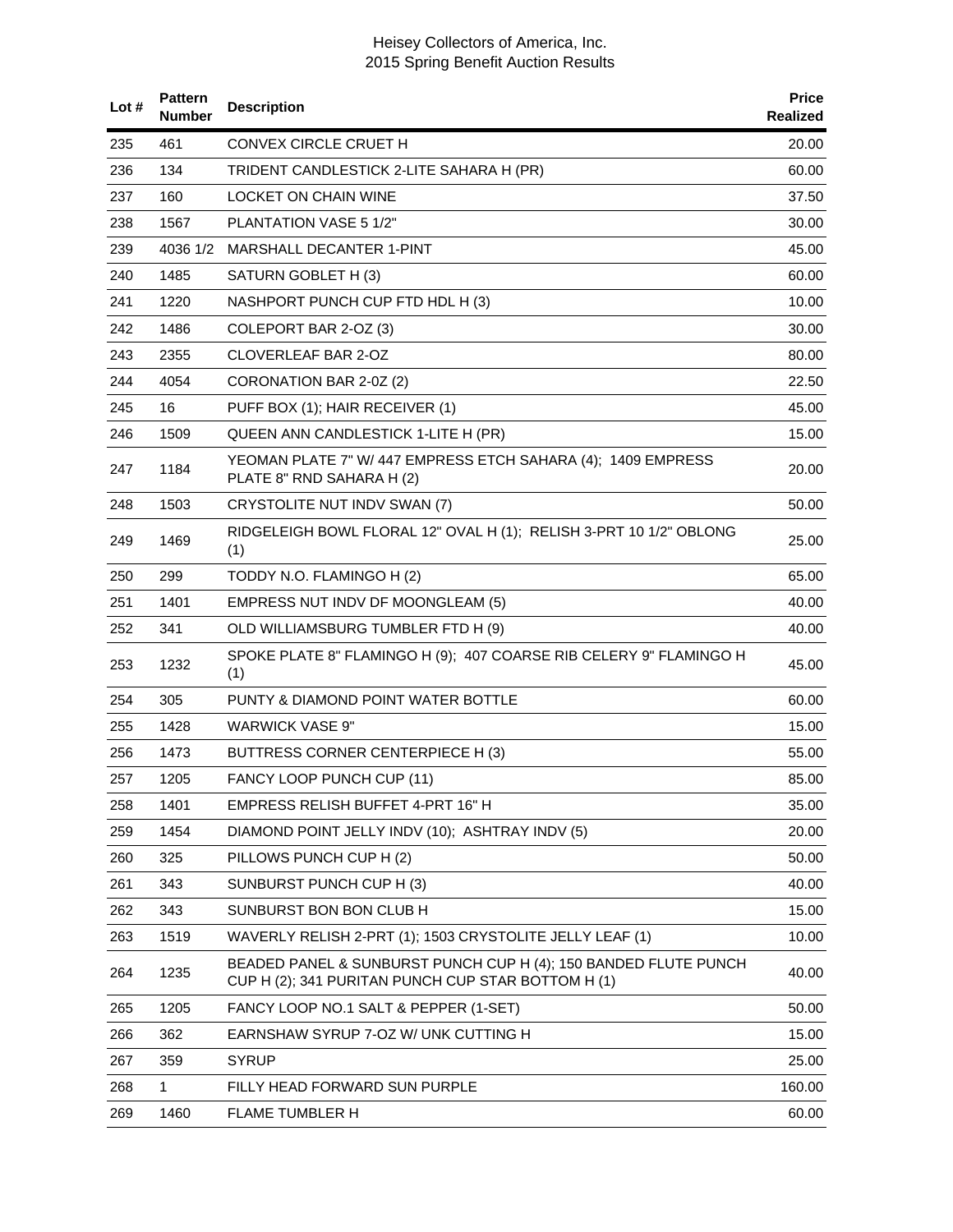| Lot # | Pattern Number | Description | Price Realized |
|---|---|---|---|
| 235 | 461 | CONVEX CIRCLE CRUET H | 20.00 |
| 236 | 134 | TRIDENT CANDLESTICK 2-LITE SAHARA H (PR) | 60.00 |
| 237 | 160 | LOCKET ON CHAIN WINE | 37.50 |
| 238 | 1567 | PLANTATION VASE 5 1/2" | 30.00 |
| 239 | 4036 1/2 | MARSHALL DECANTER 1-PINT | 45.00 |
| 240 | 1485 | SATURN GOBLET H (3) | 60.00 |
| 241 | 1220 | NASHPORT PUNCH CUP FTD HDL H (3) | 10.00 |
| 242 | 1486 | COLEPORT BAR 2-OZ (3) | 30.00 |
| 243 | 2355 | CLOVERLEAF BAR 2-OZ | 80.00 |
| 244 | 4054 | CORONATION BAR 2-0Z (2) | 22.50 |
| 245 | 16 | PUFF BOX (1); HAIR RECEIVER (1) | 45.00 |
| 246 | 1509 | QUEEN ANN CANDLESTICK 1-LITE H (PR) | 15.00 |
| 247 | 1184 | YEOMAN PLATE 7" W/ 447 EMPRESS ETCH SAHARA (4); 1409 EMPRESS PLATE 8" RND SAHARA H (2) | 20.00 |
| 248 | 1503 | CRYSTOLITE NUT INDV SWAN (7) | 50.00 |
| 249 | 1469 | RIDGELEIGH BOWL FLORAL 12" OVAL H (1); RELISH 3-PRT 10 1/2" OBLONG (1) | 25.00 |
| 250 | 299 | TODDY N.O. FLAMINGO H (2) | 65.00 |
| 251 | 1401 | EMPRESS NUT INDV DF MOONGLEAM (5) | 40.00 |
| 252 | 341 | OLD WILLIAMSBURG TUMBLER FTD H (9) | 40.00 |
| 253 | 1232 | SPOKE PLATE 8" FLAMINGO H (9); 407 COARSE RIB CELERY 9" FLAMINGO H (1) | 45.00 |
| 254 | 305 | PUNTY & DIAMOND POINT WATER BOTTLE | 60.00 |
| 255 | 1428 | WARWICK VASE 9" | 15.00 |
| 256 | 1473 | BUTTRESS CORNER CENTERPIECE H (3) | 55.00 |
| 257 | 1205 | FANCY LOOP PUNCH CUP (11) | 85.00 |
| 258 | 1401 | EMPRESS RELISH BUFFET 4-PRT 16" H | 35.00 |
| 259 | 1454 | DIAMOND POINT JELLY INDV (10); ASHTRAY INDV (5) | 20.00 |
| 260 | 325 | PILLOWS PUNCH CUP H (2) | 50.00 |
| 261 | 343 | SUNBURST PUNCH CUP H (3) | 40.00 |
| 262 | 343 | SUNBURST BON BON CLUB H | 15.00 |
| 263 | 1519 | WAVERLY RELISH 2-PRT (1); 1503 CRYSTOLITE JELLY LEAF (1) | 10.00 |
| 264 | 1235 | BEADED PANEL & SUNBURST PUNCH CUP H (4); 150 BANDED FLUTE PUNCH CUP H (2); 341 PURITAN PUNCH CUP STAR BOTTOM H (1) | 40.00 |
| 265 | 1205 | FANCY LOOP NO.1 SALT & PEPPER (1-SET) | 50.00 |
| 266 | 362 | EARNSHAW SYRUP 7-OZ W/ UNK CUTTING H | 15.00 |
| 267 | 359 | SYRUP | 25.00 |
| 268 | 1 | FILLY HEAD FORWARD SUN PURPLE | 160.00 |
| 269 | 1460 | FLAME TUMBLER H | 60.00 |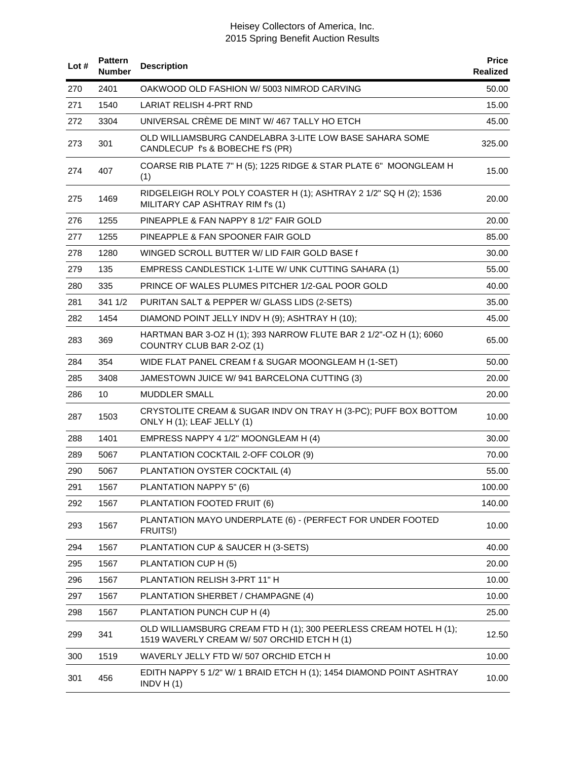| Lot # | Pattern Number | Description | Price Realized |
|---|---|---|---|
| 270 | 2401 | OAKWOOD OLD FASHION W/ 5003 NIMROD CARVING | 50.00 |
| 271 | 1540 | LARIAT RELISH 4-PRT RND | 15.00 |
| 272 | 3304 | UNIVERSAL CRÈME DE MINT W/ 467 TALLY HO ETCH | 45.00 |
| 273 | 301 | OLD WILLIAMSBURG CANDELABRA 3-LITE LOW BASE SAHARA SOME CANDLECUP f's & BOBECHE f'S (PR) | 325.00 |
| 274 | 407 | COARSE RIB PLATE 7" H (5); 1225 RIDGE & STAR PLATE 6" MOONGLEAM H (1) | 15.00 |
| 275 | 1469 | RIDGELEIGH ROLY POLY COASTER H (1); ASHTRAY 2 1/2" SQ H (2); 1536 MILITARY CAP ASHTRAY RIM f's (1) | 20.00 |
| 276 | 1255 | PINEAPPLE & FAN NAPPY 8 1/2" FAIR GOLD | 20.00 |
| 277 | 1255 | PINEAPPLE & FAN SPOONER FAIR GOLD | 85.00 |
| 278 | 1280 | WINGED SCROLL BUTTER W/ LID FAIR GOLD BASE f | 30.00 |
| 279 | 135 | EMPRESS CANDLESTICK 1-LITE W/ UNK CUTTING SAHARA (1) | 55.00 |
| 280 | 335 | PRINCE OF WALES PLUMES PITCHER 1/2-GAL POOR GOLD | 40.00 |
| 281 | 341 1/2 | PURITAN SALT & PEPPER W/ GLASS LIDS (2-SETS) | 35.00 |
| 282 | 1454 | DIAMOND POINT JELLY INDV H (9); ASHTRAY H (10); | 45.00 |
| 283 | 369 | HARTMAN BAR 3-OZ H (1); 393 NARROW FLUTE BAR 2 1/2"-OZ H (1); 6060 COUNTRY CLUB BAR 2-OZ (1) | 65.00 |
| 284 | 354 | WIDE FLAT PANEL CREAM f & SUGAR MOONGLEAM H (1-SET) | 50.00 |
| 285 | 3408 | JAMESTOWN JUICE W/ 941 BARCELONA CUTTING (3) | 20.00 |
| 286 | 10 | MUDDLER SMALL | 20.00 |
| 287 | 1503 | CRYSTOLITE CREAM & SUGAR INDV ON TRAY H (3-PC); PUFF BOX BOTTOM ONLY H (1); LEAF JELLY (1) | 10.00 |
| 288 | 1401 | EMPRESS NAPPY 4 1/2" MOONGLEAM H (4) | 30.00 |
| 289 | 5067 | PLANTATION COCKTAIL 2-OFF COLOR (9) | 70.00 |
| 290 | 5067 | PLANTATION OYSTER COCKTAIL (4) | 55.00 |
| 291 | 1567 | PLANTATION NAPPY 5" (6) | 100.00 |
| 292 | 1567 | PLANTATION FOOTED FRUIT (6) | 140.00 |
| 293 | 1567 | PLANTATION MAYO UNDERPLATE (6) - (PERFECT FOR UNDER FOOTED FRUITS!) | 10.00 |
| 294 | 1567 | PLANTATION CUP & SAUCER H (3-SETS) | 40.00 |
| 295 | 1567 | PLANTATION CUP H (5) | 20.00 |
| 296 | 1567 | PLANTATION RELISH 3-PRT 11" H | 10.00 |
| 297 | 1567 | PLANTATION SHERBET / CHAMPAGNE (4) | 10.00 |
| 298 | 1567 | PLANTATION PUNCH CUP H (4) | 25.00 |
| 299 | 341 | OLD WILLIAMSBURG CREAM FTD H (1); 300 PEERLESS CREAM HOTEL H (1); 1519 WAVERLY CREAM W/ 507 ORCHID ETCH H (1) | 12.50 |
| 300 | 1519 | WAVERLY JELLY FTD W/ 507 ORCHID ETCH H | 10.00 |
| 301 | 456 | EDITH NAPPY 5 1/2" W/ 1 BRAID ETCH H (1); 1454 DIAMOND POINT ASHTRAY INDV H (1) | 10.00 |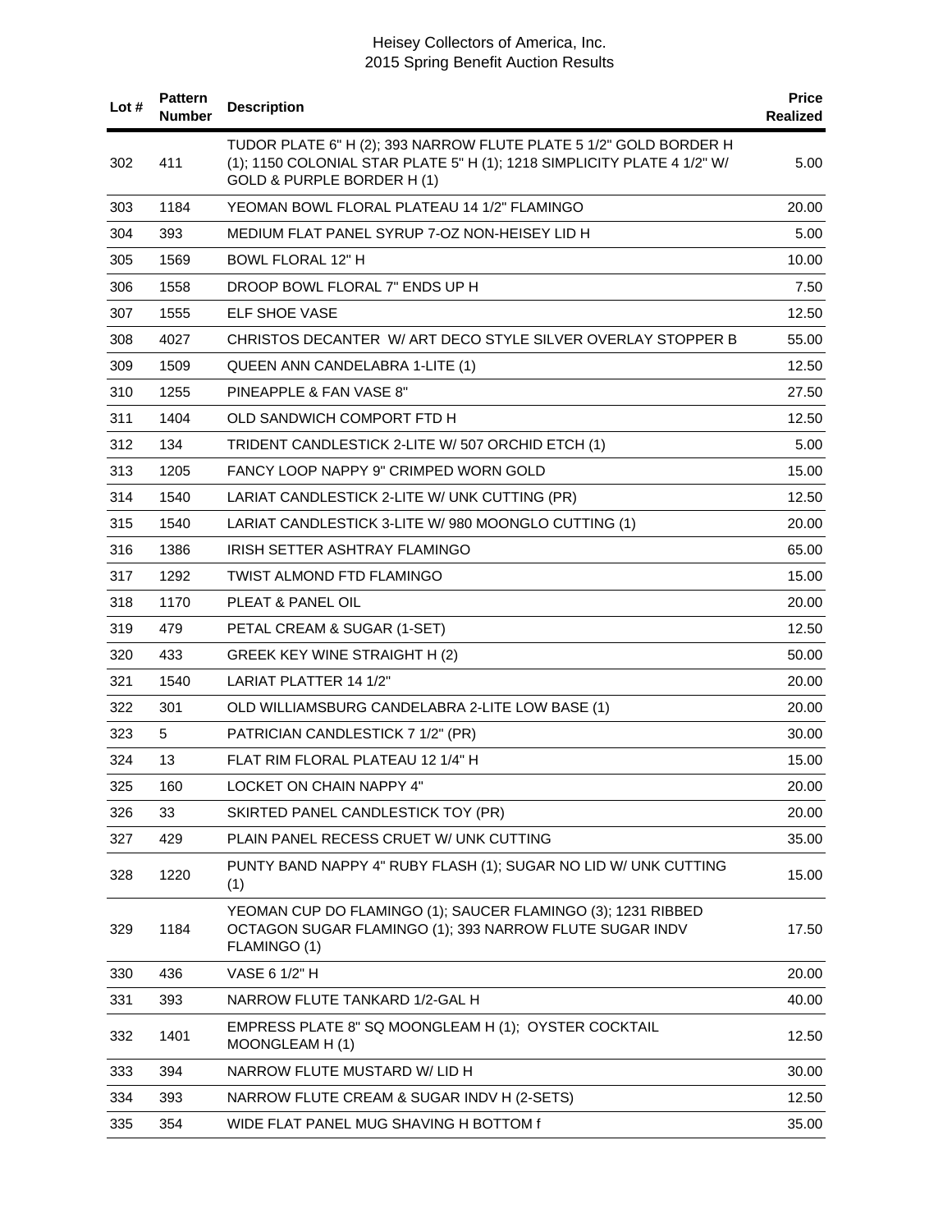| Lot # | Pattern Number | Description | Price Realized |
|---|---|---|---|
| 302 | 411 | TUDOR PLATE 6" H (2); 393 NARROW FLUTE PLATE 5 1/2" GOLD BORDER H (1); 1150 COLONIAL STAR PLATE 5" H (1); 1218 SIMPLICITY PLATE 4 1/2" W/ GOLD & PURPLE BORDER H (1) | 5.00 |
| 303 | 1184 | YEOMAN BOWL FLORAL PLATEAU 14 1/2" FLAMINGO | 20.00 |
| 304 | 393 | MEDIUM FLAT PANEL SYRUP 7-OZ NON-HEISEY LID H | 5.00 |
| 305 | 1569 | BOWL FLORAL 12" H | 10.00 |
| 306 | 1558 | DROOP BOWL FLORAL 7" ENDS UP H | 7.50 |
| 307 | 1555 | ELF SHOE VASE | 12.50 |
| 308 | 4027 | CHRISTOS DECANTER W/ ART DECO STYLE SILVER OVERLAY STOPPER B | 55.00 |
| 309 | 1509 | QUEEN ANN CANDELABRA 1-LITE (1) | 12.50 |
| 310 | 1255 | PINEAPPLE & FAN VASE 8" | 27.50 |
| 311 | 1404 | OLD SANDWICH COMPORT FTD H | 12.50 |
| 312 | 134 | TRIDENT CANDLESTICK 2-LITE W/ 507 ORCHID ETCH (1) | 5.00 |
| 313 | 1205 | FANCY LOOP NAPPY 9" CRIMPED WORN GOLD | 15.00 |
| 314 | 1540 | LARIAT CANDLESTICK 2-LITE W/ UNK CUTTING (PR) | 12.50 |
| 315 | 1540 | LARIAT CANDLESTICK 3-LITE W/ 980 MOONGLO CUTTING (1) | 20.00 |
| 316 | 1386 | IRISH SETTER ASHTRAY FLAMINGO | 65.00 |
| 317 | 1292 | TWIST ALMOND FTD FLAMINGO | 15.00 |
| 318 | 1170 | PLEAT & PANEL OIL | 20.00 |
| 319 | 479 | PETAL CREAM & SUGAR (1-SET) | 12.50 |
| 320 | 433 | GREEK KEY WINE STRAIGHT H (2) | 50.00 |
| 321 | 1540 | LARIAT PLATTER 14 1/2" | 20.00 |
| 322 | 301 | OLD WILLIAMSBURG CANDELABRA 2-LITE LOW BASE (1) | 20.00 |
| 323 | 5 | PATRICIAN CANDLESTICK 7 1/2" (PR) | 30.00 |
| 324 | 13 | FLAT RIM FLORAL PLATEAU 12 1/4" H | 15.00 |
| 325 | 160 | LOCKET ON CHAIN NAPPY 4" | 20.00 |
| 326 | 33 | SKIRTED PANEL CANDLESTICK TOY (PR) | 20.00 |
| 327 | 429 | PLAIN PANEL RECESS CRUET W/ UNK CUTTING | 35.00 |
| 328 | 1220 | PUNTY BAND NAPPY 4" RUBY FLASH (1); SUGAR NO LID W/ UNK CUTTING (1) | 15.00 |
| 329 | 1184 | YEOMAN CUP DO FLAMINGO (1); SAUCER FLAMINGO (3); 1231 RIBBED OCTAGON SUGAR FLAMINGO (1); 393 NARROW FLUTE SUGAR INDV FLAMINGO (1) | 17.50 |
| 330 | 436 | VASE 6 1/2" H | 20.00 |
| 331 | 393 | NARROW FLUTE TANKARD 1/2-GAL H | 40.00 |
| 332 | 1401 | EMPRESS PLATE 8" SQ MOONGLEAM H (1); OYSTER COCKTAIL MOONGLEAM H (1) | 12.50 |
| 333 | 394 | NARROW FLUTE MUSTARD W/ LID H | 30.00 |
| 334 | 393 | NARROW FLUTE CREAM & SUGAR INDV H (2-SETS) | 12.50 |
| 335 | 354 | WIDE FLAT PANEL MUG SHAVING H BOTTOM f | 35.00 |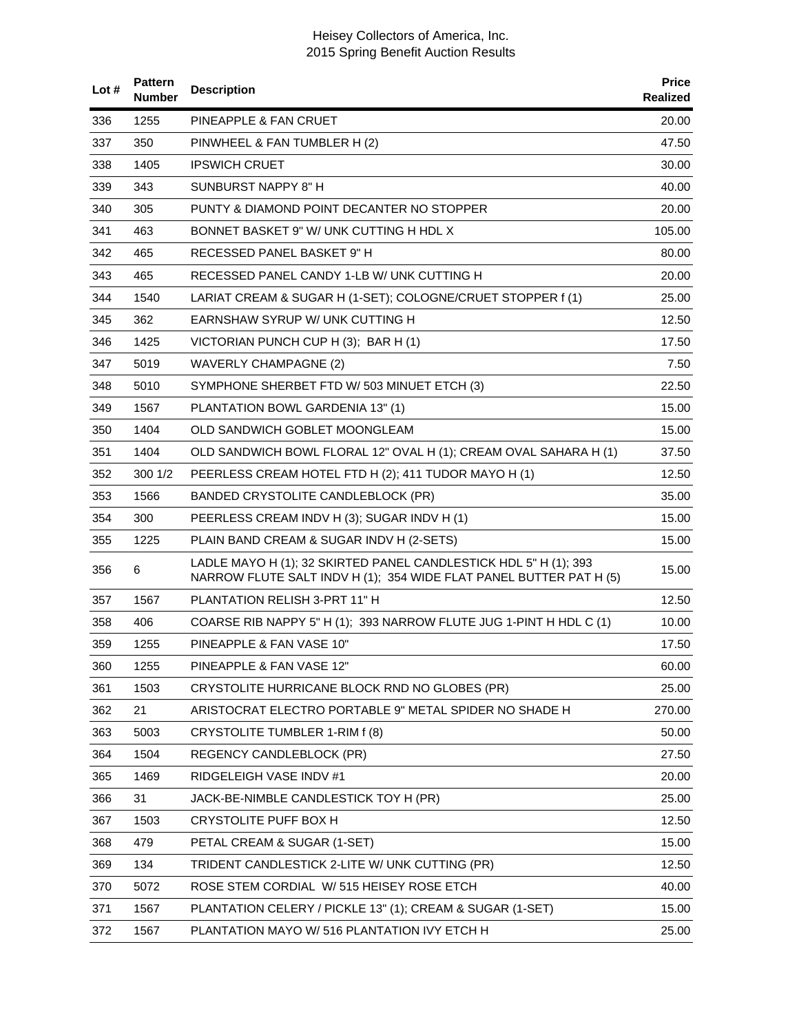| Lot # | Pattern Number | Description | Price Realized |
|---|---|---|---|
| 336 | 1255 | PINEAPPLE & FAN CRUET | 20.00 |
| 337 | 350 | PINWHEEL & FAN TUMBLER H (2) | 47.50 |
| 338 | 1405 | IPSWICH CRUET | 30.00 |
| 339 | 343 | SUNBURST NAPPY 8" H | 40.00 |
| 340 | 305 | PUNTY & DIAMOND POINT DECANTER NO STOPPER | 20.00 |
| 341 | 463 | BONNET BASKET 9" W/ UNK CUTTING H HDL X | 105.00 |
| 342 | 465 | RECESSED PANEL BASKET 9" H | 80.00 |
| 343 | 465 | RECESSED PANEL CANDY 1-LB W/ UNK CUTTING H | 20.00 |
| 344 | 1540 | LARIAT CREAM & SUGAR H (1-SET); COLOGNE/CRUET STOPPER f (1) | 25.00 |
| 345 | 362 | EARNSHAW SYRUP W/ UNK CUTTING H | 12.50 |
| 346 | 1425 | VICTORIAN PUNCH CUP H (3); BAR H (1) | 17.50 |
| 347 | 5019 | WAVERLY CHAMPAGNE (2) | 7.50 |
| 348 | 5010 | SYMPHONE SHERBET FTD W/ 503 MINUET ETCH (3) | 22.50 |
| 349 | 1567 | PLANTATION BOWL GARDENIA 13" (1) | 15.00 |
| 350 | 1404 | OLD SANDWICH GOBLET MOONGLEAM | 15.00 |
| 351 | 1404 | OLD SANDWICH BOWL FLORAL 12" OVAL H (1); CREAM OVAL SAHARA H (1) | 37.50 |
| 352 | 300 1/2 | PEERLESS CREAM HOTEL FTD H (2); 411 TUDOR MAYO H (1) | 12.50 |
| 353 | 1566 | BANDED CRYSTOLITE CANDLEBLOCK (PR) | 35.00 |
| 354 | 300 | PEERLESS CREAM INDV H (3); SUGAR INDV H (1) | 15.00 |
| 355 | 1225 | PLAIN BAND CREAM & SUGAR INDV H (2-SETS) | 15.00 |
| 356 | 6 | LADLE MAYO H (1); 32 SKIRTED PANEL CANDLESTICK HDL 5" H (1); 393 NARROW FLUTE SALT INDV H (1); 354 WIDE FLAT PANEL BUTTER PAT H (5) | 15.00 |
| 357 | 1567 | PLANTATION RELISH 3-PRT 11" H | 12.50 |
| 358 | 406 | COARSE RIB NAPPY 5" H (1); 393 NARROW FLUTE JUG 1-PINT H HDL C (1) | 10.00 |
| 359 | 1255 | PINEAPPLE & FAN VASE 10" | 17.50 |
| 360 | 1255 | PINEAPPLE & FAN VASE 12" | 60.00 |
| 361 | 1503 | CRYSTOLITE HURRICANE BLOCK RND NO GLOBES (PR) | 25.00 |
| 362 | 21 | ARISTOCRAT ELECTRO PORTABLE 9" METAL SPIDER NO SHADE H | 270.00 |
| 363 | 5003 | CRYSTOLITE TUMBLER 1-RIM f (8) | 50.00 |
| 364 | 1504 | REGENCY CANDLEBLOCK (PR) | 27.50 |
| 365 | 1469 | RIDGELEIGH VASE INDV #1 | 20.00 |
| 366 | 31 | JACK-BE-NIMBLE CANDLESTICK TOY H (PR) | 25.00 |
| 367 | 1503 | CRYSTOLITE PUFF BOX H | 12.50 |
| 368 | 479 | PETAL CREAM & SUGAR (1-SET) | 15.00 |
| 369 | 134 | TRIDENT CANDLESTICK 2-LITE W/ UNK CUTTING (PR) | 12.50 |
| 370 | 5072 | ROSE STEM CORDIAL W/ 515 HEISEY ROSE ETCH | 40.00 |
| 371 | 1567 | PLANTATION CELERY / PICKLE 13" (1); CREAM & SUGAR (1-SET) | 15.00 |
| 372 | 1567 | PLANTATION MAYO W/ 516 PLANTATION IVY ETCH H | 25.00 |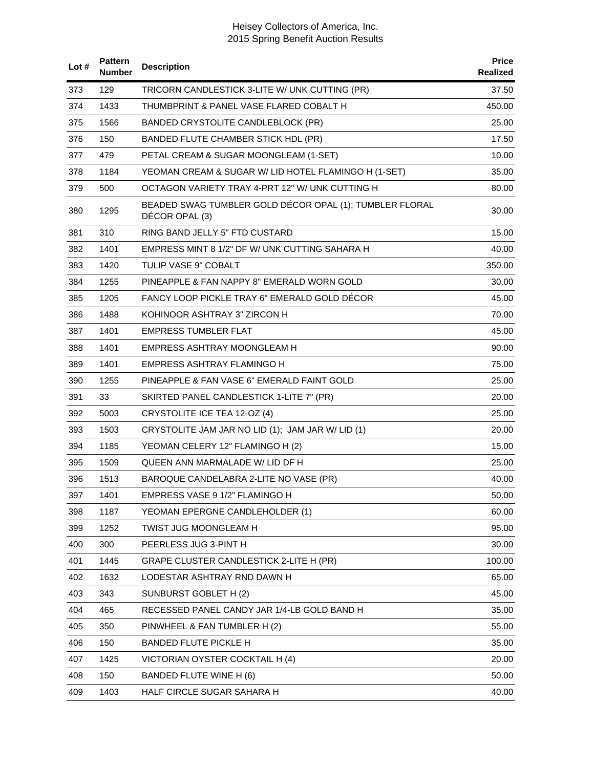| Lot # | Pattern Number | Description | Price Realized |
|---|---|---|---|
| 373 | 129 | TRICORN CANDLESTICK 3-LITE W/ UNK CUTTING (PR) | 37.50 |
| 374 | 1433 | THUMBPRINT & PANEL VASE FLARED COBALT H | 450.00 |
| 375 | 1566 | BANDED CRYSTOLITE CANDLEBLOCK (PR) | 25.00 |
| 376 | 150 | BANDED FLUTE CHAMBER STICK HDL (PR) | 17.50 |
| 377 | 479 | PETAL CREAM & SUGAR MOONGLEAM (1-SET) | 10.00 |
| 378 | 1184 | YEOMAN CREAM & SUGAR W/ LID HOTEL FLAMINGO H (1-SET) | 35.00 |
| 379 | 500 | OCTAGON VARIETY TRAY 4-PRT 12" W/ UNK CUTTING H | 80.00 |
| 380 | 1295 | BEADED SWAG TUMBLER GOLD DÉCOR OPAL (1); TUMBLER FLORAL DÉCOR OPAL (3) | 30.00 |
| 381 | 310 | RING BAND JELLY 5" FTD CUSTARD | 15.00 |
| 382 | 1401 | EMPRESS MINT 8 1/2" DF W/ UNK CUTTING SAHARA H | 40.00 |
| 383 | 1420 | TULIP VASE 9" COBALT | 350.00 |
| 384 | 1255 | PINEAPPLE & FAN NAPPY 8" EMERALD WORN GOLD | 30.00 |
| 385 | 1205 | FANCY LOOP PICKLE TRAY 6" EMERALD GOLD DÉCOR | 45.00 |
| 386 | 1488 | KOHINOOR ASHTRAY 3" ZIRCON H | 70.00 |
| 387 | 1401 | EMPRESS TUMBLER FLAT | 45.00 |
| 388 | 1401 | EMPRESS ASHTRAY MOONGLEAM H | 90.00 |
| 389 | 1401 | EMPRESS ASHTRAY FLAMINGO H | 75.00 |
| 390 | 1255 | PINEAPPLE & FAN VASE 6" EMERALD FAINT GOLD | 25.00 |
| 391 | 33 | SKIRTED PANEL CANDLESTICK 1-LITE 7" (PR) | 20.00 |
| 392 | 5003 | CRYSTOLITE ICE TEA 12-OZ (4) | 25.00 |
| 393 | 1503 | CRYSTOLITE JAM JAR NO LID (1); JAM JAR W/ LID (1) | 20.00 |
| 394 | 1185 | YEOMAN CELERY 12" FLAMINGO H (2) | 15.00 |
| 395 | 1509 | QUEEN ANN MARMALADE W/ LID DF H | 25.00 |
| 396 | 1513 | BAROQUE CANDELABRA 2-LITE NO VASE (PR) | 40.00 |
| 397 | 1401 | EMPRESS VASE 9 1/2" FLAMINGO H | 50.00 |
| 398 | 1187 | YEOMAN EPERGNE CANDLEHOLDER (1) | 60.00 |
| 399 | 1252 | TWIST JUG MOONGLEAM H | 95.00 |
| 400 | 300 | PEERLESS JUG 3-PINT H | 30.00 |
| 401 | 1445 | GRAPE CLUSTER CANDLESTICK 2-LITE H (PR) | 100.00 |
| 402 | 1632 | LODESTAR ASHTRAY RND DAWN H | 65.00 |
| 403 | 343 | SUNBURST GOBLET H (2) | 45.00 |
| 404 | 465 | RECESSED PANEL CANDY JAR 1/4-LB GOLD BAND H | 35.00 |
| 405 | 350 | PINWHEEL & FAN TUMBLER H (2) | 55.00 |
| 406 | 150 | BANDED FLUTE PICKLE H | 35.00 |
| 407 | 1425 | VICTORIAN OYSTER COCKTAIL H (4) | 20.00 |
| 408 | 150 | BANDED FLUTE WINE H (6) | 50.00 |
| 409 | 1403 | HALF CIRCLE SUGAR SAHARA H | 40.00 |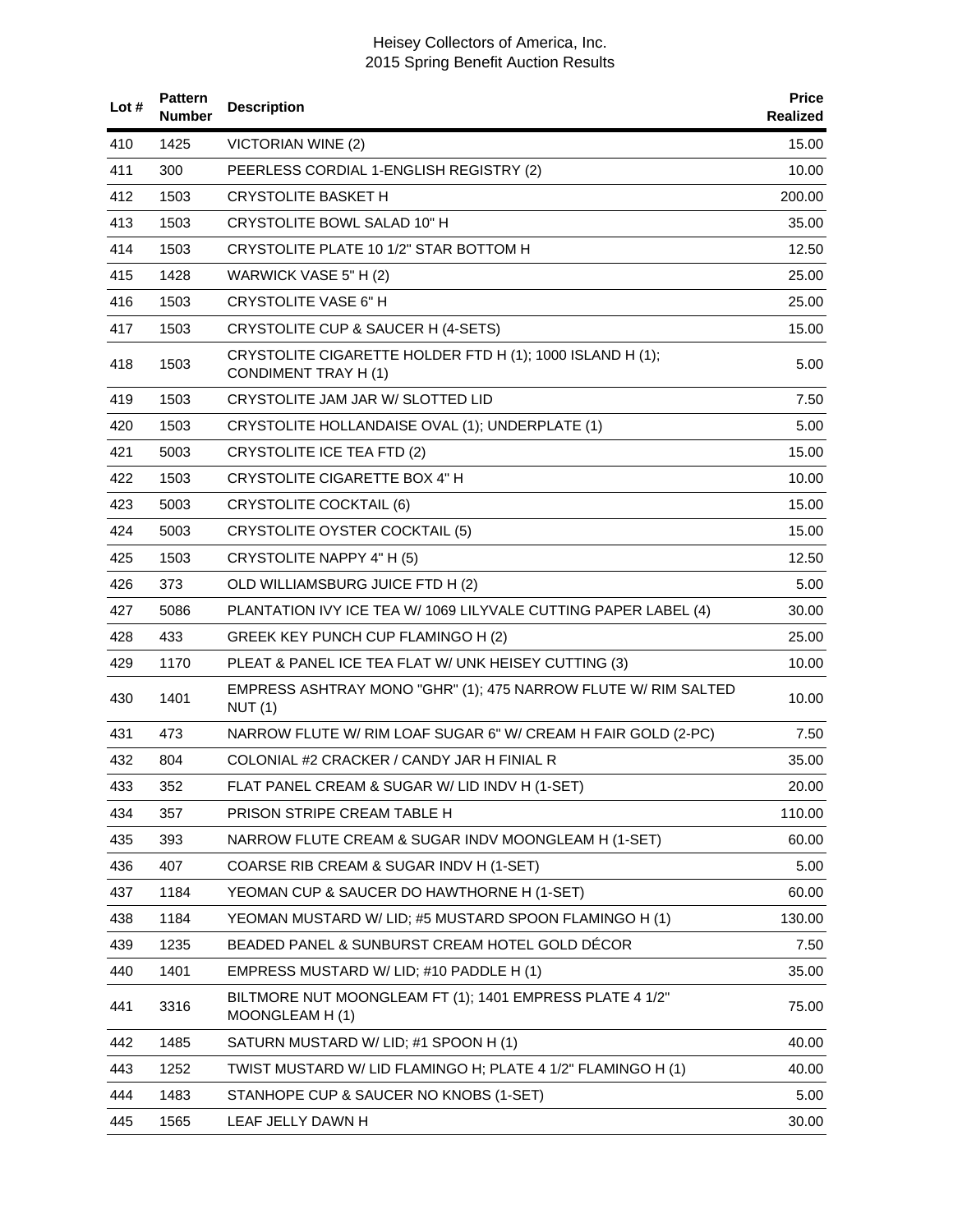| Lot # | Pattern Number | Description | Price Realized |
|---|---|---|---|
| 410 | 1425 | VICTORIAN WINE (2) | 15.00 |
| 411 | 300 | PEERLESS CORDIAL 1-ENGLISH REGISTRY (2) | 10.00 |
| 412 | 1503 | CRYSTOLITE BASKET H | 200.00 |
| 413 | 1503 | CRYSTOLITE BOWL SALAD 10" H | 35.00 |
| 414 | 1503 | CRYSTOLITE PLATE 10 1/2" STAR BOTTOM H | 12.50 |
| 415 | 1428 | WARWICK VASE 5" H (2) | 25.00 |
| 416 | 1503 | CRYSTOLITE VASE 6" H | 25.00 |
| 417 | 1503 | CRYSTOLITE CUP & SAUCER H (4-SETS) | 15.00 |
| 418 | 1503 | CRYSTOLITE CIGARETTE HOLDER FTD H (1); 1000 ISLAND H (1); CONDIMENT TRAY H (1) | 5.00 |
| 419 | 1503 | CRYSTOLITE JAM JAR W/ SLOTTED LID | 7.50 |
| 420 | 1503 | CRYSTOLITE HOLLANDAISE OVAL (1); UNDERPLATE (1) | 5.00 |
| 421 | 5003 | CRYSTOLITE ICE TEA FTD (2) | 15.00 |
| 422 | 1503 | CRYSTOLITE CIGARETTE BOX 4" H | 10.00 |
| 423 | 5003 | CRYSTOLITE COCKTAIL (6) | 15.00 |
| 424 | 5003 | CRYSTOLITE OYSTER COCKTAIL (5) | 15.00 |
| 425 | 1503 | CRYSTOLITE NAPPY 4" H (5) | 12.50 |
| 426 | 373 | OLD WILLIAMSBURG JUICE FTD H (2) | 5.00 |
| 427 | 5086 | PLANTATION IVY ICE TEA W/ 1069 LILYVALE CUTTING PAPER LABEL (4) | 30.00 |
| 428 | 433 | GREEK KEY PUNCH CUP FLAMINGO H (2) | 25.00 |
| 429 | 1170 | PLEAT & PANEL ICE TEA FLAT W/ UNK HEISEY CUTTING (3) | 10.00 |
| 430 | 1401 | EMPRESS ASHTRAY MONO "GHR" (1); 475 NARROW FLUTE W/ RIM SALTED NUT (1) | 10.00 |
| 431 | 473 | NARROW FLUTE W/ RIM LOAF SUGAR 6" W/ CREAM H FAIR GOLD (2-PC) | 7.50 |
| 432 | 804 | COLONIAL #2 CRACKER / CANDY JAR H FINIAL R | 35.00 |
| 433 | 352 | FLAT PANEL CREAM & SUGAR W/ LID INDV H (1-SET) | 20.00 |
| 434 | 357 | PRISON STRIPE CREAM TABLE H | 110.00 |
| 435 | 393 | NARROW FLUTE CREAM & SUGAR INDV MOONGLEAM H (1-SET) | 60.00 |
| 436 | 407 | COARSE RIB CREAM & SUGAR INDV H (1-SET) | 5.00 |
| 437 | 1184 | YEOMAN CUP & SAUCER DO HAWTHORNE H (1-SET) | 60.00 |
| 438 | 1184 | YEOMAN MUSTARD W/ LID; #5 MUSTARD SPOON FLAMINGO H (1) | 130.00 |
| 439 | 1235 | BEADED PANEL & SUNBURST CREAM HOTEL GOLD DÉCOR | 7.50 |
| 440 | 1401 | EMPRESS MUSTARD W/ LID; #10 PADDLE H (1) | 35.00 |
| 441 | 3316 | BILTMORE NUT MOONGLEAM FT (1); 1401 EMPRESS PLATE 4 1/2" MOONGLEAM H (1) | 75.00 |
| 442 | 1485 | SATURN MUSTARD W/ LID; #1 SPOON H (1) | 40.00 |
| 443 | 1252 | TWIST MUSTARD W/ LID FLAMINGO H; PLATE 4 1/2" FLAMINGO H (1) | 40.00 |
| 444 | 1483 | STANHOPE CUP & SAUCER NO KNOBS (1-SET) | 5.00 |
| 445 | 1565 | LEAF JELLY DAWN H | 30.00 |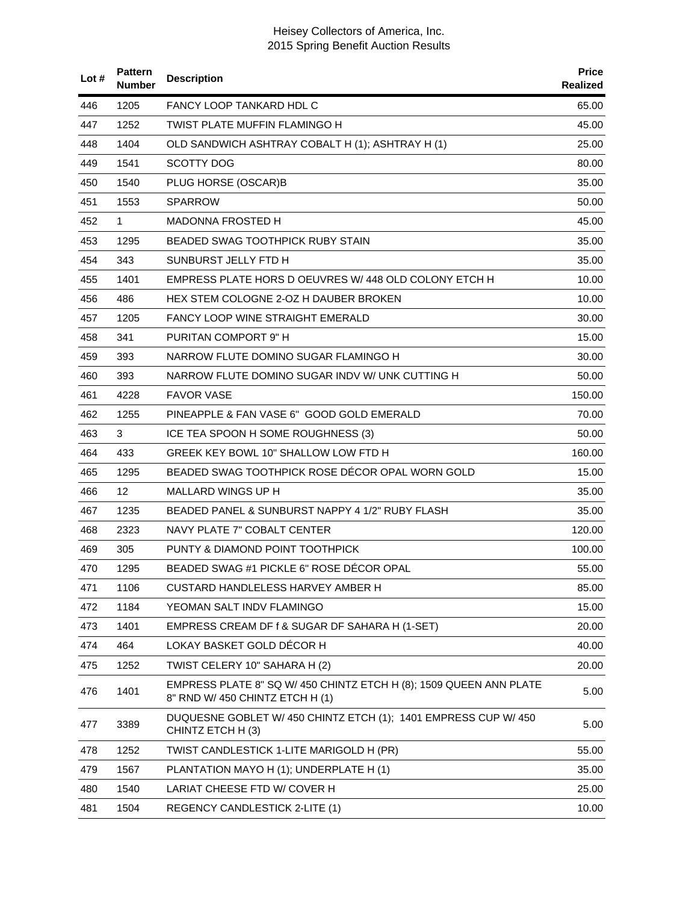| Lot # | Pattern Number | Description | Price Realized |
|---|---|---|---|
| 446 | 1205 | FANCY LOOP TANKARD HDL C | 65.00 |
| 447 | 1252 | TWIST PLATE MUFFIN FLAMINGO H | 45.00 |
| 448 | 1404 | OLD SANDWICH ASHTRAY COBALT H (1); ASHTRAY H (1) | 25.00 |
| 449 | 1541 | SCOTTY DOG | 80.00 |
| 450 | 1540 | PLUG HORSE (OSCAR)B | 35.00 |
| 451 | 1553 | SPARROW | 50.00 |
| 452 | 1 | MADONNA FROSTED H | 45.00 |
| 453 | 1295 | BEADED SWAG TOOTHPICK RUBY STAIN | 35.00 |
| 454 | 343 | SUNBURST JELLY FTD H | 35.00 |
| 455 | 1401 | EMPRESS PLATE HORS D OEUVRES W/ 448 OLD COLONY ETCH H | 10.00 |
| 456 | 486 | HEX STEM COLOGNE 2-OZ H DAUBER BROKEN | 10.00 |
| 457 | 1205 | FANCY LOOP WINE STRAIGHT EMERALD | 30.00 |
| 458 | 341 | PURITAN COMPORT 9" H | 15.00 |
| 459 | 393 | NARROW FLUTE DOMINO SUGAR FLAMINGO H | 30.00 |
| 460 | 393 | NARROW FLUTE DOMINO SUGAR INDV W/ UNK CUTTING H | 50.00 |
| 461 | 4228 | FAVOR VASE | 150.00 |
| 462 | 1255 | PINEAPPLE & FAN VASE 6" GOOD GOLD EMERALD | 70.00 |
| 463 | 3 | ICE TEA SPOON H SOME ROUGHNESS (3) | 50.00 |
| 464 | 433 | GREEK KEY BOWL 10" SHALLOW LOW FTD H | 160.00 |
| 465 | 1295 | BEADED SWAG TOOTHPICK ROSE DÉCOR OPAL WORN GOLD | 15.00 |
| 466 | 12 | MALLARD WINGS UP H | 35.00 |
| 467 | 1235 | BEADED PANEL & SUNBURST NAPPY 4 1/2" RUBY FLASH | 35.00 |
| 468 | 2323 | NAVY PLATE 7" COBALT CENTER | 120.00 |
| 469 | 305 | PUNTY & DIAMOND POINT TOOTHPICK | 100.00 |
| 470 | 1295 | BEADED SWAG #1 PICKLE 6" ROSE DÉCOR OPAL | 55.00 |
| 471 | 1106 | CUSTARD HANDLELESS HARVEY AMBER H | 85.00 |
| 472 | 1184 | YEOMAN SALT INDV FLAMINGO | 15.00 |
| 473 | 1401 | EMPRESS CREAM DF f & SUGAR DF SAHARA H (1-SET) | 20.00 |
| 474 | 464 | LOKAY BASKET GOLD DÉCOR H | 40.00 |
| 475 | 1252 | TWIST CELERY 10" SAHARA H (2) | 20.00 |
| 476 | 1401 | EMPRESS PLATE 8" SQ W/ 450 CHINTZ ETCH H (8); 1509 QUEEN ANN PLATE 8" RND W/ 450 CHINTZ ETCH H (1) | 5.00 |
| 477 | 3389 | DUQUESNE GOBLET W/ 450 CHINTZ ETCH (1); 1401 EMPRESS CUP W/ 450 CHINTZ ETCH H (3) | 5.00 |
| 478 | 1252 | TWIST CANDLESTICK 1-LITE MARIGOLD H (PR) | 55.00 |
| 479 | 1567 | PLANTATION MAYO H (1); UNDERPLATE H (1) | 35.00 |
| 480 | 1540 | LARIAT CHEESE FTD W/ COVER H | 25.00 |
| 481 | 1504 | REGENCY CANDLESTICK 2-LITE (1) | 10.00 |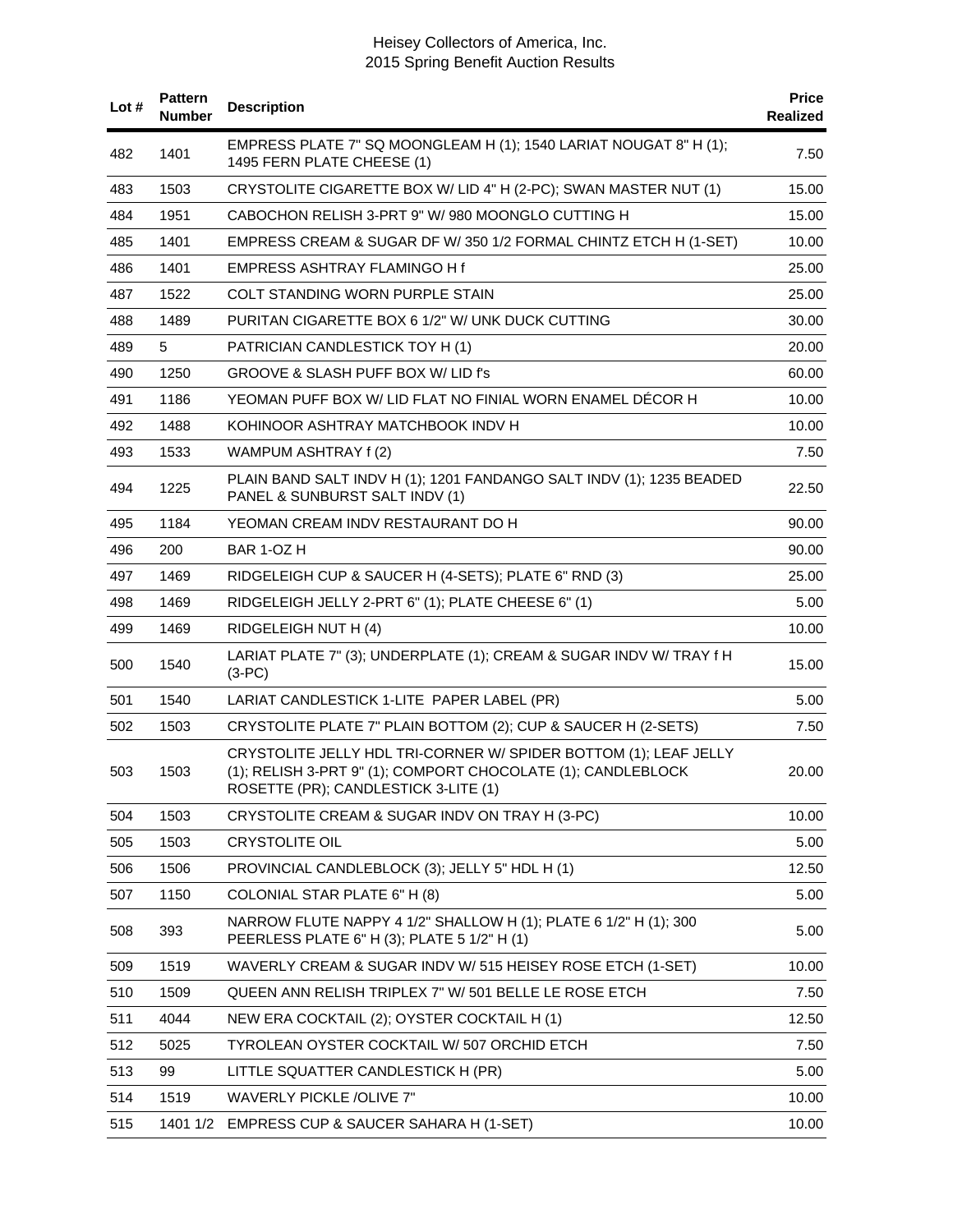| Lot # | Pattern Number | Description | Price Realized |
|---|---|---|---|
| 482 | 1401 | EMPRESS PLATE 7" SQ MOONGLEAM H (1); 1540 LARIAT NOUGAT 8" H (1); 1495 FERN PLATE CHEESE (1) | 7.50 |
| 483 | 1503 | CRYSTOLITE CIGARETTE BOX W/ LID 4" H (2-PC); SWAN MASTER NUT (1) | 15.00 |
| 484 | 1951 | CABOCHON RELISH 3-PRT 9" W/ 980 MOONGLO CUTTING H | 15.00 |
| 485 | 1401 | EMPRESS CREAM & SUGAR DF W/ 350 1/2 FORMAL CHINTZ ETCH H (1-SET) | 10.00 |
| 486 | 1401 | EMPRESS ASHTRAY FLAMINGO H f | 25.00 |
| 487 | 1522 | COLT STANDING WORN PURPLE STAIN | 25.00 |
| 488 | 1489 | PURITAN CIGARETTE BOX 6 1/2" W/ UNK DUCK CUTTING | 30.00 |
| 489 | 5 | PATRICIAN CANDLESTICK TOY H (1) | 20.00 |
| 490 | 1250 | GROOVE & SLASH PUFF BOX W/ LID f's | 60.00 |
| 491 | 1186 | YEOMAN PUFF BOX W/ LID FLAT NO FINIAL WORN ENAMEL DÉCOR H | 10.00 |
| 492 | 1488 | KOHINOOR ASHTRAY MATCHBOOK INDV H | 10.00 |
| 493 | 1533 | WAMPUM ASHTRAY f (2) | 7.50 |
| 494 | 1225 | PLAIN BAND SALT INDV H (1); 1201 FANDANGO SALT INDV (1); 1235 BEADED PANEL & SUNBURST SALT INDV (1) | 22.50 |
| 495 | 1184 | YEOMAN CREAM INDV RESTAURANT DO H | 90.00 |
| 496 | 200 | BAR 1-OZ H | 90.00 |
| 497 | 1469 | RIDGELEIGH CUP & SAUCER H (4-SETS); PLATE 6" RND (3) | 25.00 |
| 498 | 1469 | RIDGELEIGH JELLY 2-PRT 6" (1); PLATE CHEESE 6" (1) | 5.00 |
| 499 | 1469 | RIDGELEIGH NUT H (4) | 10.00 |
| 500 | 1540 | LARIAT PLATE 7" (3); UNDERPLATE (1); CREAM & SUGAR INDV W/ TRAY f H (3-PC) | 15.00 |
| 501 | 1540 | LARIAT CANDLESTICK 1-LITE PAPER LABEL (PR) | 5.00 |
| 502 | 1503 | CRYSTOLITE PLATE 7" PLAIN BOTTOM (2); CUP & SAUCER H (2-SETS) | 7.50 |
| 503 | 1503 | CRYSTOLITE JELLY HDL TRI-CORNER W/ SPIDER BOTTOM (1); LEAF JELLY (1); RELISH 3-PRT 9" (1); COMPORT CHOCOLATE (1); CANDLEBLOCK ROSETTE (PR); CANDLESTICK 3-LITE (1) | 20.00 |
| 504 | 1503 | CRYSTOLITE CREAM & SUGAR INDV ON TRAY H (3-PC) | 10.00 |
| 505 | 1503 | CRYSTOLITE OIL | 5.00 |
| 506 | 1506 | PROVINCIAL CANDLEBLOCK (3); JELLY 5" HDL H (1) | 12.50 |
| 507 | 1150 | COLONIAL STAR PLATE 6" H (8) | 5.00 |
| 508 | 393 | NARROW FLUTE NAPPY 4 1/2" SHALLOW H (1); PLATE 6 1/2" H (1); 300 PEERLESS PLATE 6" H (3); PLATE 5 1/2" H (1) | 5.00 |
| 509 | 1519 | WAVERLY CREAM & SUGAR INDV W/ 515 HEISEY ROSE ETCH (1-SET) | 10.00 |
| 510 | 1509 | QUEEN ANN RELISH TRIPLEX 7" W/ 501 BELLE LE ROSE ETCH | 7.50 |
| 511 | 4044 | NEW ERA COCKTAIL (2); OYSTER COCKTAIL H (1) | 12.50 |
| 512 | 5025 | TYROLEAN OYSTER COCKTAIL W/ 507 ORCHID ETCH | 7.50 |
| 513 | 99 | LITTLE SQUATTER CANDLESTICK H (PR) | 5.00 |
| 514 | 1519 | WAVERLY PICKLE /OLIVE 7" | 10.00 |
| 515 | 1401 1/2 | EMPRESS CUP & SAUCER SAHARA H (1-SET) | 10.00 |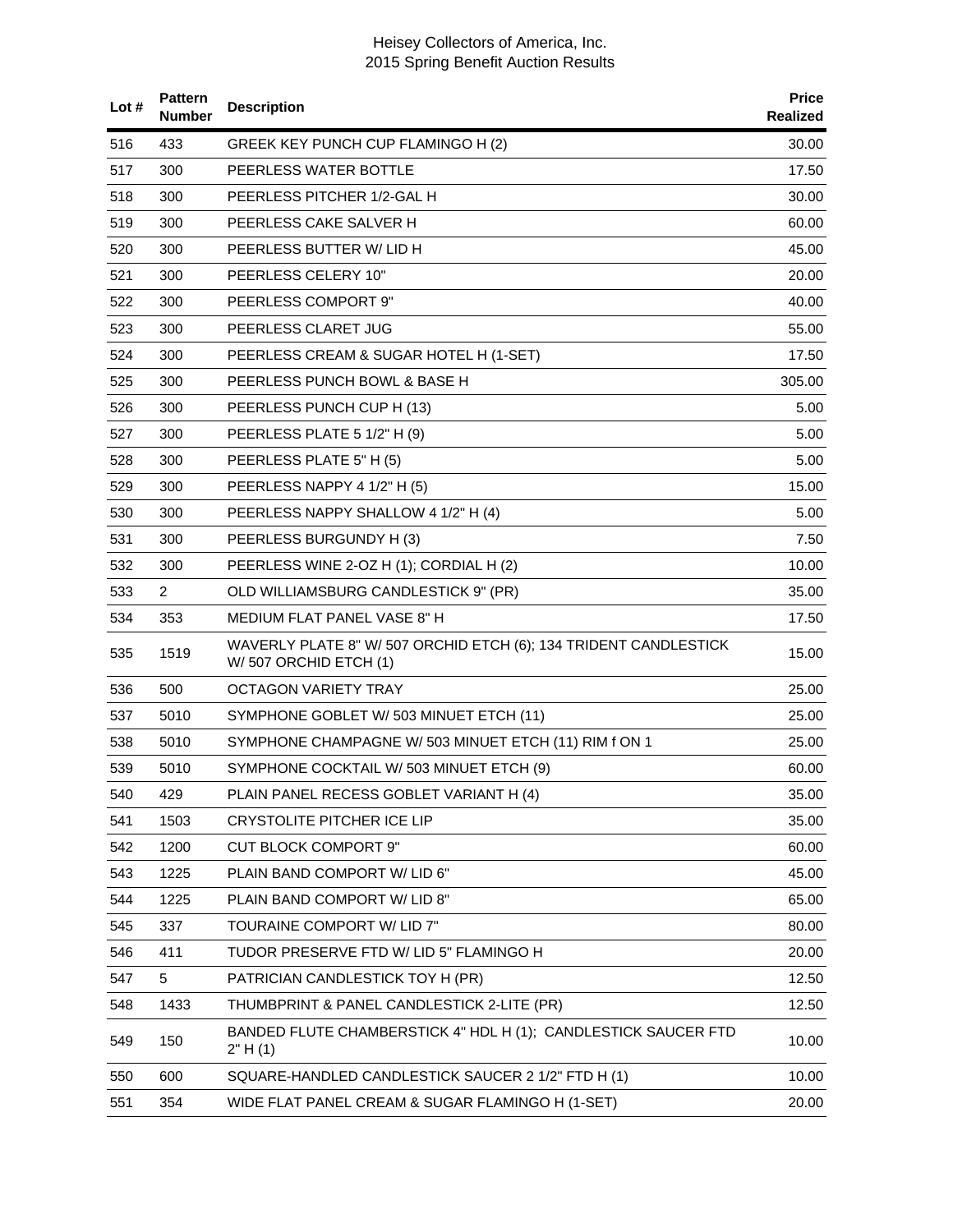| Lot # | Pattern Number | Description | Price Realized |
|---|---|---|---|
| 516 | 433 | GREEK KEY PUNCH CUP FLAMINGO H (2) | 30.00 |
| 517 | 300 | PEERLESS WATER BOTTLE | 17.50 |
| 518 | 300 | PEERLESS PITCHER 1/2-GAL H | 30.00 |
| 519 | 300 | PEERLESS CAKE SALVER H | 60.00 |
| 520 | 300 | PEERLESS BUTTER W/ LID H | 45.00 |
| 521 | 300 | PEERLESS CELERY 10" | 20.00 |
| 522 | 300 | PEERLESS COMPORT 9" | 40.00 |
| 523 | 300 | PEERLESS CLARET JUG | 55.00 |
| 524 | 300 | PEERLESS CREAM & SUGAR HOTEL H (1-SET) | 17.50 |
| 525 | 300 | PEERLESS PUNCH BOWL & BASE H | 305.00 |
| 526 | 300 | PEERLESS PUNCH CUP H (13) | 5.00 |
| 527 | 300 | PEERLESS PLATE 5 1/2" H (9) | 5.00 |
| 528 | 300 | PEERLESS PLATE 5" H (5) | 5.00 |
| 529 | 300 | PEERLESS NAPPY 4 1/2" H (5) | 15.00 |
| 530 | 300 | PEERLESS NAPPY SHALLOW 4 1/2" H (4) | 5.00 |
| 531 | 300 | PEERLESS BURGUNDY H (3) | 7.50 |
| 532 | 300 | PEERLESS WINE 2-OZ H (1); CORDIAL H (2) | 10.00 |
| 533 | 2 | OLD WILLIAMSBURG CANDLESTICK 9" (PR) | 35.00 |
| 534 | 353 | MEDIUM FLAT PANEL VASE 8" H | 17.50 |
| 535 | 1519 | WAVERLY PLATE 8" W/ 507 ORCHID ETCH (6); 134 TRIDENT CANDLESTICK W/ 507 ORCHID ETCH (1) | 15.00 |
| 536 | 500 | OCTAGON VARIETY TRAY | 25.00 |
| 537 | 5010 | SYMPHONE GOBLET W/ 503 MINUET ETCH (11) | 25.00 |
| 538 | 5010 | SYMPHONE CHAMPAGNE W/ 503 MINUET ETCH (11) RIM f ON 1 | 25.00 |
| 539 | 5010 | SYMPHONE COCKTAIL W/ 503 MINUET ETCH (9) | 60.00 |
| 540 | 429 | PLAIN PANEL RECESS GOBLET VARIANT H (4) | 35.00 |
| 541 | 1503 | CRYSTOLITE PITCHER ICE LIP | 35.00 |
| 542 | 1200 | CUT BLOCK COMPORT 9" | 60.00 |
| 543 | 1225 | PLAIN BAND COMPORT W/ LID 6" | 45.00 |
| 544 | 1225 | PLAIN BAND COMPORT W/ LID 8" | 65.00 |
| 545 | 337 | TOURAINE COMPORT W/ LID 7" | 80.00 |
| 546 | 411 | TUDOR PRESERVE FTD W/ LID 5" FLAMINGO H | 20.00 |
| 547 | 5 | PATRICIAN CANDLESTICK TOY H (PR) | 12.50 |
| 548 | 1433 | THUMBPRINT & PANEL CANDLESTICK 2-LITE (PR) | 12.50 |
| 549 | 150 | BANDED FLUTE CHAMBERSTICK 4" HDL H (1); CANDLESTICK SAUCER FTD 2" H (1) | 10.00 |
| 550 | 600 | SQUARE-HANDLED CANDLESTICK SAUCER 2 1/2" FTD H (1) | 10.00 |
| 551 | 354 | WIDE FLAT PANEL CREAM & SUGAR FLAMINGO H (1-SET) | 20.00 |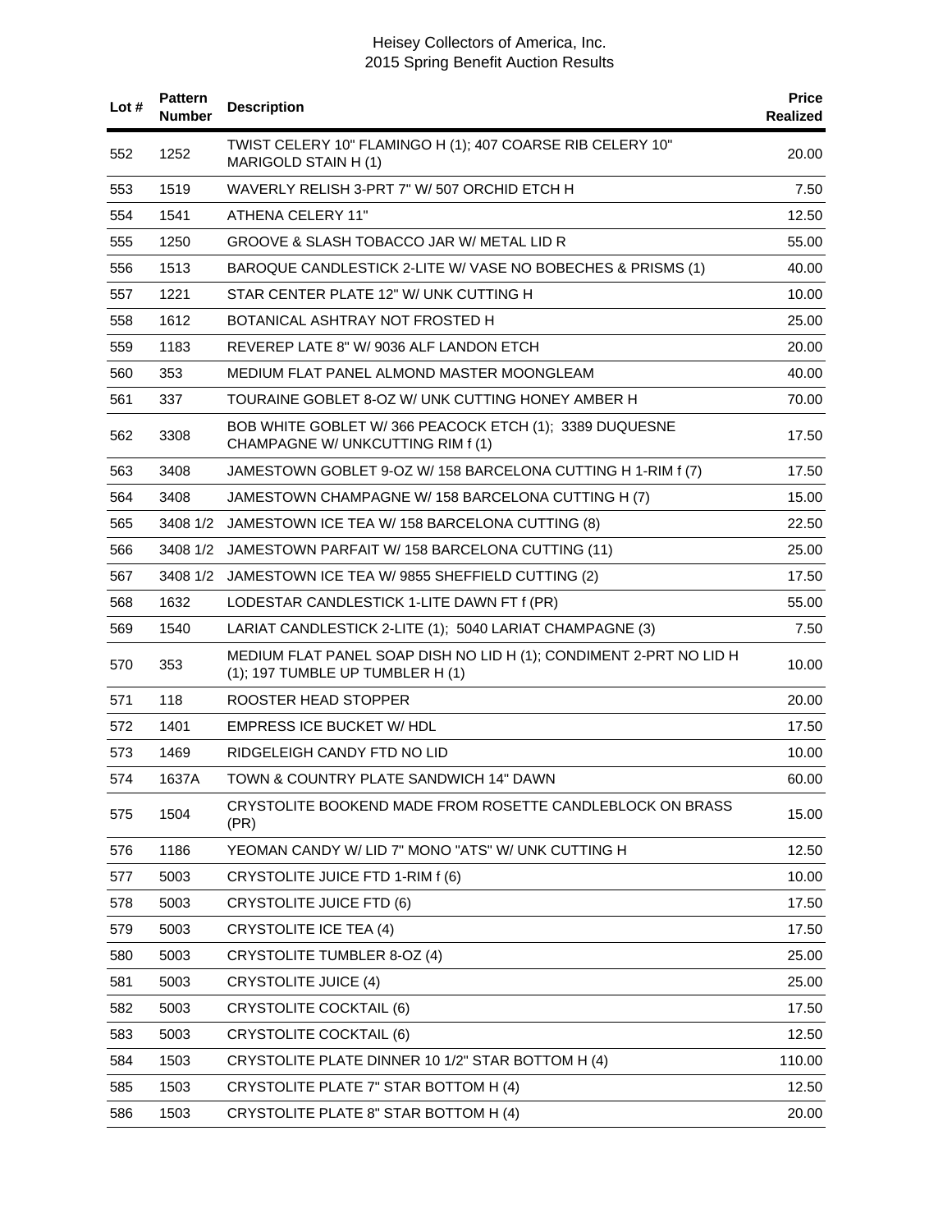| Lot # | Pattern Number | Description | Price Realized |
|---|---|---|---|
| 552 | 1252 | TWIST CELERY 10" FLAMINGO H (1); 407 COARSE RIB CELERY 10" MARIGOLD STAIN H (1) | 20.00 |
| 553 | 1519 | WAVERLY RELISH 3-PRT 7" W/ 507 ORCHID ETCH H | 7.50 |
| 554 | 1541 | ATHENA CELERY 11" | 12.50 |
| 555 | 1250 | GROOVE & SLASH TOBACCO JAR W/ METAL LID R | 55.00 |
| 556 | 1513 | BAROQUE CANDLESTICK 2-LITE W/ VASE NO BOBECHES & PRISMS (1) | 40.00 |
| 557 | 1221 | STAR CENTER PLATE 12" W/ UNK CUTTING H | 10.00 |
| 558 | 1612 | BOTANICAL ASHTRAY NOT FROSTED H | 25.00 |
| 559 | 1183 | REVEREP LATE 8" W/ 9036 ALF LANDON ETCH | 20.00 |
| 560 | 353 | MEDIUM FLAT PANEL ALMOND MASTER MOONGLEAM | 40.00 |
| 561 | 337 | TOURAINE GOBLET 8-OZ W/ UNK CUTTING HONEY AMBER H | 70.00 |
| 562 | 3308 | BOB WHITE GOBLET W/ 366 PEACOCK ETCH (1); 3389 DUQUESNE CHAMPAGNE W/ UNKCUTTING RIM f (1) | 17.50 |
| 563 | 3408 | JAMESTOWN GOBLET 9-OZ W/ 158 BARCELONA CUTTING H 1-RIM f (7) | 17.50 |
| 564 | 3408 | JAMESTOWN CHAMPAGNE W/ 158 BARCELONA CUTTING H (7) | 15.00 |
| 565 | 3408 1/2 | JAMESTOWN ICE TEA W/ 158 BARCELONA CUTTING (8) | 22.50 |
| 566 | 3408 1/2 | JAMESTOWN PARFAIT W/ 158 BARCELONA CUTTING (11) | 25.00 |
| 567 | 3408 1/2 | JAMESTOWN ICE TEA W/ 9855 SHEFFIELD CUTTING (2) | 17.50 |
| 568 | 1632 | LODESTAR CANDLESTICK 1-LITE DAWN FT f (PR) | 55.00 |
| 569 | 1540 | LARIAT CANDLESTICK 2-LITE (1); 5040 LARIAT CHAMPAGNE (3) | 7.50 |
| 570 | 353 | MEDIUM FLAT PANEL SOAP DISH NO LID H (1); CONDIMENT 2-PRT NO LID H (1); 197 TUMBLE UP TUMBLER H (1) | 10.00 |
| 571 | 118 | ROOSTER HEAD STOPPER | 20.00 |
| 572 | 1401 | EMPRESS ICE BUCKET W/ HDL | 17.50 |
| 573 | 1469 | RIDGELEIGH CANDY FTD NO LID | 10.00 |
| 574 | 1637A | TOWN & COUNTRY PLATE SANDWICH 14" DAWN | 60.00 |
| 575 | 1504 | CRYSTOLITE BOOKEND MADE FROM ROSETTE CANDLEBLOCK ON BRASS (PR) | 15.00 |
| 576 | 1186 | YEOMAN CANDY W/ LID 7" MONO "ATS" W/ UNK CUTTING H | 12.50 |
| 577 | 5003 | CRYSTOLITE JUICE FTD 1-RIM f (6) | 10.00 |
| 578 | 5003 | CRYSTOLITE JUICE FTD (6) | 17.50 |
| 579 | 5003 | CRYSTOLITE ICE TEA (4) | 17.50 |
| 580 | 5003 | CRYSTOLITE TUMBLER 8-OZ (4) | 25.00 |
| 581 | 5003 | CRYSTOLITE JUICE (4) | 25.00 |
| 582 | 5003 | CRYSTOLITE COCKTAIL (6) | 17.50 |
| 583 | 5003 | CRYSTOLITE COCKTAIL (6) | 12.50 |
| 584 | 1503 | CRYSTOLITE PLATE DINNER 10 1/2" STAR BOTTOM H (4) | 110.00 |
| 585 | 1503 | CRYSTOLITE PLATE 7" STAR BOTTOM H (4) | 12.50 |
| 586 | 1503 | CRYSTOLITE PLATE 8" STAR BOTTOM H (4) | 20.00 |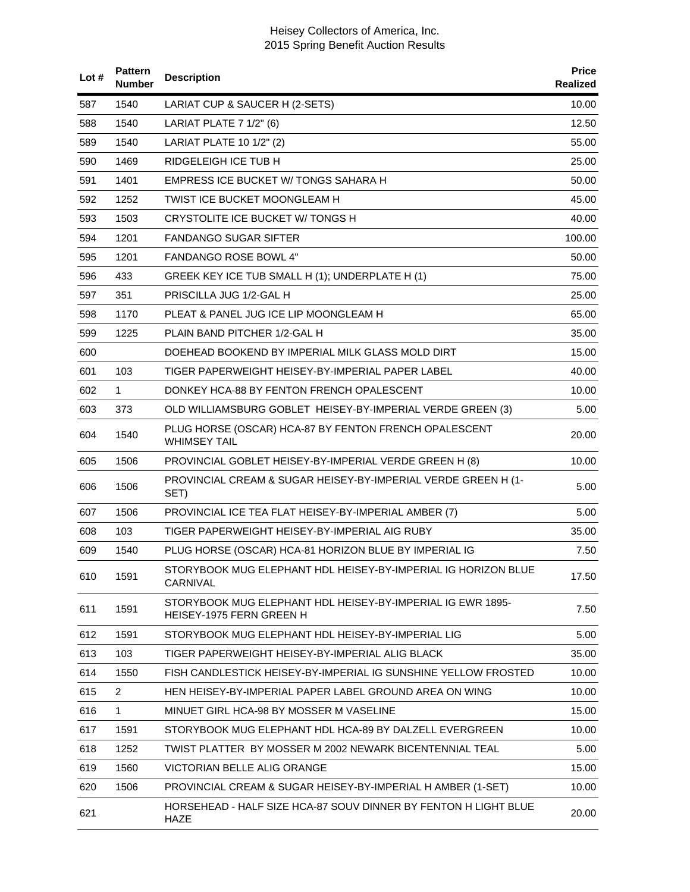| Lot # | Pattern Number | Description | Price Realized |
|---|---|---|---|
| 587 | 1540 | LARIAT CUP & SAUCER H (2-SETS) | 10.00 |
| 588 | 1540 | LARIAT PLATE 7 1/2" (6) | 12.50 |
| 589 | 1540 | LARIAT PLATE 10 1/2" (2) | 55.00 |
| 590 | 1469 | RIDGELEIGH ICE TUB H | 25.00 |
| 591 | 1401 | EMPRESS ICE BUCKET W/ TONGS SAHARA H | 50.00 |
| 592 | 1252 | TWIST ICE BUCKET MOONGLEAM H | 45.00 |
| 593 | 1503 | CRYSTOLITE ICE BUCKET W/ TONGS H | 40.00 |
| 594 | 1201 | FANDANGO SUGAR SIFTER | 100.00 |
| 595 | 1201 | FANDANGO ROSE BOWL 4" | 50.00 |
| 596 | 433 | GREEK KEY ICE TUB SMALL H (1); UNDERPLATE H (1) | 75.00 |
| 597 | 351 | PRISCILLA JUG 1/2-GAL H | 25.00 |
| 598 | 1170 | PLEAT & PANEL JUG ICE LIP MOONGLEAM H | 65.00 |
| 599 | 1225 | PLAIN BAND PITCHER 1/2-GAL H | 35.00 |
| 600 | | DOEHEAD BOOKEND BY IMPERIAL MILK GLASS MOLD DIRT | 15.00 |
| 601 | 103 | TIGER PAPERWEIGHT HEISEY-BY-IMPERIAL PAPER LABEL | 40.00 |
| 602 | 1 | DONKEY HCA-88 BY FENTON FRENCH OPALESCENT | 10.00 |
| 603 | 373 | OLD WILLIAMSBURG GOBLET HEISEY-BY-IMPERIAL VERDE GREEN (3) | 5.00 |
| 604 | 1540 | PLUG HORSE (OSCAR) HCA-87 BY FENTON FRENCH OPALESCENT WHIMSEY TAIL | 20.00 |
| 605 | 1506 | PROVINCIAL GOBLET HEISEY-BY-IMPERIAL VERDE GREEN H (8) | 10.00 |
| 606 | 1506 | PROVINCIAL CREAM & SUGAR HEISEY-BY-IMPERIAL VERDE GREEN H (1-SET) | 5.00 |
| 607 | 1506 | PROVINCIAL ICE TEA FLAT HEISEY-BY-IMPERIAL AMBER (7) | 5.00 |
| 608 | 103 | TIGER PAPERWEIGHT HEISEY-BY-IMPERIAL AIG RUBY | 35.00 |
| 609 | 1540 | PLUG HORSE (OSCAR) HCA-81 HORIZON BLUE BY IMPERIAL IG | 7.50 |
| 610 | 1591 | STORYBOOK MUG ELEPHANT HDL HEISEY-BY-IMPERIAL IG HORIZON BLUE CARNIVAL | 17.50 |
| 611 | 1591 | STORYBOOK MUG ELEPHANT HDL HEISEY-BY-IMPERIAL IG EWR 1895-HEISEY-1975 FERN GREEN H | 7.50 |
| 612 | 1591 | STORYBOOK MUG ELEPHANT HDL HEISEY-BY-IMPERIAL LIG | 5.00 |
| 613 | 103 | TIGER PAPERWEIGHT HEISEY-BY-IMPERIAL ALIG BLACK | 35.00 |
| 614 | 1550 | FISH CANDLESTICK HEISEY-BY-IMPERIAL IG SUNSHINE YELLOW FROSTED | 10.00 |
| 615 | 2 | HEN HEISEY-BY-IMPERIAL PAPER LABEL GROUND AREA ON WING | 10.00 |
| 616 | 1 | MINUET GIRL HCA-98 BY MOSSER M VASELINE | 15.00 |
| 617 | 1591 | STORYBOOK MUG ELEPHANT HDL HCA-89 BY DALZELL EVERGREEN | 10.00 |
| 618 | 1252 | TWIST PLATTER BY MOSSER M 2002 NEWARK BICENTENNIAL TEAL | 5.00 |
| 619 | 1560 | VICTORIAN BELLE ALIG ORANGE | 15.00 |
| 620 | 1506 | PROVINCIAL CREAM & SUGAR HEISEY-BY-IMPERIAL H AMBER (1-SET) | 10.00 |
| 621 | | HORSEHEAD - HALF SIZE HCA-87 SOUV DINNER BY FENTON H LIGHT BLUE HAZE | 20.00 |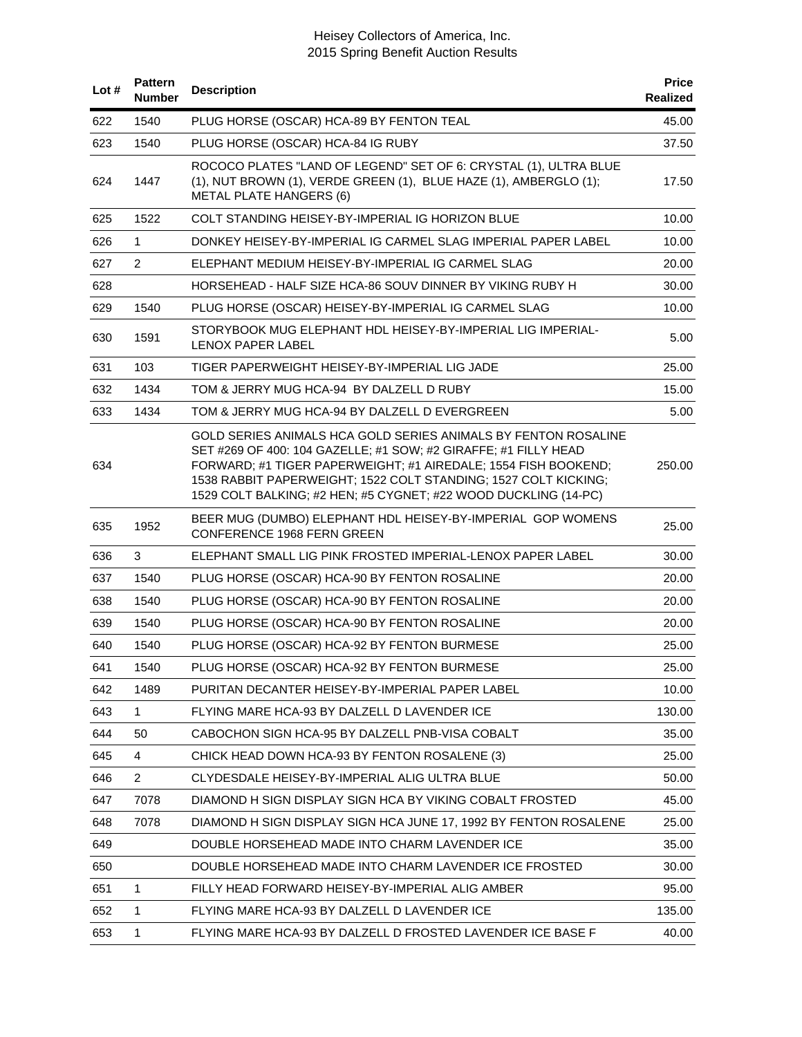| Lot # | Pattern Number | Description | Price Realized |
|---|---|---|---|
| 622 | 1540 | PLUG HORSE (OSCAR) HCA-89 BY FENTON TEAL | 45.00 |
| 623 | 1540 | PLUG HORSE (OSCAR) HCA-84 IG RUBY | 37.50 |
| 624 | 1447 | ROCOCO PLATES "LAND OF LEGEND" SET OF 6: CRYSTAL (1), ULTRA BLUE (1), NUT BROWN (1), VERDE GREEN (1), BLUE HAZE (1), AMBERGLO (1); METAL PLATE HANGERS (6) | 17.50 |
| 625 | 1522 | COLT STANDING HEISEY-BY-IMPERIAL IG HORIZON BLUE | 10.00 |
| 626 | 1 | DONKEY HEISEY-BY-IMPERIAL IG CARMEL SLAG IMPERIAL PAPER LABEL | 10.00 |
| 627 | 2 | ELEPHANT MEDIUM HEISEY-BY-IMPERIAL IG CARMEL SLAG | 20.00 |
| 628 | | HORSEHEAD - HALF SIZE HCA-86 SOUV DINNER BY VIKING RUBY H | 30.00 |
| 629 | 1540 | PLUG HORSE (OSCAR) HEISEY-BY-IMPERIAL IG CARMEL SLAG | 10.00 |
| 630 | 1591 | STORYBOOK MUG ELEPHANT HDL HEISEY-BY-IMPERIAL LIG IMPERIAL-LENOX PAPER LABEL | 5.00 |
| 631 | 103 | TIGER PAPERWEIGHT HEISEY-BY-IMPERIAL LIG JADE | 25.00 |
| 632 | 1434 | TOM & JERRY MUG HCA-94 BY DALZELL D RUBY | 15.00 |
| 633 | 1434 | TOM & JERRY MUG HCA-94 BY DALZELL D EVERGREEN | 5.00 |
| 634 | | GOLD SERIES ANIMALS HCA GOLD SERIES ANIMALS BY FENTON ROSALINE SET #269 OF 400: 104 GAZELLE; #1 SOW; #2 GIRAFFE; #1 FILLY HEAD FORWARD; #1 TIGER PAPERWEIGHT; #1 AIREDALE; 1554 FISH BOOKEND; 1538 RABBIT PAPERWEIGHT; 1522 COLT STANDING; 1527 COLT KICKING; 1529 COLT BALKING; #2 HEN; #5 CYGNET; #22 WOOD DUCKLING (14-PC) | 250.00 |
| 635 | 1952 | BEER MUG (DUMBO) ELEPHANT HDL HEISEY-BY-IMPERIAL GOP WOMENS CONFERENCE 1968 FERN GREEN | 25.00 |
| 636 | 3 | ELEPHANT SMALL LIG PINK FROSTED IMPERIAL-LENOX PAPER LABEL | 30.00 |
| 637 | 1540 | PLUG HORSE (OSCAR) HCA-90 BY FENTON ROSALINE | 20.00 |
| 638 | 1540 | PLUG HORSE (OSCAR) HCA-90 BY FENTON ROSALINE | 20.00 |
| 639 | 1540 | PLUG HORSE (OSCAR) HCA-90 BY FENTON ROSALINE | 20.00 |
| 640 | 1540 | PLUG HORSE (OSCAR) HCA-92 BY FENTON BURMESE | 25.00 |
| 641 | 1540 | PLUG HORSE (OSCAR) HCA-92 BY FENTON BURMESE | 25.00 |
| 642 | 1489 | PURITAN DECANTER HEISEY-BY-IMPERIAL PAPER LABEL | 10.00 |
| 643 | 1 | FLYING MARE HCA-93 BY DALZELL D LAVENDER ICE | 130.00 |
| 644 | 50 | CABOCHON SIGN HCA-95 BY DALZELL PNB-VISA COBALT | 35.00 |
| 645 | 4 | CHICK HEAD DOWN HCA-93 BY FENTON ROSALENE (3) | 25.00 |
| 646 | 2 | CLYDESDALE HEISEY-BY-IMPERIAL ALIG ULTRA BLUE | 50.00 |
| 647 | 7078 | DIAMOND H SIGN DISPLAY SIGN HCA BY VIKING COBALT FROSTED | 45.00 |
| 648 | 7078 | DIAMOND H SIGN DISPLAY SIGN HCA JUNE 17, 1992 BY FENTON ROSALENE | 25.00 |
| 649 | | DOUBLE HORSEHEAD MADE INTO CHARM LAVENDER ICE | 35.00 |
| 650 | | DOUBLE HORSEHEAD MADE INTO CHARM LAVENDER ICE FROSTED | 30.00 |
| 651 | 1 | FILLY HEAD FORWARD HEISEY-BY-IMPERIAL ALIG AMBER | 95.00 |
| 652 | 1 | FLYING MARE HCA-93 BY DALZELL D LAVENDER ICE | 135.00 |
| 653 | 1 | FLYING MARE HCA-93 BY DALZELL D FROSTED LAVENDER ICE BASE F | 40.00 |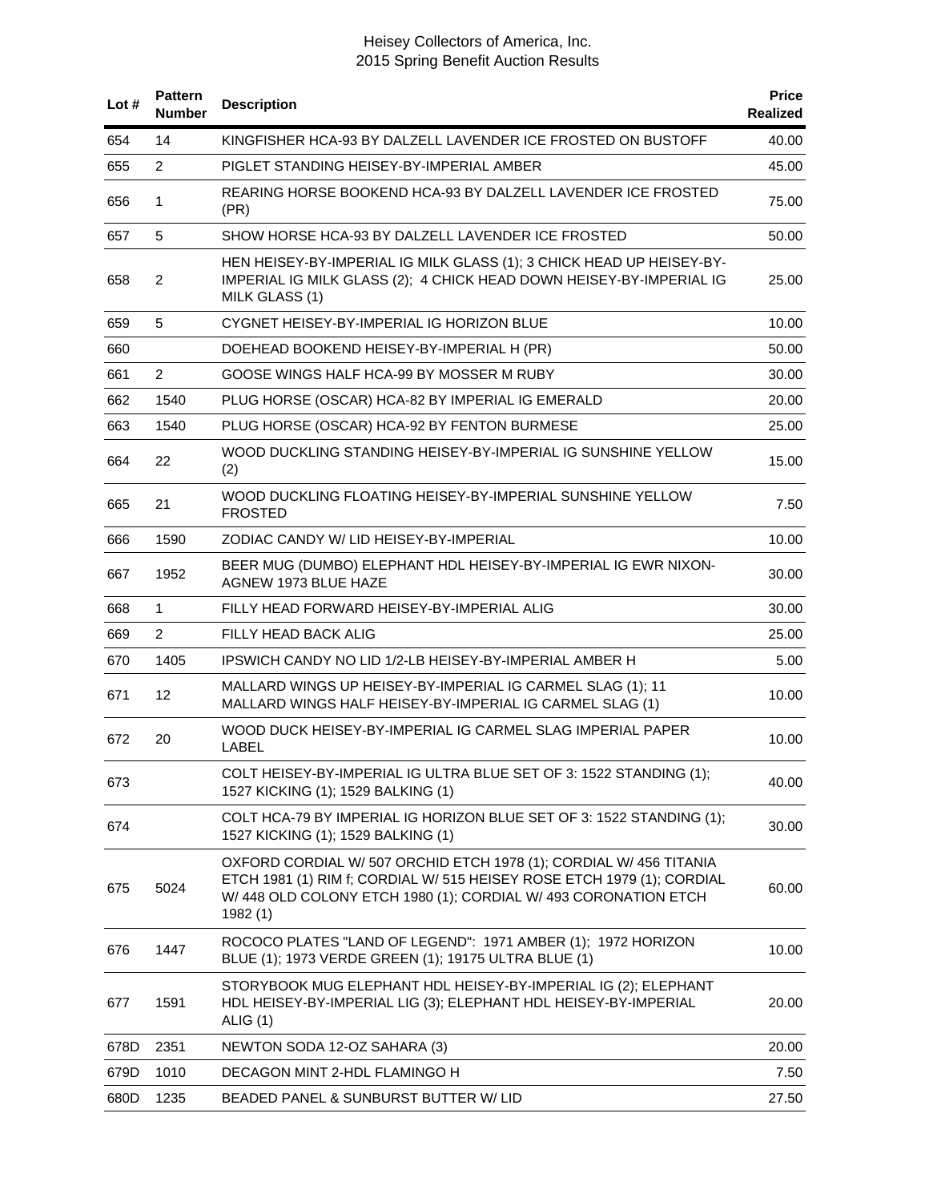| Lot # | Pattern Number | Description | Price Realized |
|---|---|---|---|
| 654 | 14 | KINGFISHER HCA-93 BY DALZELL LAVENDER ICE FROSTED ON BUSTOFF | 40.00 |
| 655 | 2 | PIGLET STANDING HEISEY-BY-IMPERIAL AMBER | 45.00 |
| 656 | 1 | REARING HORSE BOOKEND HCA-93 BY DALZELL LAVENDER ICE FROSTED (PR) | 75.00 |
| 657 | 5 | SHOW HORSE HCA-93 BY DALZELL LAVENDER ICE FROSTED | 50.00 |
| 658 | 2 | HEN HEISEY-BY-IMPERIAL IG MILK GLASS (1); 3 CHICK HEAD UP HEISEY-BY-IMPERIAL IG MILK GLASS (2); 4 CHICK HEAD DOWN HEISEY-BY-IMPERIAL IG MILK GLASS (1) | 25.00 |
| 659 | 5 | CYGNET HEISEY-BY-IMPERIAL IG HORIZON BLUE | 10.00 |
| 660 | | DOEHEAD BOOKEND HEISEY-BY-IMPERIAL H (PR) | 50.00 |
| 661 | 2 | GOOSE WINGS HALF HCA-99 BY MOSSER M RUBY | 30.00 |
| 662 | 1540 | PLUG HORSE (OSCAR) HCA-82 BY IMPERIAL IG EMERALD | 20.00 |
| 663 | 1540 | PLUG HORSE (OSCAR) HCA-92 BY FENTON BURMESE | 25.00 |
| 664 | 22 | WOOD DUCKLING STANDING HEISEY-BY-IMPERIAL IG SUNSHINE YELLOW (2) | 15.00 |
| 665 | 21 | WOOD DUCKLING FLOATING HEISEY-BY-IMPERIAL SUNSHINE YELLOW FROSTED | 7.50 |
| 666 | 1590 | ZODIAC CANDY W/ LID HEISEY-BY-IMPERIAL | 10.00 |
| 667 | 1952 | BEER MUG (DUMBO) ELEPHANT HDL HEISEY-BY-IMPERIAL IG EWR NIXON-AGNEW 1973 BLUE HAZE | 30.00 |
| 668 | 1 | FILLY HEAD FORWARD HEISEY-BY-IMPERIAL ALIG | 30.00 |
| 669 | 2 | FILLY HEAD BACK ALIG | 25.00 |
| 670 | 1405 | IPSWICH CANDY NO LID 1/2-LB HEISEY-BY-IMPERIAL AMBER H | 5.00 |
| 671 | 12 | MALLARD WINGS UP HEISEY-BY-IMPERIAL IG CARMEL SLAG (1); 11 MALLARD WINGS HALF HEISEY-BY-IMPERIAL IG CARMEL SLAG (1) | 10.00 |
| 672 | 20 | WOOD DUCK HEISEY-BY-IMPERIAL IG CARMEL SLAG IMPERIAL PAPER LABEL | 10.00 |
| 673 | | COLT HEISEY-BY-IMPERIAL IG ULTRA BLUE SET OF 3: 1522 STANDING (1); 1527 KICKING (1); 1529 BALKING (1) | 40.00 |
| 674 | | COLT HCA-79 BY IMPERIAL IG HORIZON BLUE SET OF 3: 1522 STANDING (1); 1527 KICKING (1); 1529 BALKING (1) | 30.00 |
| 675 | 5024 | OXFORD CORDIAL W/ 507 ORCHID ETCH 1978 (1); CORDIAL W/ 456 TITANIA ETCH 1981 (1) RIM f; CORDIAL W/ 515 HEISEY ROSE ETCH 1979 (1); CORDIAL W/ 448 OLD COLONY ETCH 1980 (1); CORDIAL W/ 493 CORONATION ETCH 1982 (1) | 60.00 |
| 676 | 1447 | ROCOCO PLATES "LAND OF LEGEND": 1971 AMBER (1); 1972 HORIZON BLUE (1); 1973 VERDE GREEN (1); 19175 ULTRA BLUE (1) | 10.00 |
| 677 | 1591 | STORYBOOK MUG ELEPHANT HDL HEISEY-BY-IMPERIAL IG (2); ELEPHANT HDL HEISEY-BY-IMPERIAL LIG (3); ELEPHANT HDL HEISEY-BY-IMPERIAL ALIG (1) | 20.00 |
| 678D | 2351 | NEWTON SODA 12-OZ SAHARA (3) | 20.00 |
| 679D | 1010 | DECAGON MINT 2-HDL FLAMINGO H | 7.50 |
| 680D | 1235 | BEADED PANEL & SUNBURST BUTTER W/ LID | 27.50 |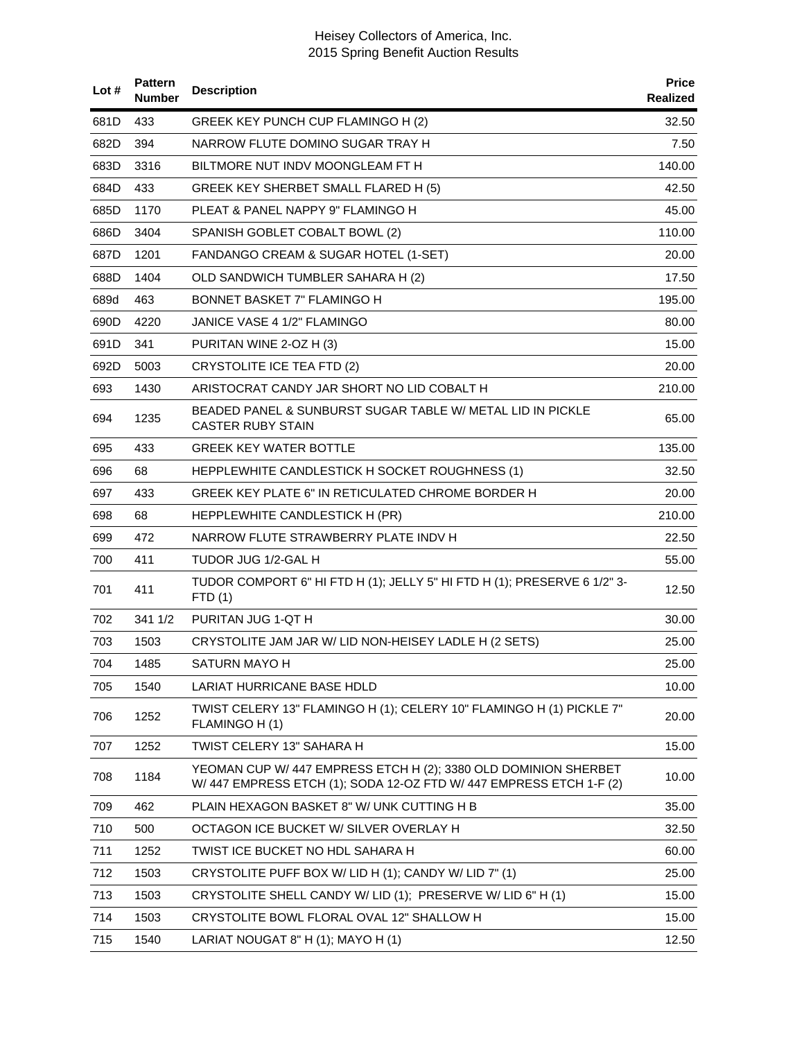| Lot # | Pattern Number | Description | Price Realized |
|---|---|---|---|
| 681D | 433 | GREEK KEY PUNCH CUP FLAMINGO H (2) | 32.50 |
| 682D | 394 | NARROW FLUTE DOMINO SUGAR TRAY H | 7.50 |
| 683D | 3316 | BILTMORE NUT INDV MOONGLEAM FT H | 140.00 |
| 684D | 433 | GREEK KEY SHERBET SMALL FLARED H (5) | 42.50 |
| 685D | 1170 | PLEAT & PANEL NAPPY 9" FLAMINGO H | 45.00 |
| 686D | 3404 | SPANISH GOBLET COBALT BOWL (2) | 110.00 |
| 687D | 1201 | FANDANGO CREAM & SUGAR HOTEL (1-SET) | 20.00 |
| 688D | 1404 | OLD SANDWICH TUMBLER SAHARA H (2) | 17.50 |
| 689d | 463 | BONNET BASKET 7" FLAMINGO H | 195.00 |
| 690D | 4220 | JANICE VASE 4 1/2" FLAMINGO | 80.00 |
| 691D | 341 | PURITAN WINE 2-OZ H (3) | 15.00 |
| 692D | 5003 | CRYSTOLITE ICE TEA FTD (2) | 20.00 |
| 693 | 1430 | ARISTOCRAT CANDY JAR SHORT NO LID COBALT H | 210.00 |
| 694 | 1235 | BEADED PANEL & SUNBURST SUGAR TABLE W/ METAL LID IN PICKLE CASTER RUBY STAIN | 65.00 |
| 695 | 433 | GREEK KEY WATER BOTTLE | 135.00 |
| 696 | 68 | HEPPLEWHITE CANDLESTICK H SOCKET ROUGHNESS (1) | 32.50 |
| 697 | 433 | GREEK KEY PLATE 6" IN RETICULATED CHROME BORDER H | 20.00 |
| 698 | 68 | HEPPLEWHITE CANDLESTICK H (PR) | 210.00 |
| 699 | 472 | NARROW FLUTE STRAWBERRY PLATE INDV H | 22.50 |
| 700 | 411 | TUDOR JUG 1/2-GAL H | 55.00 |
| 701 | 411 | TUDOR COMPORT 6" HI FTD H (1); JELLY 5" HI FTD H (1); PRESERVE 6 1/2" 3-FTD (1) | 12.50 |
| 702 | 341 1/2 | PURITAN JUG 1-QT H | 30.00 |
| 703 | 1503 | CRYSTOLITE JAM JAR W/ LID NON-HEISEY LADLE H (2 SETS) | 25.00 |
| 704 | 1485 | SATURN MAYO H | 25.00 |
| 705 | 1540 | LARIAT HURRICANE BASE HDLD | 10.00 |
| 706 | 1252 | TWIST CELERY 13" FLAMINGO H (1); CELERY 10" FLAMINGO H (1) PICKLE 7" FLAMINGO H (1) | 20.00 |
| 707 | 1252 | TWIST CELERY 13" SAHARA H | 15.00 |
| 708 | 1184 | YEOMAN CUP W/ 447 EMPRESS ETCH H (2); 3380 OLD DOMINION SHERBET W/ 447 EMPRESS ETCH (1); SODA 12-OZ FTD W/ 447 EMPRESS ETCH 1-F (2) | 10.00 |
| 709 | 462 | PLAIN HEXAGON BASKET 8" W/ UNK CUTTING H B | 35.00 |
| 710 | 500 | OCTAGON ICE BUCKET W/ SILVER OVERLAY H | 32.50 |
| 711 | 1252 | TWIST ICE BUCKET NO HDL SAHARA H | 60.00 |
| 712 | 1503 | CRYSTOLITE PUFF BOX W/ LID H (1); CANDY W/ LID 7" (1) | 25.00 |
| 713 | 1503 | CRYSTOLITE SHELL CANDY W/ LID (1); PRESERVE W/ LID 6" H (1) | 15.00 |
| 714 | 1503 | CRYSTOLITE BOWL FLORAL OVAL 12" SHALLOW H | 15.00 |
| 715 | 1540 | LARIAT NOUGAT 8" H (1); MAYO H (1) | 12.50 |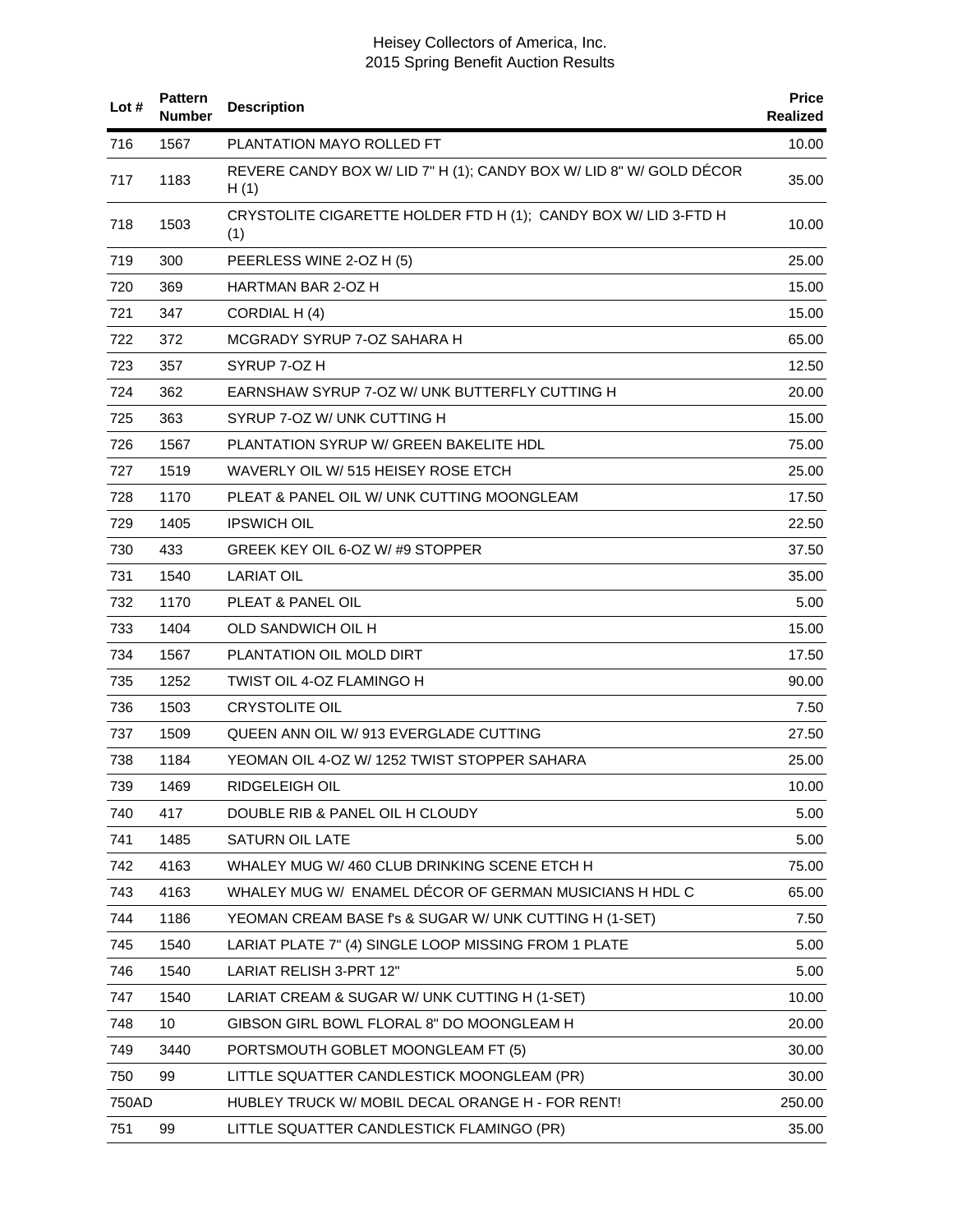| Lot # | Pattern Number | Description | Price Realized |
|---|---|---|---|
| 716 | 1567 | PLANTATION MAYO ROLLED FT | 10.00 |
| 717 | 1183 | REVERE CANDY BOX W/ LID 7" H (1); CANDY BOX W/ LID 8" W/ GOLD DÉCOR H (1) | 35.00 |
| 718 | 1503 | CRYSTOLITE CIGARETTE HOLDER FTD H (1); CANDY BOX W/ LID 3-FTD H (1) | 10.00 |
| 719 | 300 | PEERLESS WINE 2-OZ H (5) | 25.00 |
| 720 | 369 | HARTMAN BAR 2-OZ H | 15.00 |
| 721 | 347 | CORDIAL H (4) | 15.00 |
| 722 | 372 | MCGRADY SYRUP 7-OZ SAHARA H | 65.00 |
| 723 | 357 | SYRUP 7-OZ H | 12.50 |
| 724 | 362 | EARNSHAW SYRUP 7-OZ W/ UNK BUTTERFLY CUTTING H | 20.00 |
| 725 | 363 | SYRUP 7-OZ W/ UNK CUTTING H | 15.00 |
| 726 | 1567 | PLANTATION SYRUP W/ GREEN BAKELITE HDL | 75.00 |
| 727 | 1519 | WAVERLY OIL W/ 515 HEISEY ROSE ETCH | 25.00 |
| 728 | 1170 | PLEAT & PANEL OIL W/ UNK CUTTING MOONGLEAM | 17.50 |
| 729 | 1405 | IPSWICH OIL | 22.50 |
| 730 | 433 | GREEK KEY OIL 6-OZ W/ #9 STOPPER | 37.50 |
| 731 | 1540 | LARIAT OIL | 35.00 |
| 732 | 1170 | PLEAT & PANEL OIL | 5.00 |
| 733 | 1404 | OLD SANDWICH OIL H | 15.00 |
| 734 | 1567 | PLANTATION OIL MOLD DIRT | 17.50 |
| 735 | 1252 | TWIST OIL 4-OZ FLAMINGO H | 90.00 |
| 736 | 1503 | CRYSTOLITE OIL | 7.50 |
| 737 | 1509 | QUEEN ANN OIL W/ 913 EVERGLADE CUTTING | 27.50 |
| 738 | 1184 | YEOMAN OIL 4-OZ W/ 1252 TWIST STOPPER SAHARA | 25.00 |
| 739 | 1469 | RIDGELEIGH OIL | 10.00 |
| 740 | 417 | DOUBLE RIB & PANEL OIL H CLOUDY | 5.00 |
| 741 | 1485 | SATURN OIL LATE | 5.00 |
| 742 | 4163 | WHALEY MUG W/ 460 CLUB DRINKING SCENE ETCH H | 75.00 |
| 743 | 4163 | WHALEY MUG W/ ENAMEL DÉCOR OF GERMAN MUSICIANS H HDL C | 65.00 |
| 744 | 1186 | YEOMAN CREAM BASE f's & SUGAR W/ UNK CUTTING H (1-SET) | 7.50 |
| 745 | 1540 | LARIAT PLATE 7" (4) SINGLE LOOP MISSING FROM 1 PLATE | 5.00 |
| 746 | 1540 | LARIAT RELISH 3-PRT 12" | 5.00 |
| 747 | 1540 | LARIAT CREAM & SUGAR W/ UNK CUTTING H (1-SET) | 10.00 |
| 748 | 10 | GIBSON GIRL BOWL FLORAL 8" DO MOONGLEAM H | 20.00 |
| 749 | 3440 | PORTSMOUTH GOBLET MOONGLEAM FT (5) | 30.00 |
| 750 | 99 | LITTLE SQUATTER CANDLESTICK MOONGLEAM (PR) | 30.00 |
| 750AD | | HUBLEY TRUCK W/ MOBIL DECAL ORANGE H - FOR RENT! | 250.00 |
| 751 | 99 | LITTLE SQUATTER CANDLESTICK FLAMINGO (PR) | 35.00 |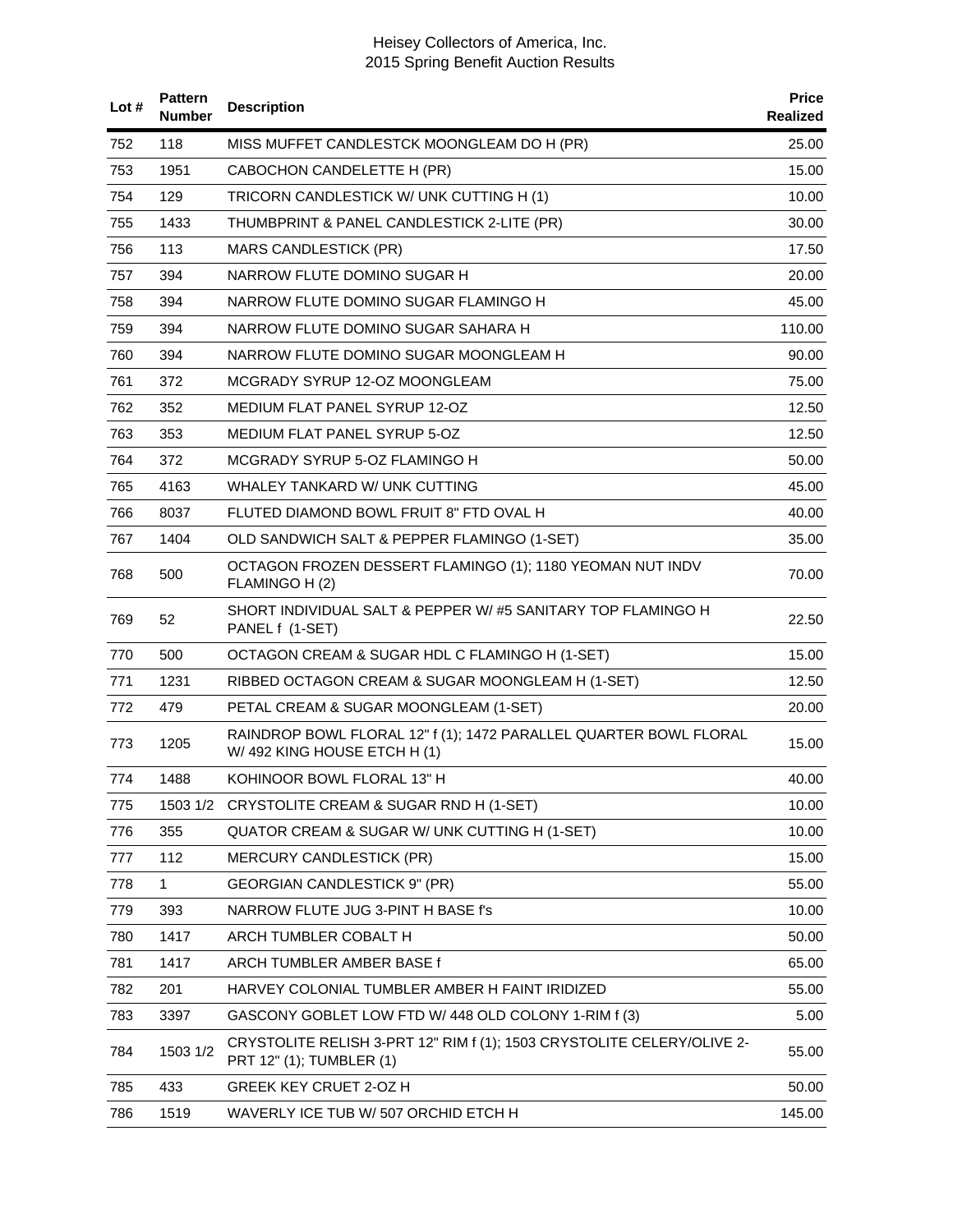| Lot # | Pattern Number | Description | Price Realized |
|---|---|---|---|
| 752 | 118 | MISS MUFFET CANDLESTCK MOONGLEAM DO H (PR) | 25.00 |
| 753 | 1951 | CABOCHON CANDELETTE H (PR) | 15.00 |
| 754 | 129 | TRICORN CANDLESTICK W/ UNK CUTTING H (1) | 10.00 |
| 755 | 1433 | THUMBPRINT & PANEL CANDLESTICK 2-LITE (PR) | 30.00 |
| 756 | 113 | MARS CANDLESTICK (PR) | 17.50 |
| 757 | 394 | NARROW FLUTE DOMINO SUGAR H | 20.00 |
| 758 | 394 | NARROW FLUTE DOMINO SUGAR FLAMINGO H | 45.00 |
| 759 | 394 | NARROW FLUTE DOMINO SUGAR SAHARA H | 110.00 |
| 760 | 394 | NARROW FLUTE DOMINO SUGAR MOONGLEAM H | 90.00 |
| 761 | 372 | MCGRADY SYRUP 12-OZ MOONGLEAM | 75.00 |
| 762 | 352 | MEDIUM FLAT PANEL SYRUP 12-OZ | 12.50 |
| 763 | 353 | MEDIUM FLAT PANEL SYRUP 5-OZ | 12.50 |
| 764 | 372 | MCGRADY SYRUP 5-OZ FLAMINGO H | 50.00 |
| 765 | 4163 | WHALEY TANKARD W/ UNK CUTTING | 45.00 |
| 766 | 8037 | FLUTED DIAMOND BOWL FRUIT 8" FTD OVAL H | 40.00 |
| 767 | 1404 | OLD SANDWICH SALT & PEPPER FLAMINGO (1-SET) | 35.00 |
| 768 | 500 | OCTAGON FROZEN DESSERT FLAMINGO (1); 1180 YEOMAN NUT INDV FLAMINGO H (2) | 70.00 |
| 769 | 52 | SHORT INDIVIDUAL SALT & PEPPER W/ #5 SANITARY TOP FLAMINGO H PANEL f (1-SET) | 22.50 |
| 770 | 500 | OCTAGON CREAM & SUGAR HDL C FLAMINGO H (1-SET) | 15.00 |
| 771 | 1231 | RIBBED OCTAGON CREAM & SUGAR MOONGLEAM H (1-SET) | 12.50 |
| 772 | 479 | PETAL CREAM & SUGAR MOONGLEAM (1-SET) | 20.00 |
| 773 | 1205 | RAINDROP BOWL FLORAL 12" f (1); 1472 PARALLEL QUARTER BOWL FLORAL W/ 492 KING HOUSE ETCH H (1) | 15.00 |
| 774 | 1488 | KOHINOOR BOWL FLORAL 13" H | 40.00 |
| 775 | 1503 1/2 | CRYSTOLITE CREAM & SUGAR RND H (1-SET) | 10.00 |
| 776 | 355 | QUATOR CREAM & SUGAR W/ UNK CUTTING H (1-SET) | 10.00 |
| 777 | 112 | MERCURY CANDLESTICK (PR) | 15.00 |
| 778 | 1 | GEORGIAN CANDLESTICK 9" (PR) | 55.00 |
| 779 | 393 | NARROW FLUTE JUG 3-PINT H BASE f's | 10.00 |
| 780 | 1417 | ARCH TUMBLER COBALT H | 50.00 |
| 781 | 1417 | ARCH TUMBLER AMBER BASE f | 65.00 |
| 782 | 201 | HARVEY COLONIAL TUMBLER AMBER H FAINT IRIDIZED | 55.00 |
| 783 | 3397 | GASCONY GOBLET LOW FTD W/ 448 OLD COLONY 1-RIM f (3) | 5.00 |
| 784 | 1503 1/2 | CRYSTOLITE RELISH 3-PRT 12" RIM f (1); 1503 CRYSTOLITE CELERY/OLIVE 2-PRT 12" (1); TUMBLER (1) | 55.00 |
| 785 | 433 | GREEK KEY CRUET 2-OZ H | 50.00 |
| 786 | 1519 | WAVERLY ICE TUB W/ 507 ORCHID ETCH H | 145.00 |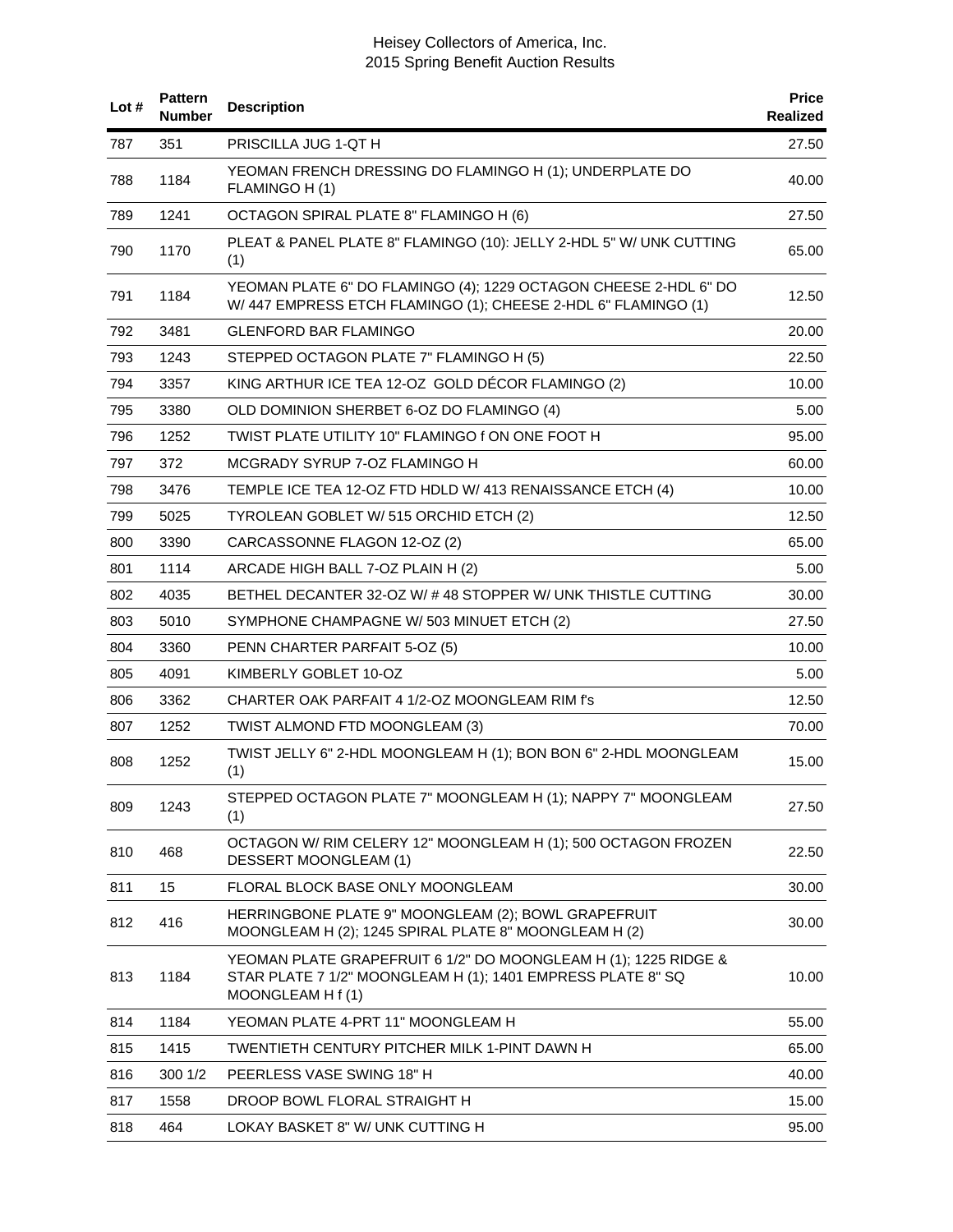| Lot # | Pattern Number | Description | Price Realized |
|---|---|---|---|
| 787 | 351 | PRISCILLA JUG 1-QT H | 27.50 |
| 788 | 1184 | YEOMAN FRENCH DRESSING DO FLAMINGO H (1); UNDERPLATE DO FLAMINGO H (1) | 40.00 |
| 789 | 1241 | OCTAGON SPIRAL PLATE 8" FLAMINGO H (6) | 27.50 |
| 790 | 1170 | PLEAT & PANEL PLATE 8" FLAMINGO (10): JELLY 2-HDL 5" W/ UNK CUTTING (1) | 65.00 |
| 791 | 1184 | YEOMAN PLATE 6" DO FLAMINGO (4); 1229 OCTAGON CHEESE 2-HDL 6" DO W/ 447 EMPRESS ETCH FLAMINGO (1); CHEESE 2-HDL 6" FLAMINGO (1) | 12.50 |
| 792 | 3481 | GLENFORD BAR FLAMINGO | 20.00 |
| 793 | 1243 | STEPPED OCTAGON PLATE 7" FLAMINGO H (5) | 22.50 |
| 794 | 3357 | KING ARTHUR ICE TEA 12-OZ GOLD DÉCOR FLAMINGO (2) | 10.00 |
| 795 | 3380 | OLD DOMINION SHERBET 6-OZ DO FLAMINGO (4) | 5.00 |
| 796 | 1252 | TWIST PLATE UTILITY 10" FLAMINGO f ON ONE FOOT H | 95.00 |
| 797 | 372 | MCGRADY SYRUP 7-OZ FLAMINGO H | 60.00 |
| 798 | 3476 | TEMPLE ICE TEA 12-OZ FTD HDLD W/ 413 RENAISSANCE ETCH (4) | 10.00 |
| 799 | 5025 | TYROLEAN GOBLET W/ 515 ORCHID ETCH (2) | 12.50 |
| 800 | 3390 | CARCASSONNE FLAGON 12-OZ (2) | 65.00 |
| 801 | 1114 | ARCADE HIGH BALL 7-OZ PLAIN H (2) | 5.00 |
| 802 | 4035 | BETHEL DECANTER 32-OZ W/ # 48 STOPPER W/ UNK THISTLE CUTTING | 30.00 |
| 803 | 5010 | SYMPHONE CHAMPAGNE W/ 503 MINUET ETCH (2) | 27.50 |
| 804 | 3360 | PENN CHARTER PARFAIT 5-OZ (5) | 10.00 |
| 805 | 4091 | KIMBERLY GOBLET 10-OZ | 5.00 |
| 806 | 3362 | CHARTER OAK PARFAIT 4 1/2-OZ MOONGLEAM RIM f's | 12.50 |
| 807 | 1252 | TWIST ALMOND FTD MOONGLEAM (3) | 70.00 |
| 808 | 1252 | TWIST JELLY 6" 2-HDL MOONGLEAM H (1); BON BON 6" 2-HDL MOONGLEAM (1) | 15.00 |
| 809 | 1243 | STEPPED OCTAGON PLATE 7" MOONGLEAM H (1); NAPPY 7" MOONGLEAM (1) | 27.50 |
| 810 | 468 | OCTAGON W/ RIM CELERY 12" MOONGLEAM H (1); 500 OCTAGON FROZEN DESSERT MOONGLEAM (1) | 22.50 |
| 811 | 15 | FLORAL BLOCK BASE ONLY MOONGLEAM | 30.00 |
| 812 | 416 | HERRINGBONE PLATE 9" MOONGLEAM (2); BOWL GRAPEFRUIT MOONGLEAM H (2); 1245 SPIRAL PLATE 8" MOONGLEAM H (2) | 30.00 |
| 813 | 1184 | YEOMAN PLATE GRAPEFRUIT 6 1/2" DO MOONGLEAM H (1); 1225 RIDGE & STAR PLATE 7 1/2" MOONGLEAM H (1); 1401 EMPRESS PLATE 8" SQ MOONGLEAM H f (1) | 10.00 |
| 814 | 1184 | YEOMAN PLATE 4-PRT 11" MOONGLEAM H | 55.00 |
| 815 | 1415 | TWENTIETH CENTURY PITCHER MILK 1-PINT DAWN H | 65.00 |
| 816 | 300 1/2 | PEERLESS VASE SWING 18" H | 40.00 |
| 817 | 1558 | DROOP BOWL FLORAL STRAIGHT H | 15.00 |
| 818 | 464 | LOKAY BASKET 8" W/ UNK CUTTING H | 95.00 |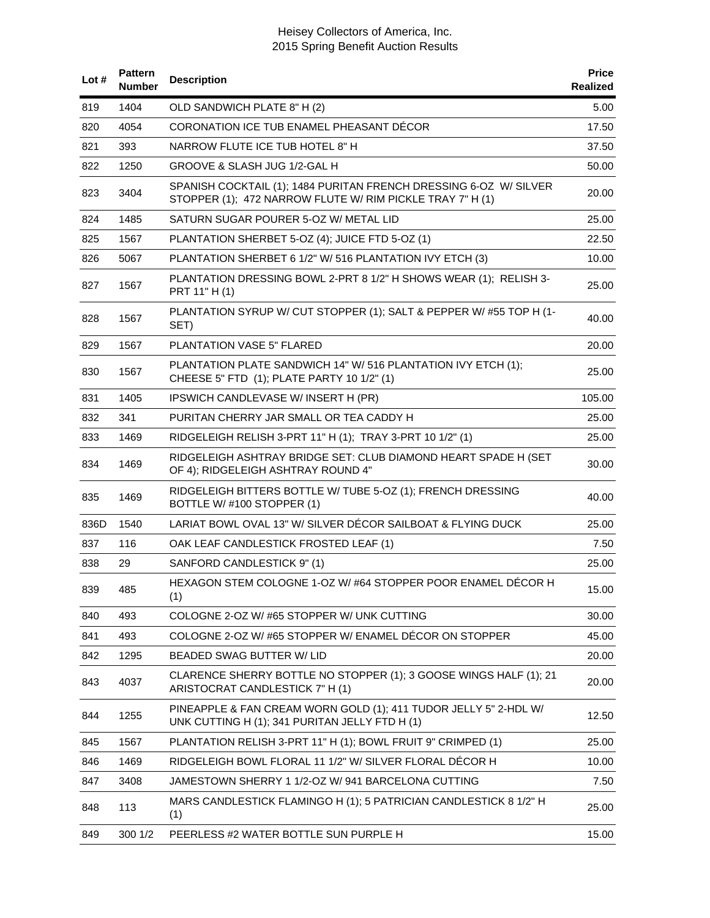| Lot # | Pattern Number | Description | Price Realized |
|---|---|---|---|
| 819 | 1404 | OLD SANDWICH PLATE 8" H (2) | 5.00 |
| 820 | 4054 | CORONATION ICE TUB ENAMEL PHEASANT DÉCOR | 17.50 |
| 821 | 393 | NARROW FLUTE ICE TUB HOTEL 8" H | 37.50 |
| 822 | 1250 | GROOVE & SLASH JUG 1/2-GAL H | 50.00 |
| 823 | 3404 | SPANISH COCKTAIL (1); 1484 PURITAN FRENCH DRESSING 6-OZ W/ SILVER STOPPER (1); 472 NARROW FLUTE W/ RIM PICKLE TRAY 7" H (1) | 20.00 |
| 824 | 1485 | SATURN SUGAR POURER 5-OZ W/ METAL LID | 25.00 |
| 825 | 1567 | PLANTATION SHERBET 5-OZ (4); JUICE FTD 5-OZ (1) | 22.50 |
| 826 | 5067 | PLANTATION SHERBET 6 1/2" W/ 516 PLANTATION IVY ETCH (3) | 10.00 |
| 827 | 1567 | PLANTATION DRESSING BOWL 2-PRT 8 1/2" H SHOWS WEAR (1); RELISH 3-PRT 11" H (1) | 25.00 |
| 828 | 1567 | PLANTATION SYRUP W/ CUT STOPPER (1); SALT & PEPPER W/ #55 TOP H (1-SET) | 40.00 |
| 829 | 1567 | PLANTATION VASE 5" FLARED | 20.00 |
| 830 | 1567 | PLANTATION PLATE SANDWICH 14" W/ 516 PLANTATION IVY ETCH (1); CHEESE 5" FTD (1); PLATE PARTY 10 1/2" (1) | 25.00 |
| 831 | 1405 | IPSWICH CANDLEVASE W/ INSERT H (PR) | 105.00 |
| 832 | 341 | PURITAN CHERRY JAR SMALL OR TEA CADDY H | 25.00 |
| 833 | 1469 | RIDGELEIGH RELISH 3-PRT 11" H (1); TRAY 3-PRT 10 1/2" (1) | 25.00 |
| 834 | 1469 | RIDGELEIGH ASHTRAY BRIDGE SET: CLUB DIAMOND HEART SPADE H (SET OF 4); RIDGELEIGH ASHTRAY ROUND 4" | 30.00 |
| 835 | 1469 | RIDGELEIGH BITTERS BOTTLE W/ TUBE 5-OZ (1); FRENCH DRESSING BOTTLE W/ #100 STOPPER (1) | 40.00 |
| 836D | 1540 | LARIAT BOWL OVAL 13" W/ SILVER DÉCOR SAILBOAT & FLYING DUCK | 25.00 |
| 837 | 116 | OAK LEAF CANDLESTICK FROSTED LEAF (1) | 7.50 |
| 838 | 29 | SANFORD CANDLESTICK 9" (1) | 25.00 |
| 839 | 485 | HEXAGON STEM COLOGNE 1-OZ W/ #64 STOPPER POOR ENAMEL DÉCOR H (1) | 15.00 |
| 840 | 493 | COLOGNE 2-OZ W/ #65 STOPPER W/ UNK CUTTING | 30.00 |
| 841 | 493 | COLOGNE 2-OZ W/ #65 STOPPER W/ ENAMEL DÉCOR ON STOPPER | 45.00 |
| 842 | 1295 | BEADED SWAG BUTTER W/ LID | 20.00 |
| 843 | 4037 | CLARENCE SHERRY BOTTLE NO STOPPER (1); 3 GOOSE WINGS HALF (1); 21 ARISTOCRAT CANDLESTICK 7" H (1) | 20.00 |
| 844 | 1255 | PINEAPPLE & FAN CREAM WORN GOLD (1); 411 TUDOR JELLY 5" 2-HDL W/ UNK CUTTING H (1); 341 PURITAN JELLY FTD H (1) | 12.50 |
| 845 | 1567 | PLANTATION RELISH 3-PRT 11" H (1); BOWL FRUIT 9" CRIMPED (1) | 25.00 |
| 846 | 1469 | RIDGELEIGH BOWL FLORAL 11 1/2" W/ SILVER FLORAL DÉCOR H | 10.00 |
| 847 | 3408 | JAMESTOWN SHERRY 1 1/2-OZ W/ 941 BARCELONA CUTTING | 7.50 |
| 848 | 113 | MARS CANDLESTICK FLAMINGO H (1); 5 PATRICIAN CANDLESTICK 8 1/2" H (1) | 25.00 |
| 849 | 300 1/2 | PEERLESS #2 WATER BOTTLE SUN PURPLE H | 15.00 |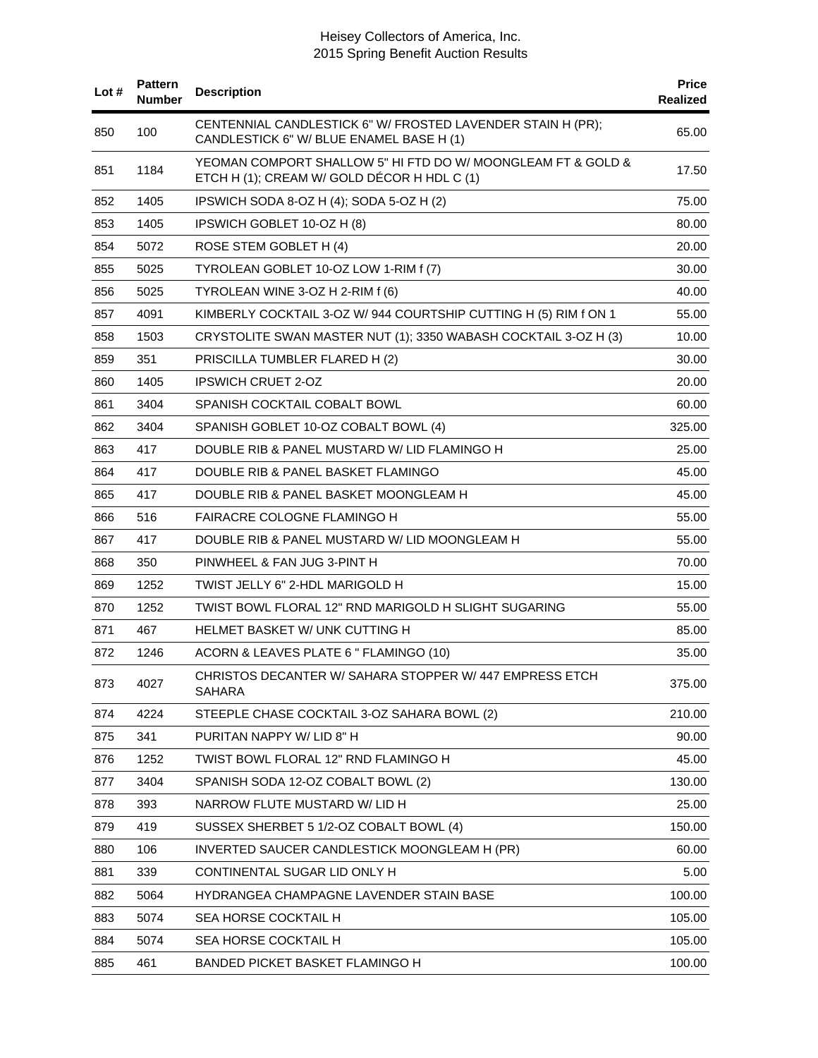| Lot # | Pattern Number | Description | Price Realized |
|---|---|---|---|
| 850 | 100 | CENTENNIAL CANDLESTICK 6" W/ FROSTED LAVENDER STAIN H (PR); CANDLESTICK 6" W/ BLUE ENAMEL BASE H (1) | 65.00 |
| 851 | 1184 | YEOMAN COMPORT SHALLOW 5" HI FTD DO W/ MOONGLEAM FT & GOLD & ETCH H (1); CREAM W/ GOLD DÉCOR H HDL C (1) | 17.50 |
| 852 | 1405 | IPSWICH SODA 8-OZ H (4); SODA 5-OZ H (2) | 75.00 |
| 853 | 1405 | IPSWICH GOBLET 10-OZ H (8) | 80.00 |
| 854 | 5072 | ROSE STEM GOBLET H (4) | 20.00 |
| 855 | 5025 | TYROLEAN GOBLET 10-OZ LOW 1-RIM f (7) | 30.00 |
| 856 | 5025 | TYROLEAN WINE 3-OZ H 2-RIM f (6) | 40.00 |
| 857 | 4091 | KIMBERLY COCKTAIL 3-OZ W/ 944 COURTSHIP CUTTING H (5) RIM f ON 1 | 55.00 |
| 858 | 1503 | CRYSTOLITE SWAN MASTER NUT (1); 3350 WABASH COCKTAIL 3-OZ H (3) | 10.00 |
| 859 | 351 | PRISCILLA TUMBLER FLARED H (2) | 30.00 |
| 860 | 1405 | IPSWICH CRUET 2-OZ | 20.00 |
| 861 | 3404 | SPANISH COCKTAIL COBALT BOWL | 60.00 |
| 862 | 3404 | SPANISH GOBLET 10-OZ COBALT BOWL (4) | 325.00 |
| 863 | 417 | DOUBLE RIB & PANEL MUSTARD W/ LID FLAMINGO H | 25.00 |
| 864 | 417 | DOUBLE RIB & PANEL BASKET FLAMINGO | 45.00 |
| 865 | 417 | DOUBLE RIB & PANEL BASKET MOONGLEAM H | 45.00 |
| 866 | 516 | FAIRACRE COLOGNE FLAMINGO H | 55.00 |
| 867 | 417 | DOUBLE RIB & PANEL MUSTARD W/ LID MOONGLEAM H | 55.00 |
| 868 | 350 | PINWHEEL & FAN JUG 3-PINT H | 70.00 |
| 869 | 1252 | TWIST JELLY 6" 2-HDL MARIGOLD H | 15.00 |
| 870 | 1252 | TWIST BOWL FLORAL 12" RND MARIGOLD H SLIGHT SUGARING | 55.00 |
| 871 | 467 | HELMET BASKET W/ UNK CUTTING H | 85.00 |
| 872 | 1246 | ACORN & LEAVES PLATE 6 " FLAMINGO (10) | 35.00 |
| 873 | 4027 | CHRISTOS DECANTER W/ SAHARA STOPPER W/ 447 EMPRESS ETCH SAHARA | 375.00 |
| 874 | 4224 | STEEPLE CHASE COCKTAIL 3-OZ SAHARA BOWL (2) | 210.00 |
| 875 | 341 | PURITAN NAPPY W/ LID 8" H | 90.00 |
| 876 | 1252 | TWIST BOWL FLORAL 12" RND FLAMINGO H | 45.00 |
| 877 | 3404 | SPANISH SODA 12-OZ COBALT BOWL (2) | 130.00 |
| 878 | 393 | NARROW FLUTE MUSTARD W/ LID H | 25.00 |
| 879 | 419 | SUSSEX SHERBET 5 1/2-OZ COBALT BOWL (4) | 150.00 |
| 880 | 106 | INVERTED SAUCER CANDLESTICK MOONGLEAM H (PR) | 60.00 |
| 881 | 339 | CONTINENTAL SUGAR LID ONLY H | 5.00 |
| 882 | 5064 | HYDRANGEA CHAMPAGNE LAVENDER STAIN BASE | 100.00 |
| 883 | 5074 | SEA HORSE COCKTAIL H | 105.00 |
| 884 | 5074 | SEA HORSE COCKTAIL H | 105.00 |
| 885 | 461 | BANDED PICKET BASKET FLAMINGO H | 100.00 |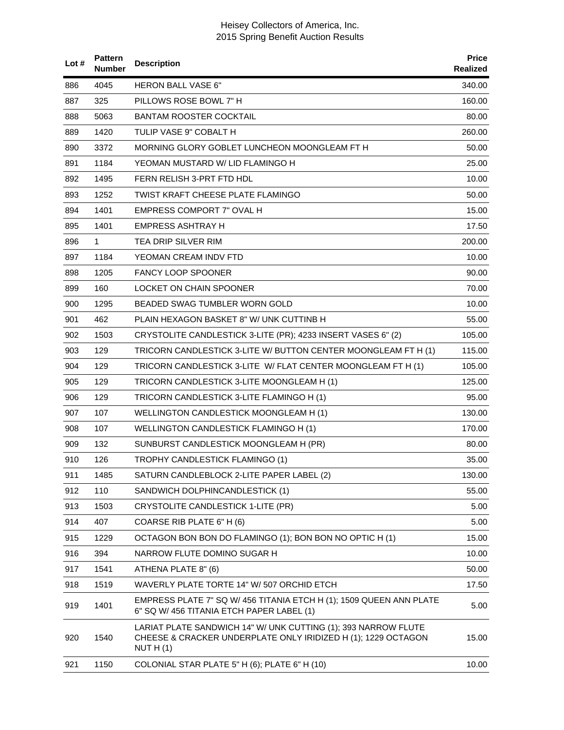| Lot # | Pattern Number | Description | Price Realized |
|---|---|---|---|
| 886 | 4045 | HERON BALL VASE 6" | 340.00 |
| 887 | 325 | PILLOWS ROSE BOWL 7" H | 160.00 |
| 888 | 5063 | BANTAM ROOSTER COCKTAIL | 80.00 |
| 889 | 1420 | TULIP VASE 9" COBALT H | 260.00 |
| 890 | 3372 | MORNING GLORY GOBLET LUNCHEON MOONGLEAM FT H | 50.00 |
| 891 | 1184 | YEOMAN MUSTARD W/ LID FLAMINGO H | 25.00 |
| 892 | 1495 | FERN RELISH 3-PRT FTD HDL | 10.00 |
| 893 | 1252 | TWIST KRAFT CHEESE PLATE FLAMINGO | 50.00 |
| 894 | 1401 | EMPRESS COMPORT 7" OVAL H | 15.00 |
| 895 | 1401 | EMPRESS ASHTRAY H | 17.50 |
| 896 | 1 | TEA DRIP SILVER RIM | 200.00 |
| 897 | 1184 | YEOMAN CREAM INDV FTD | 10.00 |
| 898 | 1205 | FANCY LOOP SPOONER | 90.00 |
| 899 | 160 | LOCKET ON CHAIN SPOONER | 70.00 |
| 900 | 1295 | BEADED SWAG TUMBLER WORN GOLD | 10.00 |
| 901 | 462 | PLAIN HEXAGON BASKET 8" W/ UNK CUTTINB H | 55.00 |
| 902 | 1503 | CRYSTOLITE CANDLESTICK 3-LITE (PR); 4233 INSERT VASES 6" (2) | 105.00 |
| 903 | 129 | TRICORN CANDLESTICK 3-LITE W/ BUTTON CENTER MOONGLEAM FT H (1) | 115.00 |
| 904 | 129 | TRICORN CANDLESTICK 3-LITE W/ FLAT CENTER MOONGLEAM FT H (1) | 105.00 |
| 905 | 129 | TRICORN CANDLESTICK 3-LITE MOONGLEAM H (1) | 125.00 |
| 906 | 129 | TRICORN CANDLESTICK 3-LITE FLAMINGO H (1) | 95.00 |
| 907 | 107 | WELLINGTON CANDLESTICK MOONGLEAM H (1) | 130.00 |
| 908 | 107 | WELLINGTON CANDLESTICK FLAMINGO H (1) | 170.00 |
| 909 | 132 | SUNBURST CANDLESTICK MOONGLEAM H (PR) | 80.00 |
| 910 | 126 | TROPHY CANDLESTICK FLAMINGO (1) | 35.00 |
| 911 | 1485 | SATURN CANDLEBLOCK 2-LITE PAPER LABEL (2) | 130.00 |
| 912 | 110 | SANDWICH DOLPHINCANDLESTICK (1) | 55.00 |
| 913 | 1503 | CRYSTOLITE CANDLESTICK 1-LITE (PR) | 5.00 |
| 914 | 407 | COARSE RIB PLATE 6" H (6) | 5.00 |
| 915 | 1229 | OCTAGON BON BON DO FLAMINGO (1); BON BON NO OPTIC H (1) | 15.00 |
| 916 | 394 | NARROW FLUTE DOMINO SUGAR H | 10.00 |
| 917 | 1541 | ATHENA PLATE 8" (6) | 50.00 |
| 918 | 1519 | WAVERLY PLATE TORTE 14" W/ 507 ORCHID ETCH | 17.50 |
| 919 | 1401 | EMPRESS PLATE 7" SQ W/ 456 TITANIA ETCH H (1); 1509 QUEEN ANN PLATE 6" SQ W/ 456 TITANIA ETCH PAPER LABEL (1) | 5.00 |
| 920 | 1540 | LARIAT PLATE SANDWICH 14" W/ UNK CUTTING (1); 393 NARROW FLUTE CHEESE & CRACKER UNDERPLATE ONLY IRIDIZED H (1); 1229 OCTAGON NUT H (1) | 15.00 |
| 921 | 1150 | COLONIAL STAR PLATE 5" H (6); PLATE 6" H (10) | 10.00 |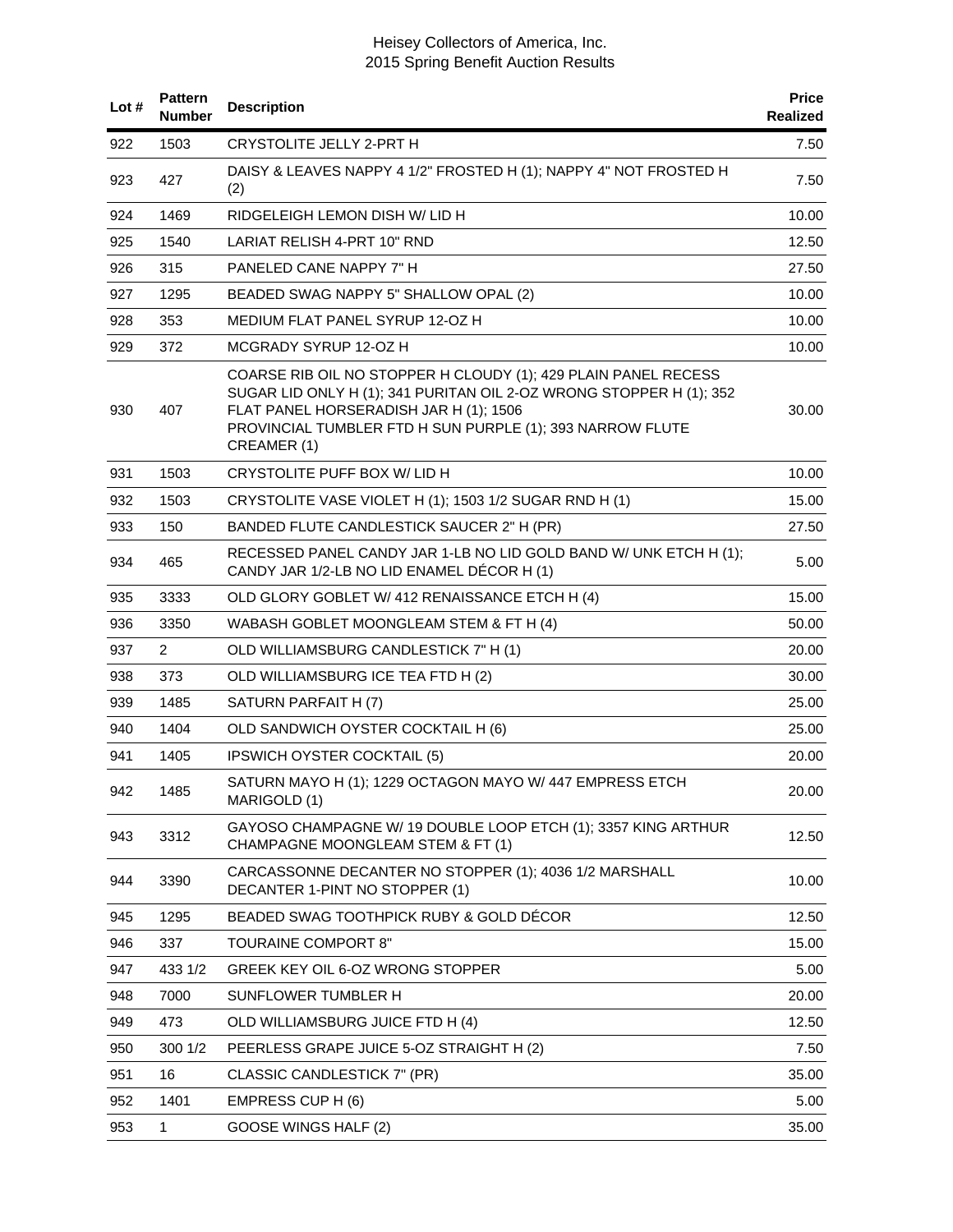| Lot # | Pattern Number | Description | Price Realized |
|---|---|---|---|
| 922 | 1503 | CRYSTOLITE JELLY 2-PRT H | 7.50 |
| 923 | 427 | DAISY & LEAVES NAPPY 4 1/2" FROSTED H (1); NAPPY 4" NOT FROSTED H (2) | 7.50 |
| 924 | 1469 | RIDGELEIGH LEMON DISH W/ LID H | 10.00 |
| 925 | 1540 | LARIAT RELISH 4-PRT 10" RND | 12.50 |
| 926 | 315 | PANELED CANE NAPPY 7" H | 27.50 |
| 927 | 1295 | BEADED SWAG NAPPY 5" SHALLOW OPAL (2) | 10.00 |
| 928 | 353 | MEDIUM FLAT PANEL SYRUP 12-OZ H | 10.00 |
| 929 | 372 | MCGRADY SYRUP 12-OZ H | 10.00 |
| 930 | 407 | COARSE RIB OIL NO STOPPER H CLOUDY (1); 429 PLAIN PANEL RECESS SUGAR LID ONLY H (1); 341 PURITAN OIL 2-OZ WRONG STOPPER H (1); 352 FLAT PANEL HORSERADISH JAR H (1); 1506 PROVINCIAL TUMBLER FTD H SUN PURPLE (1); 393 NARROW FLUTE CREAMER (1) | 30.00 |
| 931 | 1503 | CRYSTOLITE PUFF BOX W/ LID H | 10.00 |
| 932 | 1503 | CRYSTOLITE VASE VIOLET H (1); 1503 1/2 SUGAR RND H (1) | 15.00 |
| 933 | 150 | BANDED FLUTE CANDLESTICK SAUCER 2" H (PR) | 27.50 |
| 934 | 465 | RECESSED PANEL CANDY JAR 1-LB NO LID GOLD BAND W/ UNK ETCH H (1); CANDY JAR 1/2-LB NO LID ENAMEL DÉCOR H (1) | 5.00 |
| 935 | 3333 | OLD GLORY GOBLET W/ 412 RENAISSANCE ETCH H (4) | 15.00 |
| 936 | 3350 | WABASH GOBLET MOONGLEAM STEM & FT H (4) | 50.00 |
| 937 | 2 | OLD WILLIAMSBURG CANDLESTICK 7" H (1) | 20.00 |
| 938 | 373 | OLD WILLIAMSBURG ICE TEA FTD H (2) | 30.00 |
| 939 | 1485 | SATURN PARFAIT H (7) | 25.00 |
| 940 | 1404 | OLD SANDWICH OYSTER COCKTAIL H (6) | 25.00 |
| 941 | 1405 | IPSWICH OYSTER COCKTAIL (5) | 20.00 |
| 942 | 1485 | SATURN MAYO H (1); 1229 OCTAGON MAYO W/ 447 EMPRESS ETCH MARIGOLD (1) | 20.00 |
| 943 | 3312 | GAYOSO CHAMPAGNE W/ 19 DOUBLE LOOP ETCH (1); 3357 KING ARTHUR CHAMPAGNE MOONGLEAM STEM & FT (1) | 12.50 |
| 944 | 3390 | CARCASSONNE DECANTER NO STOPPER (1); 4036 1/2 MARSHALL DECANTER 1-PINT NO STOPPER (1) | 10.00 |
| 945 | 1295 | BEADED SWAG TOOTHPICK RUBY & GOLD DÉCOR | 12.50 |
| 946 | 337 | TOURAINE COMPORT 8" | 15.00 |
| 947 | 433 1/2 | GREEK KEY OIL 6-OZ WRONG STOPPER | 5.00 |
| 948 | 7000 | SUNFLOWER TUMBLER H | 20.00 |
| 949 | 473 | OLD WILLIAMSBURG JUICE FTD H (4) | 12.50 |
| 950 | 300 1/2 | PEERLESS GRAPE JUICE 5-OZ STRAIGHT H (2) | 7.50 |
| 951 | 16 | CLASSIC CANDLESTICK 7" (PR) | 35.00 |
| 952 | 1401 | EMPRESS CUP H (6) | 5.00 |
| 953 | 1 | GOOSE WINGS HALF (2) | 35.00 |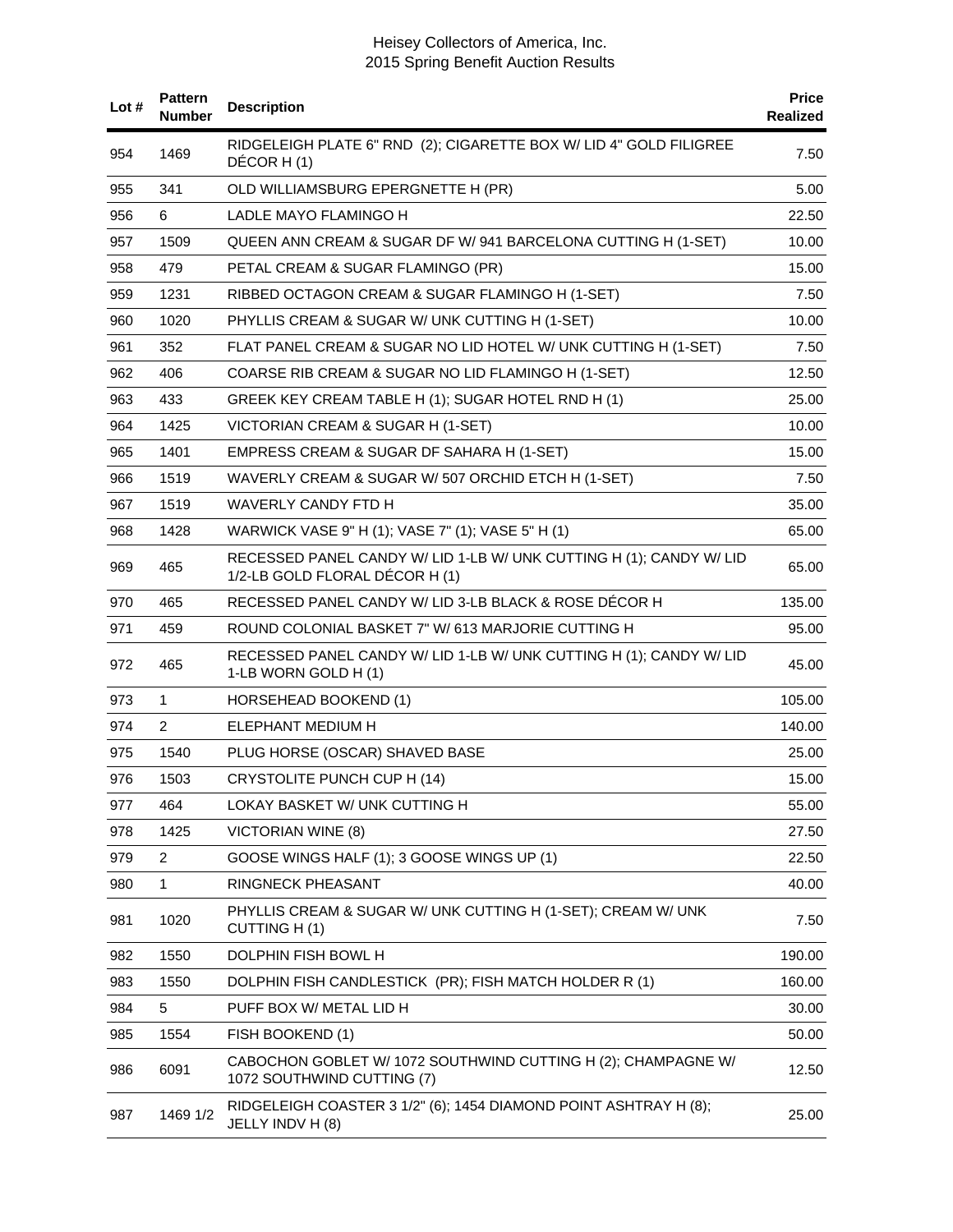| Lot # | Pattern Number | Description | Price Realized |
|---|---|---|---|
| 954 | 1469 | RIDGELEIGH PLATE 6" RND (2); CIGARETTE BOX W/ LID 4" GOLD FILIGREE DÉCOR H (1) | 7.50 |
| 955 | 341 | OLD WILLIAMSBURG EPERGNETTE H (PR) | 5.00 |
| 956 | 6 | LADLE MAYO FLAMINGO H | 22.50 |
| 957 | 1509 | QUEEN ANN CREAM & SUGAR DF W/ 941 BARCELONA CUTTING H (1-SET) | 10.00 |
| 958 | 479 | PETAL CREAM & SUGAR FLAMINGO (PR) | 15.00 |
| 959 | 1231 | RIBBED OCTAGON CREAM & SUGAR FLAMINGO H (1-SET) | 7.50 |
| 960 | 1020 | PHYLLIS CREAM & SUGAR W/ UNK CUTTING H (1-SET) | 10.00 |
| 961 | 352 | FLAT PANEL CREAM & SUGAR NO LID HOTEL W/ UNK CUTTING H (1-SET) | 7.50 |
| 962 | 406 | COARSE RIB CREAM & SUGAR NO LID FLAMINGO H (1-SET) | 12.50 |
| 963 | 433 | GREEK KEY CREAM TABLE H (1); SUGAR HOTEL RND H (1) | 25.00 |
| 964 | 1425 | VICTORIAN CREAM & SUGAR H (1-SET) | 10.00 |
| 965 | 1401 | EMPRESS CREAM & SUGAR DF SAHARA H (1-SET) | 15.00 |
| 966 | 1519 | WAVERLY CREAM & SUGAR W/ 507 ORCHID ETCH H (1-SET) | 7.50 |
| 967 | 1519 | WAVERLY CANDY FTD H | 35.00 |
| 968 | 1428 | WARWICK VASE 9" H (1); VASE 7" (1); VASE 5" H (1) | 65.00 |
| 969 | 465 | RECESSED PANEL CANDY W/ LID 1-LB W/ UNK CUTTING H (1); CANDY W/ LID 1/2-LB GOLD FLORAL DÉCOR H (1) | 65.00 |
| 970 | 465 | RECESSED PANEL CANDY W/ LID 3-LB BLACK & ROSE DÉCOR H | 135.00 |
| 971 | 459 | ROUND COLONIAL BASKET 7" W/ 613 MARJORIE CUTTING H | 95.00 |
| 972 | 465 | RECESSED PANEL CANDY W/ LID 1-LB W/ UNK CUTTING H (1); CANDY W/ LID 1-LB WORN GOLD H (1) | 45.00 |
| 973 | 1 | HORSEHEAD BOOKEND (1) | 105.00 |
| 974 | 2 | ELEPHANT MEDIUM H | 140.00 |
| 975 | 1540 | PLUG HORSE (OSCAR) SHAVED BASE | 25.00 |
| 976 | 1503 | CRYSTOLITE PUNCH CUP H (14) | 15.00 |
| 977 | 464 | LOKAY BASKET W/ UNK CUTTING H | 55.00 |
| 978 | 1425 | VICTORIAN WINE (8) | 27.50 |
| 979 | 2 | GOOSE WINGS HALF (1); 3 GOOSE WINGS UP (1) | 22.50 |
| 980 | 1 | RINGNECK PHEASANT | 40.00 |
| 981 | 1020 | PHYLLIS CREAM & SUGAR W/ UNK CUTTING H (1-SET); CREAM W/ UNK CUTTING H (1) | 7.50 |
| 982 | 1550 | DOLPHIN FISH BOWL H | 190.00 |
| 983 | 1550 | DOLPHIN FISH CANDLESTICK (PR); FISH MATCH HOLDER R (1) | 160.00 |
| 984 | 5 | PUFF BOX W/ METAL LID H | 30.00 |
| 985 | 1554 | FISH BOOKEND (1) | 50.00 |
| 986 | 6091 | CABOCHON GOBLET W/ 1072 SOUTHWIND CUTTING H (2); CHAMPAGNE W/ 1072 SOUTHWIND CUTTING (7) | 12.50 |
| 987 | 1469 1/2 | RIDGELEIGH COASTER 3 1/2" (6); 1454 DIAMOND POINT ASHTRAY H (8); JELLY INDV H (8) | 25.00 |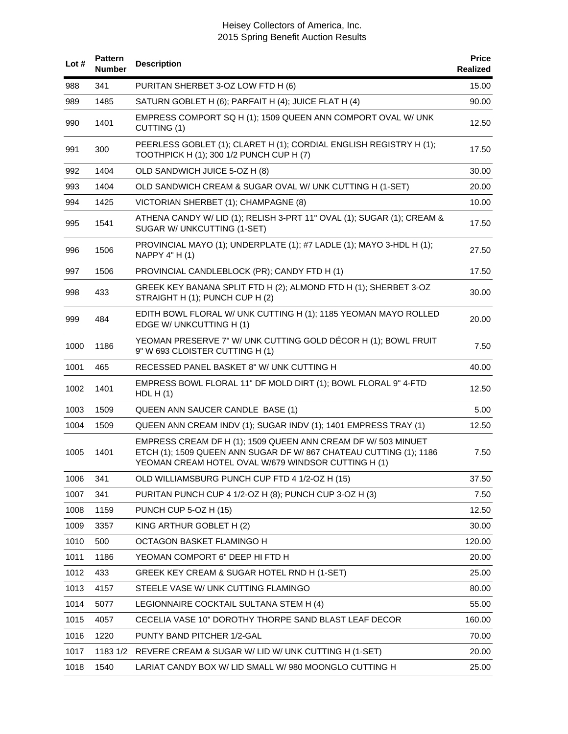| Lot # | Pattern Number | Description | Price Realized |
|---|---|---|---|
| 988 | 341 | PURITAN SHERBET 3-OZ LOW FTD H (6) | 15.00 |
| 989 | 1485 | SATURN GOBLET H (6); PARFAIT H (4); JUICE FLAT H (4) | 90.00 |
| 990 | 1401 | EMPRESS COMPORT SQ H (1); 1509 QUEEN ANN COMPORT OVAL W/ UNK CUTTING (1) | 12.50 |
| 991 | 300 | PEERLESS GOBLET (1); CLARET H (1); CORDIAL ENGLISH REGISTRY H (1); TOOTHPICK H (1); 300 1/2 PUNCH CUP H (7) | 17.50 |
| 992 | 1404 | OLD SANDWICH JUICE 5-OZ H (8) | 30.00 |
| 993 | 1404 | OLD SANDWICH CREAM & SUGAR OVAL W/ UNK CUTTING H (1-SET) | 20.00 |
| 994 | 1425 | VICTORIAN SHERBET (1); CHAMPAGNE (8) | 10.00 |
| 995 | 1541 | ATHENA CANDY W/ LID (1); RELISH 3-PRT 11" OVAL (1); SUGAR (1); CREAM & SUGAR W/ UNKCUTTING (1-SET) | 17.50 |
| 996 | 1506 | PROVINCIAL MAYO (1); UNDERPLATE (1); #7 LADLE (1); MAYO 3-HDL H (1); NAPPY 4" H (1) | 27.50 |
| 997 | 1506 | PROVINCIAL CANDLEBLOCK (PR); CANDY FTD H (1) | 17.50 |
| 998 | 433 | GREEK KEY BANANA SPLIT FTD H (2); ALMOND FTD H (1); SHERBET 3-OZ STRAIGHT H (1); PUNCH CUP H (2) | 30.00 |
| 999 | 484 | EDITH BOWL FLORAL W/ UNK CUTTING H (1); 1185 YEOMAN MAYO ROLLED EDGE W/ UNKCUTTING H (1) | 20.00 |
| 1000 | 1186 | YEOMAN PRESERVE 7" W/ UNK CUTTING GOLD DÉCOR H (1); BOWL FRUIT 9" W 693 CLOISTER CUTTING H (1) | 7.50 |
| 1001 | 465 | RECESSED PANEL BASKET 8" W/ UNK CUTTING H | 40.00 |
| 1002 | 1401 | EMPRESS BOWL FLORAL 11" DF MOLD DIRT (1); BOWL FLORAL 9" 4-FTD HDL H (1) | 12.50 |
| 1003 | 1509 | QUEEN ANN SAUCER CANDLE BASE (1) | 5.00 |
| 1004 | 1509 | QUEEN ANN CREAM INDV (1); SUGAR INDV (1); 1401 EMPRESS TRAY (1) | 12.50 |
| 1005 | 1401 | EMPRESS CREAM DF H (1); 1509 QUEEN ANN CREAM DF W/ 503 MINUET ETCH (1); 1509 QUEEN ANN SUGAR DF W/ 867 CHATEAU CUTTING (1); 1186 YEOMAN CREAM HOTEL OVAL W/679 WINDSOR CUTTING H (1) | 7.50 |
| 1006 | 341 | OLD WILLIAMSBURG PUNCH CUP FTD 4 1/2-OZ H (15) | 37.50 |
| 1007 | 341 | PURITAN PUNCH CUP 4 1/2-OZ H (8); PUNCH CUP 3-OZ H (3) | 7.50 |
| 1008 | 1159 | PUNCH CUP 5-OZ H (15) | 12.50 |
| 1009 | 3357 | KING ARTHUR GOBLET H (2) | 30.00 |
| 1010 | 500 | OCTAGON BASKET FLAMINGO H | 120.00 |
| 1011 | 1186 | YEOMAN COMPORT 6" DEEP HI FTD H | 20.00 |
| 1012 | 433 | GREEK KEY CREAM & SUGAR HOTEL RND H (1-SET) | 25.00 |
| 1013 | 4157 | STEELE VASE W/ UNK CUTTING FLAMINGO | 80.00 |
| 1014 | 5077 | LEGIONNAIRE COCKTAIL SULTANA STEM H (4) | 55.00 |
| 1015 | 4057 | CECELIA VASE 10" DOROTHY THORPE SAND BLAST LEAF DECOR | 160.00 |
| 1016 | 1220 | PUNTY BAND PITCHER 1/2-GAL | 70.00 |
| 1017 | 1183 1/2 | REVERE CREAM & SUGAR W/ LID W/ UNK CUTTING H (1-SET) | 20.00 |
| 1018 | 1540 | LARIAT CANDY BOX W/ LID SMALL W/ 980 MOONGLO CUTTING H | 25.00 |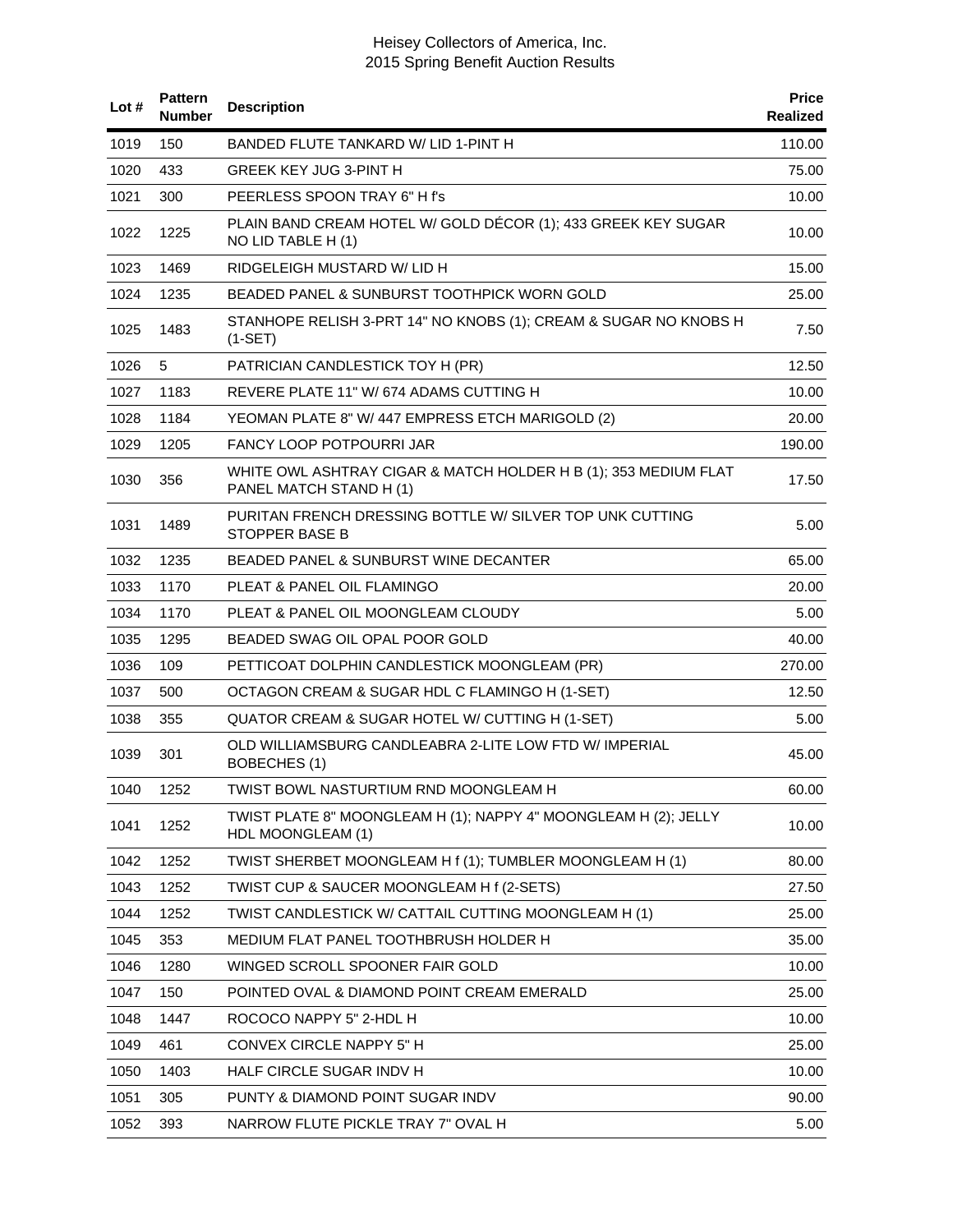| Lot # | Pattern Number | Description | Price Realized |
|---|---|---|---|
| 1019 | 150 | BANDED FLUTE TANKARD W/ LID 1-PINT H | 110.00 |
| 1020 | 433 | GREEK KEY JUG 3-PINT H | 75.00 |
| 1021 | 300 | PEERLESS SPOON TRAY 6" H f's | 10.00 |
| 1022 | 1225 | PLAIN BAND CREAM HOTEL W/ GOLD DÉCOR (1); 433 GREEK KEY SUGAR NO LID TABLE H (1) | 10.00 |
| 1023 | 1469 | RIDGELEIGH MUSTARD W/ LID H | 15.00 |
| 1024 | 1235 | BEADED PANEL & SUNBURST TOOTHPICK WORN GOLD | 25.00 |
| 1025 | 1483 | STANHOPE RELISH 3-PRT 14" NO KNOBS (1); CREAM & SUGAR NO KNOBS H (1-SET) | 7.50 |
| 1026 | 5 | PATRICIAN CANDLESTICK TOY H (PR) | 12.50 |
| 1027 | 1183 | REVERE PLATE 11" W/ 674 ADAMS CUTTING H | 10.00 |
| 1028 | 1184 | YEOMAN PLATE 8" W/ 447 EMPRESS ETCH MARIGOLD (2) | 20.00 |
| 1029 | 1205 | FANCY LOOP POTPOURRI JAR | 190.00 |
| 1030 | 356 | WHITE OWL ASHTRAY CIGAR & MATCH HOLDER H B (1); 353 MEDIUM FLAT PANEL MATCH STAND H (1) | 17.50 |
| 1031 | 1489 | PURITAN FRENCH DRESSING BOTTLE W/ SILVER TOP UNK CUTTING STOPPER BASE B | 5.00 |
| 1032 | 1235 | BEADED PANEL & SUNBURST WINE DECANTER | 65.00 |
| 1033 | 1170 | PLEAT & PANEL OIL FLAMINGO | 20.00 |
| 1034 | 1170 | PLEAT & PANEL OIL MOONGLEAM CLOUDY | 5.00 |
| 1035 | 1295 | BEADED SWAG OIL OPAL POOR GOLD | 40.00 |
| 1036 | 109 | PETTICOAT DOLPHIN CANDLESTICK MOONGLEAM (PR) | 270.00 |
| 1037 | 500 | OCTAGON CREAM & SUGAR HDL C FLAMINGO H (1-SET) | 12.50 |
| 1038 | 355 | QUATOR CREAM & SUGAR HOTEL W/ CUTTING H (1-SET) | 5.00 |
| 1039 | 301 | OLD WILLIAMSBURG CANDLEABRA 2-LITE LOW FTD W/ IMPERIAL BOBECHES (1) | 45.00 |
| 1040 | 1252 | TWIST BOWL NASTURTIUM RND MOONGLEAM H | 60.00 |
| 1041 | 1252 | TWIST PLATE 8" MOONGLEAM H (1); NAPPY 4" MOONGLEAM H (2); JELLY HDL MOONGLEAM (1) | 10.00 |
| 1042 | 1252 | TWIST SHERBET MOONGLEAM H f (1); TUMBLER MOONGLEAM H (1) | 80.00 |
| 1043 | 1252 | TWIST CUP & SAUCER MOONGLEAM H f (2-SETS) | 27.50 |
| 1044 | 1252 | TWIST CANDLESTICK W/ CATTAIL CUTTING MOONGLEAM H (1) | 25.00 |
| 1045 | 353 | MEDIUM FLAT PANEL TOOTHBRUSH HOLDER H | 35.00 |
| 1046 | 1280 | WINGED SCROLL SPOONER FAIR GOLD | 10.00 |
| 1047 | 150 | POINTED OVAL & DIAMOND POINT CREAM EMERALD | 25.00 |
| 1048 | 1447 | ROCOCO NAPPY 5" 2-HDL H | 10.00 |
| 1049 | 461 | CONVEX CIRCLE NAPPY 5" H | 25.00 |
| 1050 | 1403 | HALF CIRCLE SUGAR INDV H | 10.00 |
| 1051 | 305 | PUNTY & DIAMOND POINT SUGAR INDV | 90.00 |
| 1052 | 393 | NARROW FLUTE PICKLE TRAY 7" OVAL H | 5.00 |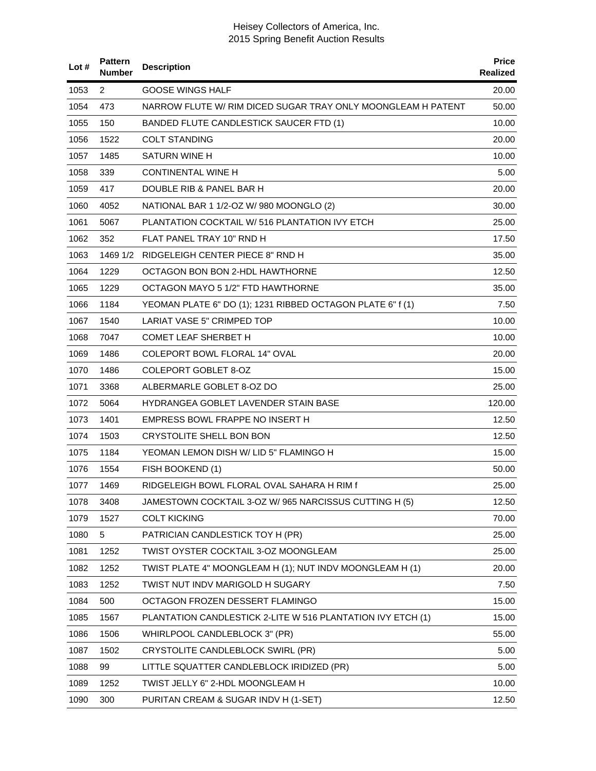| Lot # | Pattern Number | Description | Price Realized |
|---|---|---|---|
| 1053 | 2 | GOOSE WINGS HALF | 20.00 |
| 1054 | 473 | NARROW FLUTE W/ RIM DICED SUGAR TRAY ONLY MOONGLEAM H PATENT | 50.00 |
| 1055 | 150 | BANDED FLUTE CANDLESTICK SAUCER FTD (1) | 10.00 |
| 1056 | 1522 | COLT STANDING | 20.00 |
| 1057 | 1485 | SATURN WINE H | 10.00 |
| 1058 | 339 | CONTINENTAL WINE H | 5.00 |
| 1059 | 417 | DOUBLE RIB & PANEL BAR H | 20.00 |
| 1060 | 4052 | NATIONAL BAR 1 1/2-OZ W/ 980 MOONGLO (2) | 30.00 |
| 1061 | 5067 | PLANTATION COCKTAIL W/ 516 PLANTATION IVY ETCH | 25.00 |
| 1062 | 352 | FLAT PANEL TRAY 10" RND H | 17.50 |
| 1063 | 1469 1/2 | RIDGELEIGH CENTER PIECE 8" RND H | 35.00 |
| 1064 | 1229 | OCTAGON BON BON 2-HDL HAWTHORNE | 12.50 |
| 1065 | 1229 | OCTAGON MAYO 5 1/2" FTD HAWTHORNE | 35.00 |
| 1066 | 1184 | YEOMAN PLATE 6" DO (1); 1231 RIBBED OCTAGON PLATE 6" f (1) | 7.50 |
| 1067 | 1540 | LARIAT VASE 5" CRIMPED TOP | 10.00 |
| 1068 | 7047 | COMET LEAF SHERBET H | 10.00 |
| 1069 | 1486 | COLEPORT BOWL FLORAL 14" OVAL | 20.00 |
| 1070 | 1486 | COLEPORT GOBLET 8-OZ | 15.00 |
| 1071 | 3368 | ALBERMARLE GOBLET 8-OZ DO | 25.00 |
| 1072 | 5064 | HYDRANGEA GOBLET LAVENDER STAIN BASE | 120.00 |
| 1073 | 1401 | EMPRESS BOWL FRAPPE NO INSERT H | 12.50 |
| 1074 | 1503 | CRYSTOLITE SHELL BON BON | 12.50 |
| 1075 | 1184 | YEOMAN LEMON DISH W/ LID 5" FLAMINGO H | 15.00 |
| 1076 | 1554 | FISH BOOKEND (1) | 50.00 |
| 1077 | 1469 | RIDGELEIGH BOWL FLORAL OVAL SAHARA H RIM f | 25.00 |
| 1078 | 3408 | JAMESTOWN COCKTAIL 3-OZ W/ 965 NARCISSUS CUTTING H (5) | 12.50 |
| 1079 | 1527 | COLT KICKING | 70.00 |
| 1080 | 5 | PATRICIAN CANDLESTICK TOY H (PR) | 25.00 |
| 1081 | 1252 | TWIST OYSTER COCKTAIL 3-OZ MOONGLEAM | 25.00 |
| 1082 | 1252 | TWIST PLATE 4" MOONGLEAM H (1); NUT INDV MOONGLEAM H (1) | 20.00 |
| 1083 | 1252 | TWIST NUT INDV MARIGOLD H SUGARY | 7.50 |
| 1084 | 500 | OCTAGON FROZEN DESSERT FLAMINGO | 15.00 |
| 1085 | 1567 | PLANTATION CANDLESTICK 2-LITE W 516 PLANTATION IVY ETCH (1) | 15.00 |
| 1086 | 1506 | WHIRLPOOL CANDLEBLOCK 3" (PR) | 55.00 |
| 1087 | 1502 | CRYSTOLITE CANDLEBLOCK SWIRL (PR) | 5.00 |
| 1088 | 99 | LITTLE SQUATTER CANDLEBLOCK IRIDIZED (PR) | 5.00 |
| 1089 | 1252 | TWIST JELLY 6" 2-HDL MOONGLEAM H | 10.00 |
| 1090 | 300 | PURITAN CREAM & SUGAR INDV H (1-SET) | 12.50 |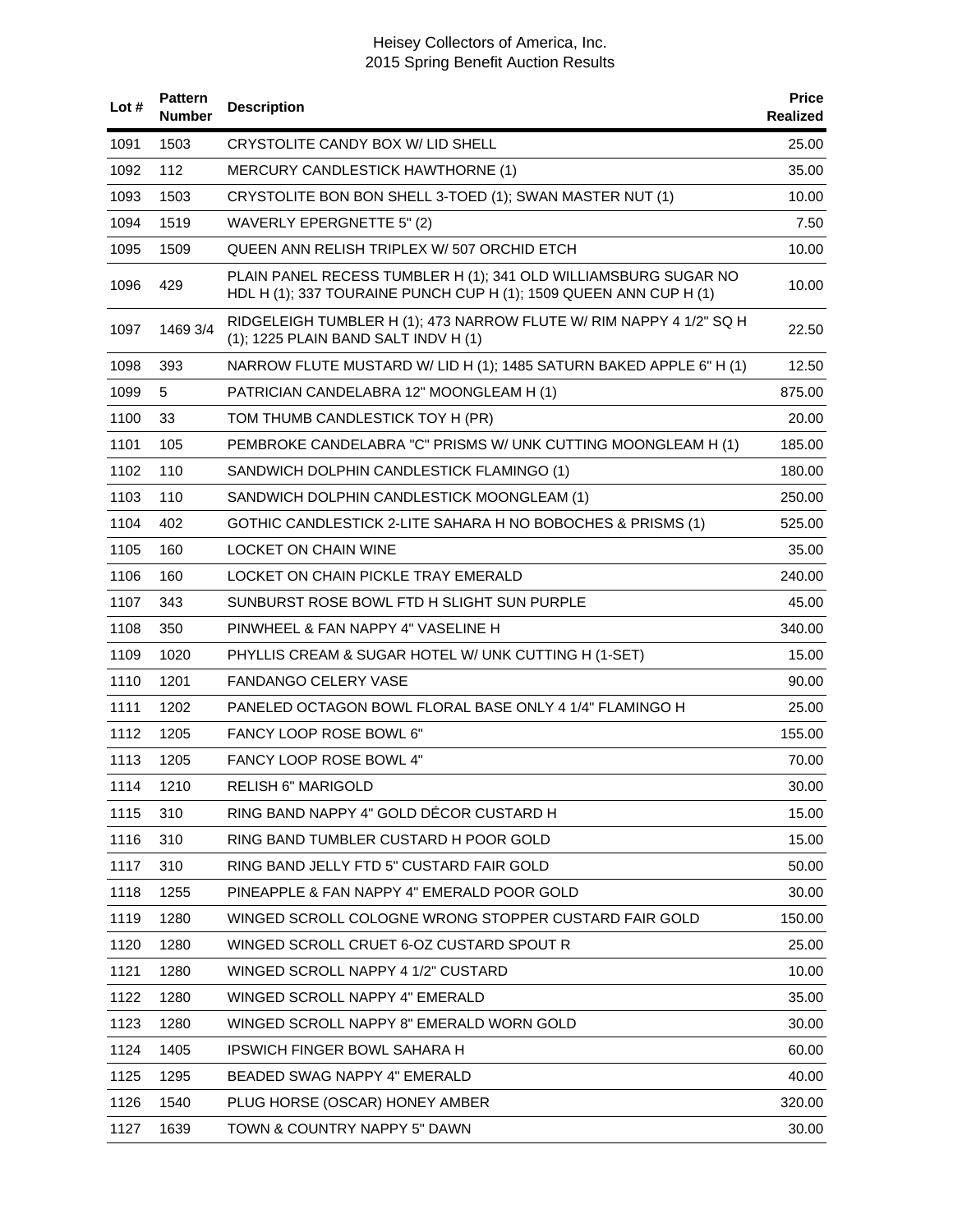| Lot # | Pattern Number | Description | Price Realized |
|---|---|---|---|
| 1091 | 1503 | CRYSTOLITE CANDY BOX W/ LID SHELL | 25.00 |
| 1092 | 112 | MERCURY CANDLESTICK HAWTHORNE (1) | 35.00 |
| 1093 | 1503 | CRYSTOLITE BON BON SHELL 3-TOED (1); SWAN MASTER NUT (1) | 10.00 |
| 1094 | 1519 | WAVERLY EPERGNETTE 5" (2) | 7.50 |
| 1095 | 1509 | QUEEN ANN RELISH TRIPLEX W/ 507 ORCHID ETCH | 10.00 |
| 1096 | 429 | PLAIN PANEL RECESS TUMBLER H (1); 341 OLD WILLIAMSBURG SUGAR NO HDL H (1); 337 TOURAINE PUNCH CUP H (1); 1509 QUEEN ANN CUP H (1) | 10.00 |
| 1097 | 1469 3/4 | RIDGELEIGH TUMBLER H (1); 473 NARROW FLUTE W/ RIM NAPPY 4 1/2" SQ H (1); 1225 PLAIN BAND SALT INDV H (1) | 22.50 |
| 1098 | 393 | NARROW FLUTE MUSTARD W/ LID H (1); 1485 SATURN BAKED APPLE 6" H (1) | 12.50 |
| 1099 | 5 | PATRICIAN CANDELABRA 12" MOONGLEAM H (1) | 875.00 |
| 1100 | 33 | TOM THUMB CANDLESTICK TOY H (PR) | 20.00 |
| 1101 | 105 | PEMBROKE CANDELABRA "C" PRISMS W/ UNK CUTTING MOONGLEAM H (1) | 185.00 |
| 1102 | 110 | SANDWICH DOLPHIN CANDLESTICK FLAMINGO (1) | 180.00 |
| 1103 | 110 | SANDWICH DOLPHIN CANDLESTICK MOONGLEAM (1) | 250.00 |
| 1104 | 402 | GOTHIC CANDLESTICK 2-LITE SAHARA H NO BOBOCHES & PRISMS (1) | 525.00 |
| 1105 | 160 | LOCKET ON CHAIN WINE | 35.00 |
| 1106 | 160 | LOCKET ON CHAIN PICKLE TRAY EMERALD | 240.00 |
| 1107 | 343 | SUNBURST ROSE BOWL FTD H SLIGHT SUN PURPLE | 45.00 |
| 1108 | 350 | PINWHEEL & FAN NAPPY 4" VASELINE H | 340.00 |
| 1109 | 1020 | PHYLLIS CREAM & SUGAR HOTEL W/ UNK CUTTING H (1-SET) | 15.00 |
| 1110 | 1201 | FANDANGO CELERY VASE | 90.00 |
| 1111 | 1202 | PANELED OCTAGON BOWL FLORAL BASE ONLY 4 1/4" FLAMINGO H | 25.00 |
| 1112 | 1205 | FANCY LOOP ROSE BOWL 6" | 155.00 |
| 1113 | 1205 | FANCY LOOP ROSE BOWL 4" | 70.00 |
| 1114 | 1210 | RELISH 6" MARIGOLD | 30.00 |
| 1115 | 310 | RING BAND NAPPY 4" GOLD DÉCOR CUSTARD H | 15.00 |
| 1116 | 310 | RING BAND TUMBLER CUSTARD H POOR GOLD | 15.00 |
| 1117 | 310 | RING BAND JELLY FTD 5" CUSTARD FAIR GOLD | 50.00 |
| 1118 | 1255 | PINEAPPLE & FAN NAPPY 4" EMERALD POOR GOLD | 30.00 |
| 1119 | 1280 | WINGED SCROLL COLOGNE WRONG STOPPER CUSTARD FAIR GOLD | 150.00 |
| 1120 | 1280 | WINGED SCROLL CRUET 6-OZ CUSTARD SPOUT R | 25.00 |
| 1121 | 1280 | WINGED SCROLL NAPPY 4 1/2" CUSTARD | 10.00 |
| 1122 | 1280 | WINGED SCROLL NAPPY 4" EMERALD | 35.00 |
| 1123 | 1280 | WINGED SCROLL NAPPY 8" EMERALD WORN GOLD | 30.00 |
| 1124 | 1405 | IPSWICH FINGER BOWL SAHARA H | 60.00 |
| 1125 | 1295 | BEADED SWAG NAPPY 4" EMERALD | 40.00 |
| 1126 | 1540 | PLUG HORSE (OSCAR) HONEY AMBER | 320.00 |
| 1127 | 1639 | TOWN & COUNTRY NAPPY 5" DAWN | 30.00 |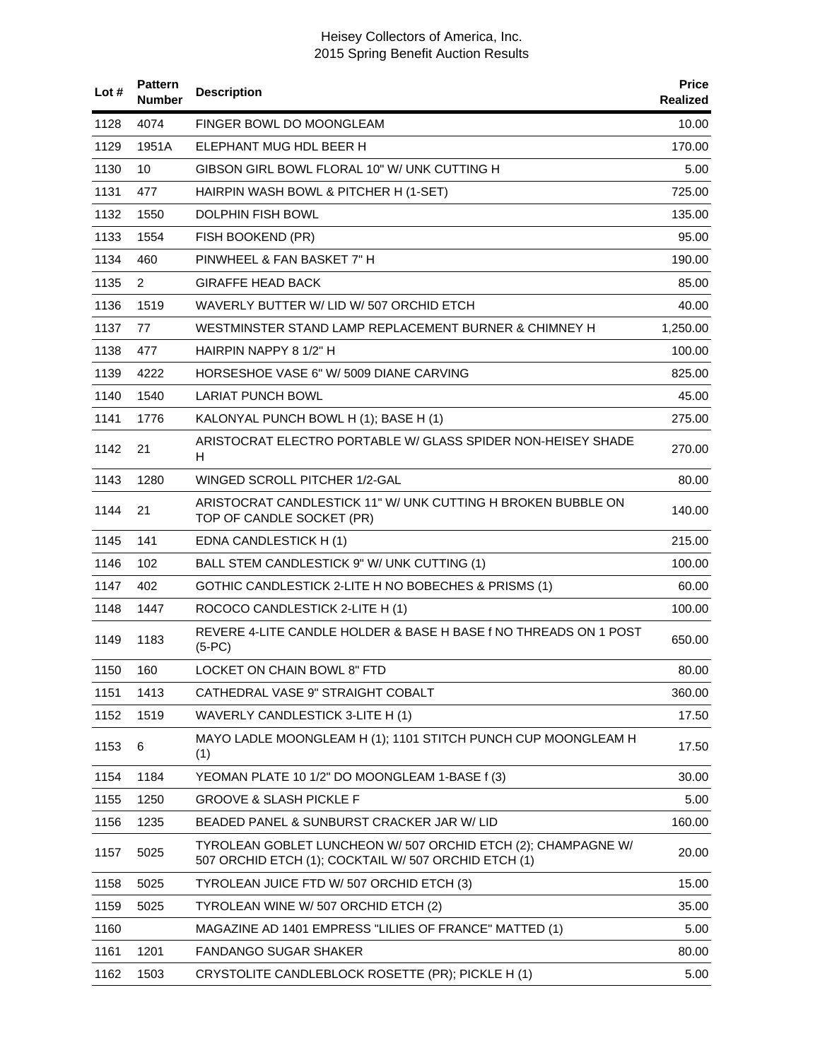| Lot # | Pattern Number | Description | Price Realized |
|---|---|---|---|
| 1128 | 4074 | FINGER BOWL DO MOONGLEAM | 10.00 |
| 1129 | 1951A | ELEPHANT MUG HDL BEER H | 170.00 |
| 1130 | 10 | GIBSON GIRL BOWL FLORAL 10" W/ UNK CUTTING H | 5.00 |
| 1131 | 477 | HAIRPIN WASH BOWL & PITCHER H (1-SET) | 725.00 |
| 1132 | 1550 | DOLPHIN FISH BOWL | 135.00 |
| 1133 | 1554 | FISH BOOKEND (PR) | 95.00 |
| 1134 | 460 | PINWHEEL & FAN BASKET 7" H | 190.00 |
| 1135 | 2 | GIRAFFE HEAD BACK | 85.00 |
| 1136 | 1519 | WAVERLY BUTTER W/ LID W/ 507 ORCHID ETCH | 40.00 |
| 1137 | 77 | WESTMINSTER STAND LAMP REPLACEMENT BURNER & CHIMNEY H | 1,250.00 |
| 1138 | 477 | HAIRPIN NAPPY 8 1/2" H | 100.00 |
| 1139 | 4222 | HORSESHOE VASE 6" W/ 5009 DIANE CARVING | 825.00 |
| 1140 | 1540 | LARIAT PUNCH BOWL | 45.00 |
| 1141 | 1776 | KALONYAL PUNCH BOWL H (1); BASE H (1) | 275.00 |
| 1142 | 21 | ARISTOCRAT ELECTRO PORTABLE W/ GLASS SPIDER NON-HEISEY SHADE H | 270.00 |
| 1143 | 1280 | WINGED SCROLL PITCHER 1/2-GAL | 80.00 |
| 1144 | 21 | ARISTOCRAT CANDLESTICK 11" W/ UNK CUTTING H BROKEN BUBBLE ON TOP OF CANDLE SOCKET (PR) | 140.00 |
| 1145 | 141 | EDNA CANDLESTICK H (1) | 215.00 |
| 1146 | 102 | BALL STEM CANDLESTICK 9" W/ UNK CUTTING (1) | 100.00 |
| 1147 | 402 | GOTHIC CANDLESTICK 2-LITE H NO BOBECHES & PRISMS (1) | 60.00 |
| 1148 | 1447 | ROCOCO CANDLESTICK 2-LITE H (1) | 100.00 |
| 1149 | 1183 | REVERE 4-LITE CANDLE HOLDER & BASE H BASE f NO THREADS ON 1 POST (5-PC) | 650.00 |
| 1150 | 160 | LOCKET ON CHAIN BOWL 8" FTD | 80.00 |
| 1151 | 1413 | CATHEDRAL VASE 9" STRAIGHT COBALT | 360.00 |
| 1152 | 1519 | WAVERLY CANDLESTICK 3-LITE H (1) | 17.50 |
| 1153 | 6 | MAYO LADLE MOONGLEAM H (1); 1101 STITCH PUNCH CUP MOONGLEAM H (1) | 17.50 |
| 1154 | 1184 | YEOMAN PLATE 10 1/2" DO MOONGLEAM 1-BASE f (3) | 30.00 |
| 1155 | 1250 | GROOVE & SLASH PICKLE F | 5.00 |
| 1156 | 1235 | BEADED PANEL & SUNBURST CRACKER JAR W/ LID | 160.00 |
| 1157 | 5025 | TYROLEAN GOBLET LUNCHEON W/ 507 ORCHID ETCH (2); CHAMPAGNE W/ 507 ORCHID ETCH (1); COCKTAIL W/ 507 ORCHID ETCH (1) | 20.00 |
| 1158 | 5025 | TYROLEAN JUICE FTD W/ 507 ORCHID ETCH (3) | 15.00 |
| 1159 | 5025 | TYROLEAN WINE W/ 507 ORCHID ETCH (2) | 35.00 |
| 1160 | | MAGAZINE AD 1401 EMPRESS "LILIES OF FRANCE" MATTED (1) | 5.00 |
| 1161 | 1201 | FANDANGO SUGAR SHAKER | 80.00 |
| 1162 | 1503 | CRYSTOLITE CANDLEBLOCK ROSETTE (PR); PICKLE H (1) | 5.00 |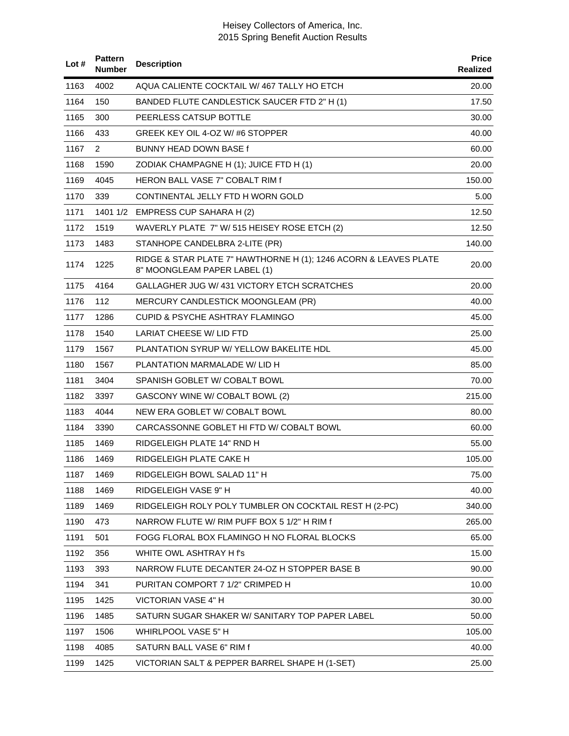| Lot # | Pattern Number | Description | Price Realized |
|---|---|---|---|
| 1163 | 4002 | AQUA CALIENTE COCKTAIL W/ 467 TALLY HO ETCH | 20.00 |
| 1164 | 150 | BANDED FLUTE CANDLESTICK SAUCER FTD 2" H (1) | 17.50 |
| 1165 | 300 | PEERLESS CATSUP BOTTLE | 30.00 |
| 1166 | 433 | GREEK KEY OIL 4-OZ W/ #6 STOPPER | 40.00 |
| 1167 | 2 | BUNNY HEAD DOWN BASE f | 60.00 |
| 1168 | 1590 | ZODIAK CHAMPAGNE H (1); JUICE FTD H (1) | 20.00 |
| 1169 | 4045 | HERON BALL VASE 7" COBALT RIM f | 150.00 |
| 1170 | 339 | CONTINENTAL JELLY FTD H WORN GOLD | 5.00 |
| 1171 | 1401 1/2 | EMPRESS CUP SAHARA H (2) | 12.50 |
| 1172 | 1519 | WAVERLY PLATE 7" W/ 515 HEISEY ROSE ETCH (2) | 12.50 |
| 1173 | 1483 | STANHOPE CANDELBRA 2-LITE (PR) | 140.00 |
| 1174 | 1225 | RIDGE & STAR PLATE 7" HAWTHORNE H (1); 1246 ACORN & LEAVES PLATE 8" MOONGLEAM PAPER LABEL (1) | 20.00 |
| 1175 | 4164 | GALLAGHER JUG W/ 431 VICTORY ETCH SCRATCHES | 20.00 |
| 1176 | 112 | MERCURY CANDLESTICK MOONGLEAM (PR) | 40.00 |
| 1177 | 1286 | CUPID & PSYCHE ASHTRAY FLAMINGO | 45.00 |
| 1178 | 1540 | LARIAT CHEESE W/ LID FTD | 25.00 |
| 1179 | 1567 | PLANTATION SYRUP W/ YELLOW BAKELITE HDL | 45.00 |
| 1180 | 1567 | PLANTATION MARMALADE W/ LID H | 85.00 |
| 1181 | 3404 | SPANISH GOBLET W/ COBALT BOWL | 70.00 |
| 1182 | 3397 | GASCONY WINE W/ COBALT BOWL (2) | 215.00 |
| 1183 | 4044 | NEW ERA GOBLET W/ COBALT BOWL | 80.00 |
| 1184 | 3390 | CARCASSONNE GOBLET HI FTD W/ COBALT BOWL | 60.00 |
| 1185 | 1469 | RIDGELEIGH PLATE 14" RND H | 55.00 |
| 1186 | 1469 | RIDGELEIGH PLATE CAKE H | 105.00 |
| 1187 | 1469 | RIDGELEIGH BOWL SALAD 11" H | 75.00 |
| 1188 | 1469 | RIDGELEIGH VASE 9" H | 40.00 |
| 1189 | 1469 | RIDGELEIGH ROLY POLY TUMBLER ON COCKTAIL REST H (2-PC) | 340.00 |
| 1190 | 473 | NARROW FLUTE W/ RIM PUFF BOX 5 1/2" H RIM f | 265.00 |
| 1191 | 501 | FOGG FLORAL BOX FLAMINGO H NO FLORAL BLOCKS | 65.00 |
| 1192 | 356 | WHITE OWL ASHTRAY H f's | 15.00 |
| 1193 | 393 | NARROW FLUTE DECANTER 24-OZ H STOPPER BASE B | 90.00 |
| 1194 | 341 | PURITAN COMPORT 7 1/2" CRIMPED H | 10.00 |
| 1195 | 1425 | VICTORIAN VASE 4" H | 30.00 |
| 1196 | 1485 | SATURN SUGAR SHAKER W/ SANITARY TOP PAPER LABEL | 50.00 |
| 1197 | 1506 | WHIRLPOOL VASE 5" H | 105.00 |
| 1198 | 4085 | SATURN BALL VASE 6" RIM f | 40.00 |
| 1199 | 1425 | VICTORIAN SALT & PEPPER BARREL SHAPE H (1-SET) | 25.00 |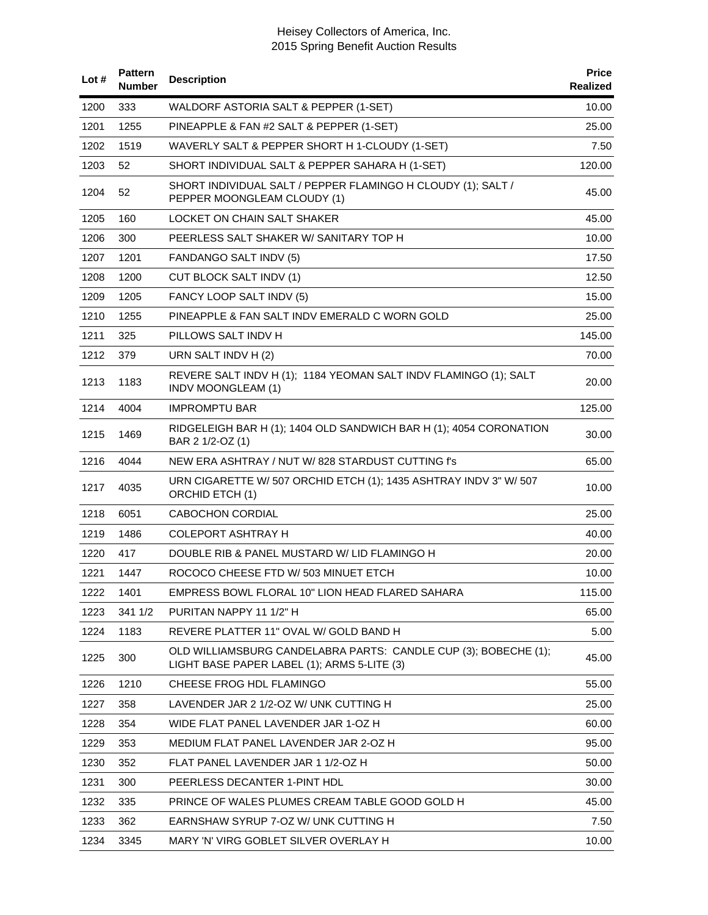| Lot # | Pattern Number | Description | Price Realized |
|---|---|---|---|
| 1200 | 333 | WALDORF ASTORIA SALT & PEPPER (1-SET) | 10.00 |
| 1201 | 1255 | PINEAPPLE & FAN #2 SALT & PEPPER (1-SET) | 25.00 |
| 1202 | 1519 | WAVERLY SALT & PEPPER SHORT H 1-CLOUDY (1-SET) | 7.50 |
| 1203 | 52 | SHORT INDIVIDUAL SALT & PEPPER SAHARA H (1-SET) | 120.00 |
| 1204 | 52 | SHORT INDIVIDUAL SALT / PEPPER FLAMINGO H CLOUDY (1); SALT / PEPPER MOONGLEAM CLOUDY (1) | 45.00 |
| 1205 | 160 | LOCKET ON CHAIN SALT SHAKER | 45.00 |
| 1206 | 300 | PEERLESS SALT SHAKER W/ SANITARY TOP H | 10.00 |
| 1207 | 1201 | FANDANGO SALT INDV (5) | 17.50 |
| 1208 | 1200 | CUT BLOCK SALT INDV (1) | 12.50 |
| 1209 | 1205 | FANCY LOOP SALT INDV (5) | 15.00 |
| 1210 | 1255 | PINEAPPLE & FAN SALT INDV EMERALD C WORN GOLD | 25.00 |
| 1211 | 325 | PILLOWS SALT INDV H | 145.00 |
| 1212 | 379 | URN SALT INDV H (2) | 70.00 |
| 1213 | 1183 | REVERE SALT INDV H (1); 1184 YEOMAN SALT INDV FLAMINGO (1); SALT INDV MOONGLEAM (1) | 20.00 |
| 1214 | 4004 | IMPROMPTU BAR | 125.00 |
| 1215 | 1469 | RIDGELEIGH BAR H (1); 1404 OLD SANDWICH BAR H (1); 4054 CORONATION BAR 2 1/2-OZ (1) | 30.00 |
| 1216 | 4044 | NEW ERA ASHTRAY / NUT W/ 828 STARDUST CUTTING f's | 65.00 |
| 1217 | 4035 | URN CIGARETTE W/ 507 ORCHID ETCH (1); 1435 ASHTRAY INDV 3" W/ 507 ORCHID ETCH (1) | 10.00 |
| 1218 | 6051 | CABOCHON CORDIAL | 25.00 |
| 1219 | 1486 | COLEPORT ASHTRAY H | 40.00 |
| 1220 | 417 | DOUBLE RIB & PANEL MUSTARD W/ LID FLAMINGO H | 20.00 |
| 1221 | 1447 | ROCOCO CHEESE FTD W/ 503 MINUET ETCH | 10.00 |
| 1222 | 1401 | EMPRESS BOWL FLORAL 10" LION HEAD FLARED SAHARA | 115.00 |
| 1223 | 341 1/2 | PURITAN NAPPY 11 1/2" H | 65.00 |
| 1224 | 1183 | REVERE PLATTER 11" OVAL W/ GOLD BAND H | 5.00 |
| 1225 | 300 | OLD WILLIAMSBURG CANDELABRA PARTS: CANDLE CUP (3); BOBECHE (1); LIGHT BASE PAPER LABEL (1); ARMS 5-LITE (3) | 45.00 |
| 1226 | 1210 | CHEESE FROG HDL FLAMINGO | 55.00 |
| 1227 | 358 | LAVENDER JAR 2 1/2-OZ W/ UNK CUTTING H | 25.00 |
| 1228 | 354 | WIDE FLAT PANEL LAVENDER JAR 1-OZ H | 60.00 |
| 1229 | 353 | MEDIUM FLAT PANEL LAVENDER JAR 2-OZ H | 95.00 |
| 1230 | 352 | FLAT PANEL LAVENDER JAR 1 1/2-OZ H | 50.00 |
| 1231 | 300 | PEERLESS DECANTER 1-PINT HDL | 30.00 |
| 1232 | 335 | PRINCE OF WALES PLUMES CREAM TABLE GOOD GOLD H | 45.00 |
| 1233 | 362 | EARNSHAW SYRUP 7-OZ W/ UNK CUTTING H | 7.50 |
| 1234 | 3345 | MARY 'N' VIRG GOBLET SILVER OVERLAY H | 10.00 |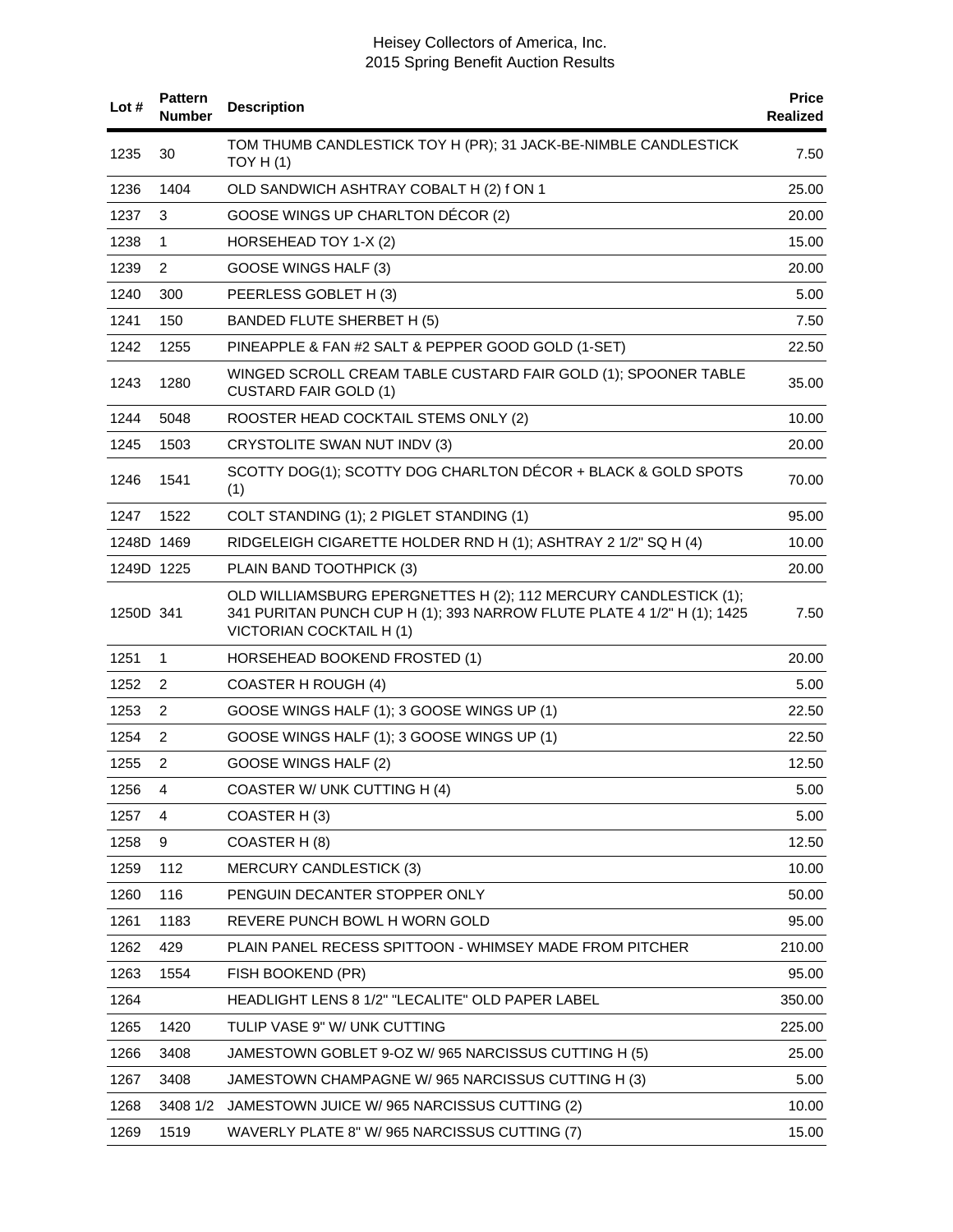| Lot # | Pattern Number | Description | Price Realized |
|---|---|---|---|
| 1235 | 30 | TOM THUMB CANDLESTICK TOY H (PR); 31 JACK-BE-NIMBLE CANDLESTICK TOY H (1) | 7.50 |
| 1236 | 1404 | OLD SANDWICH ASHTRAY COBALT H (2) f ON 1 | 25.00 |
| 1237 | 3 | GOOSE WINGS UP CHARLTON DÉCOR (2) | 20.00 |
| 1238 | 1 | HORSEHEAD TOY 1-X (2) | 15.00 |
| 1239 | 2 | GOOSE WINGS HALF (3) | 20.00 |
| 1240 | 300 | PEERLESS GOBLET H (3) | 5.00 |
| 1241 | 150 | BANDED FLUTE SHERBET H (5) | 7.50 |
| 1242 | 1255 | PINEAPPLE & FAN #2 SALT & PEPPER GOOD GOLD (1-SET) | 22.50 |
| 1243 | 1280 | WINGED SCROLL CREAM TABLE CUSTARD FAIR GOLD (1); SPOONER TABLE CUSTARD FAIR GOLD (1) | 35.00 |
| 1244 | 5048 | ROOSTER HEAD COCKTAIL STEMS ONLY (2) | 10.00 |
| 1245 | 1503 | CRYSTOLITE SWAN NUT INDV (3) | 20.00 |
| 1246 | 1541 | SCOTTY DOG(1); SCOTTY DOG CHARLTON DÉCOR + BLACK & GOLD SPOTS (1) | 70.00 |
| 1247 | 1522 | COLT STANDING (1); 2 PIGLET STANDING (1) | 95.00 |
| 1248D | 1469 | RIDGELEIGH CIGARETTE HOLDER RND H (1); ASHTRAY 2 1/2" SQ H (4) | 10.00 |
| 1249D | 1225 | PLAIN BAND TOOTHPICK (3) | 20.00 |
| 1250D | 341 | OLD WILLIAMSBURG EPERGNETTES H (2); 112 MERCURY CANDLESTICK (1); 341 PURITAN PUNCH CUP H (1); 393 NARROW FLUTE PLATE 4 1/2" H (1); 1425 VICTORIAN COCKTAIL H (1) | 7.50 |
| 1251 | 1 | HORSEHEAD BOOKEND FROSTED (1) | 20.00 |
| 1252 | 2 | COASTER H ROUGH (4) | 5.00 |
| 1253 | 2 | GOOSE WINGS HALF (1); 3 GOOSE WINGS UP (1) | 22.50 |
| 1254 | 2 | GOOSE WINGS HALF (1); 3 GOOSE WINGS UP (1) | 22.50 |
| 1255 | 2 | GOOSE WINGS HALF (2) | 12.50 |
| 1256 | 4 | COASTER W/ UNK CUTTING H (4) | 5.00 |
| 1257 | 4 | COASTER H (3) | 5.00 |
| 1258 | 9 | COASTER H (8) | 12.50 |
| 1259 | 112 | MERCURY CANDLESTICK (3) | 10.00 |
| 1260 | 116 | PENGUIN DECANTER STOPPER ONLY | 50.00 |
| 1261 | 1183 | REVERE PUNCH BOWL H WORN GOLD | 95.00 |
| 1262 | 429 | PLAIN PANEL RECESS SPITTOON - WHIMSEY MADE FROM PITCHER | 210.00 |
| 1263 | 1554 | FISH BOOKEND (PR) | 95.00 |
| 1264 | | HEADLIGHT LENS 8 1/2" "LECALITE" OLD PAPER LABEL | 350.00 |
| 1265 | 1420 | TULIP VASE 9" W/ UNK CUTTING | 225.00 |
| 1266 | 3408 | JAMESTOWN GOBLET 9-OZ W/ 965 NARCISSUS CUTTING H (5) | 25.00 |
| 1267 | 3408 | JAMESTOWN CHAMPAGNE W/ 965 NARCISSUS CUTTING H (3) | 5.00 |
| 1268 | 3408 1/2 | JAMESTOWN JUICE W/ 965 NARCISSUS CUTTING (2) | 10.00 |
| 1269 | 1519 | WAVERLY PLATE 8" W/ 965 NARCISSUS CUTTING (7) | 15.00 |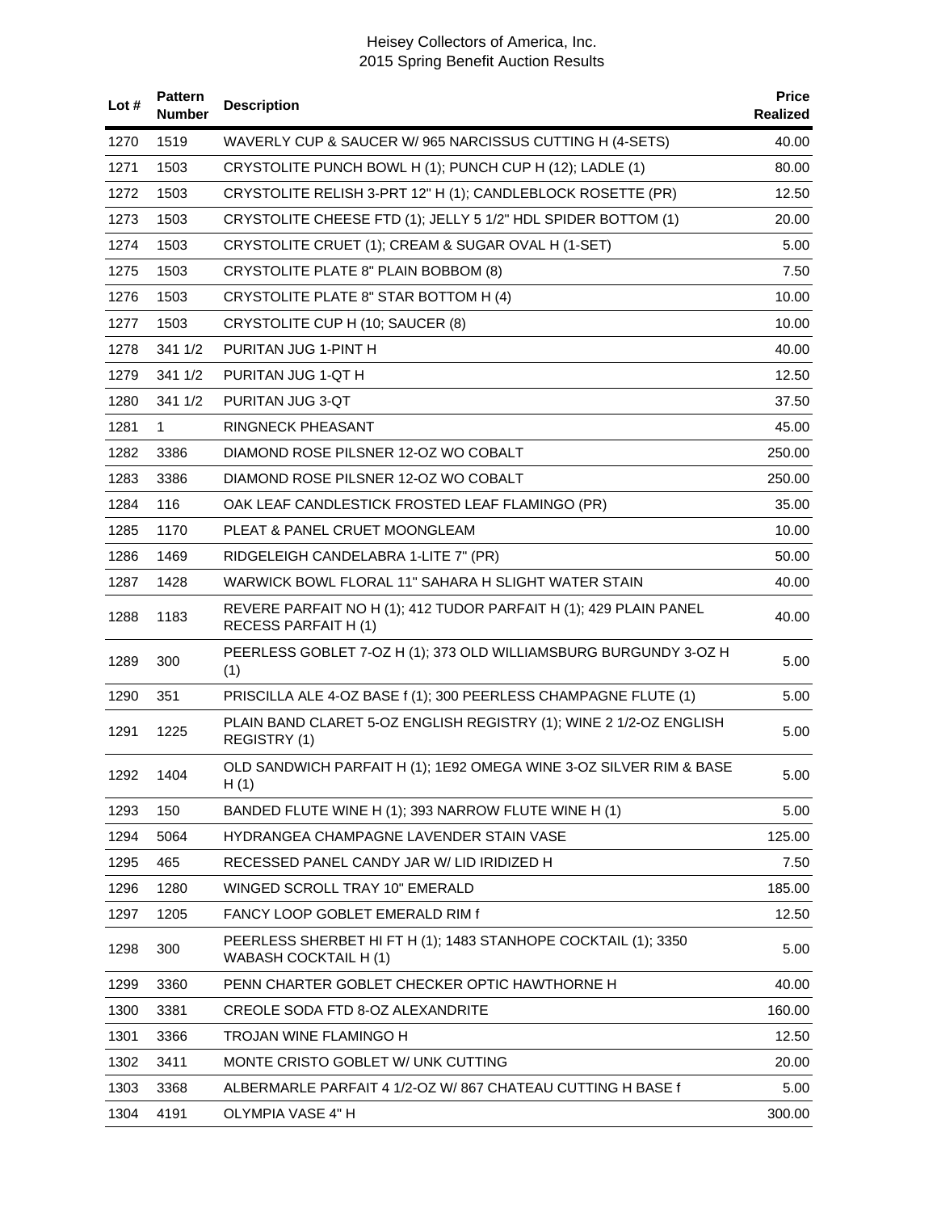| Lot # | Pattern Number | Description | Price Realized |
|---|---|---|---|
| 1270 | 1519 | WAVERLY CUP & SAUCER W/ 965 NARCISSUS CUTTING H (4-SETS) | 40.00 |
| 1271 | 1503 | CRYSTOLITE PUNCH BOWL H (1); PUNCH CUP H (12); LADLE (1) | 80.00 |
| 1272 | 1503 | CRYSTOLITE RELISH 3-PRT 12" H (1); CANDLEBLOCK ROSETTE (PR) | 12.50 |
| 1273 | 1503 | CRYSTOLITE CHEESE FTD (1); JELLY 5 1/2" HDL SPIDER BOTTOM (1) | 20.00 |
| 1274 | 1503 | CRYSTOLITE CRUET (1); CREAM & SUGAR OVAL H (1-SET) | 5.00 |
| 1275 | 1503 | CRYSTOLITE PLATE 8" PLAIN BOBBOM (8) | 7.50 |
| 1276 | 1503 | CRYSTOLITE PLATE 8" STAR BOTTOM H (4) | 10.00 |
| 1277 | 1503 | CRYSTOLITE CUP H (10; SAUCER (8) | 10.00 |
| 1278 | 341 1/2 | PURITAN JUG 1-PINT H | 40.00 |
| 1279 | 341 1/2 | PURITAN JUG 1-QT H | 12.50 |
| 1280 | 341 1/2 | PURITAN JUG 3-QT | 37.50 |
| 1281 | 1 | RINGNECK PHEASANT | 45.00 |
| 1282 | 3386 | DIAMOND ROSE PILSNER 12-OZ WO COBALT | 250.00 |
| 1283 | 3386 | DIAMOND ROSE PILSNER 12-OZ WO COBALT | 250.00 |
| 1284 | 116 | OAK LEAF CANDLESTICK FROSTED LEAF FLAMINGO (PR) | 35.00 |
| 1285 | 1170 | PLEAT & PANEL CRUET MOONGLEAM | 10.00 |
| 1286 | 1469 | RIDGELEIGH CANDELABRA 1-LITE 7" (PR) | 50.00 |
| 1287 | 1428 | WARWICK BOWL FLORAL 11" SAHARA H SLIGHT WATER STAIN | 40.00 |
| 1288 | 1183 | REVERE PARFAIT NO H (1); 412 TUDOR PARFAIT H (1); 429 PLAIN PANEL RECESS PARFAIT H (1) | 40.00 |
| 1289 | 300 | PEERLESS GOBLET 7-OZ H (1); 373 OLD WILLIAMSBURG BURGUNDY 3-OZ H (1) | 5.00 |
| 1290 | 351 | PRISCILLA ALE 4-OZ BASE f (1); 300 PEERLESS CHAMPAGNE FLUTE (1) | 5.00 |
| 1291 | 1225 | PLAIN BAND CLARET 5-OZ ENGLISH REGISTRY (1); WINE 2 1/2-OZ ENGLISH REGISTRY (1) | 5.00 |
| 1292 | 1404 | OLD SANDWICH PARFAIT H (1); 1E92 OMEGA WINE 3-OZ SILVER RIM & BASE H (1) | 5.00 |
| 1293 | 150 | BANDED FLUTE WINE H (1); 393 NARROW FLUTE WINE H (1) | 5.00 |
| 1294 | 5064 | HYDRANGEA CHAMPAGNE LAVENDER STAIN VASE | 125.00 |
| 1295 | 465 | RECESSED PANEL CANDY JAR W/ LID IRIDIZED H | 7.50 |
| 1296 | 1280 | WINGED SCROLL TRAY 10" EMERALD | 185.00 |
| 1297 | 1205 | FANCY LOOP GOBLET EMERALD RIM f | 12.50 |
| 1298 | 300 | PEERLESS SHERBET HI FT H (1); 1483 STANHOPE COCKTAIL (1); 3350 WABASH COCKTAIL H (1) | 5.00 |
| 1299 | 3360 | PENN CHARTER GOBLET CHECKER OPTIC HAWTHORNE H | 40.00 |
| 1300 | 3381 | CREOLE SODA FTD 8-OZ ALEXANDRITE | 160.00 |
| 1301 | 3366 | TROJAN WINE FLAMINGO H | 12.50 |
| 1302 | 3411 | MONTE CRISTO GOBLET W/ UNK CUTTING | 20.00 |
| 1303 | 3368 | ALBERMARLE PARFAIT 4 1/2-OZ W/ 867 CHATEAU CUTTING H BASE f | 5.00 |
| 1304 | 4191 | OLYMPIA VASE 4" H | 300.00 |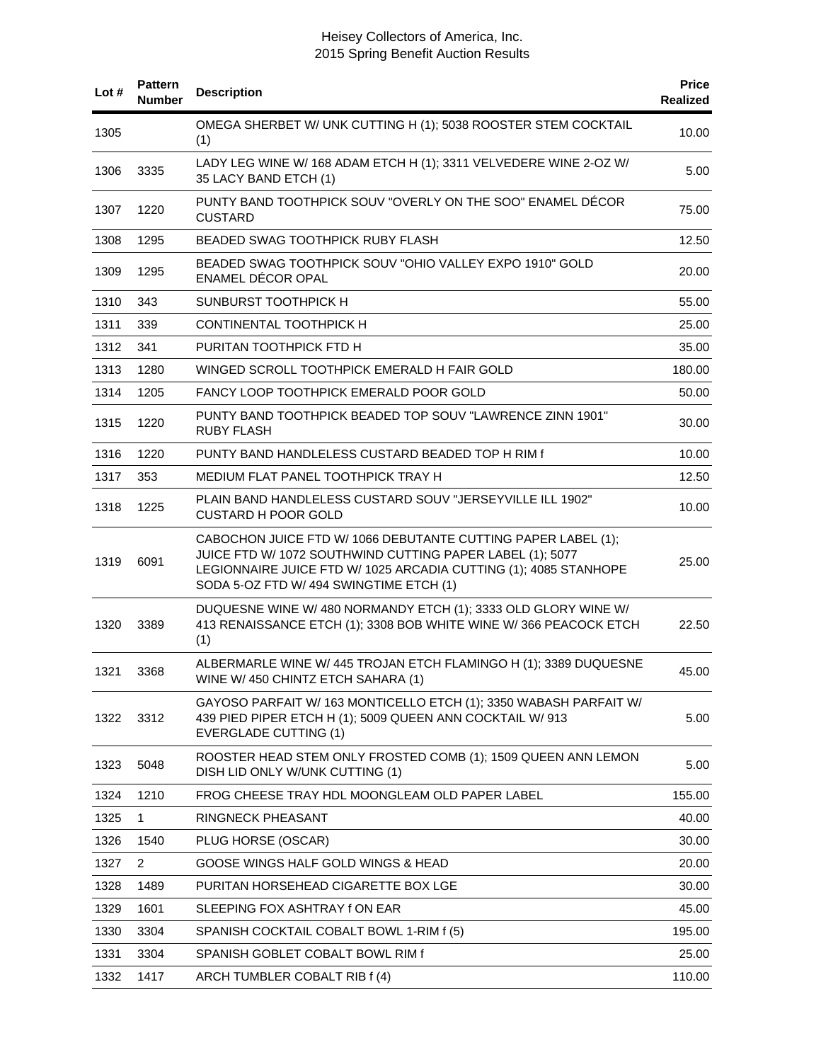| Lot # | Pattern Number | Description | Price Realized |
|---|---|---|---|
| 1305 | | OMEGA SHERBET W/ UNK CUTTING H (1); 5038 ROOSTER STEM COCKTAIL (1) | 10.00 |
| 1306 | 3335 | LADY LEG WINE W/ 168 ADAM ETCH H (1); 3311 VELVEDERE WINE 2-OZ W/ 35 LACY BAND ETCH (1) | 5.00 |
| 1307 | 1220 | PUNTY BAND TOOTHPICK SOUV "OVERLY ON THE SOO" ENAMEL DÉCOR CUSTARD | 75.00 |
| 1308 | 1295 | BEADED SWAG TOOTHPICK RUBY FLASH | 12.50 |
| 1309 | 1295 | BEADED SWAG TOOTHPICK SOUV "OHIO VALLEY EXPO 1910" GOLD ENAMEL DÉCOR OPAL | 20.00 |
| 1310 | 343 | SUNBURST TOOTHPICK H | 55.00 |
| 1311 | 339 | CONTINENTAL TOOTHPICK H | 25.00 |
| 1312 | 341 | PURITAN TOOTHPICK FTD H | 35.00 |
| 1313 | 1280 | WINGED SCROLL TOOTHPICK EMERALD H FAIR GOLD | 180.00 |
| 1314 | 1205 | FANCY LOOP TOOTHPICK EMERALD POOR GOLD | 50.00 |
| 1315 | 1220 | PUNTY BAND TOOTHPICK BEADED TOP SOUV "LAWRENCE ZINN 1901" RUBY FLASH | 30.00 |
| 1316 | 1220 | PUNTY BAND HANDLELESS CUSTARD BEADED TOP H RIM f | 10.00 |
| 1317 | 353 | MEDIUM FLAT PANEL TOOTHPICK TRAY H | 12.50 |
| 1318 | 1225 | PLAIN BAND HANDLELESS CUSTARD SOUV "JERSEYVILLE ILL 1902" CUSTARD H POOR GOLD | 10.00 |
| 1319 | 6091 | CABOCHON JUICE FTD W/ 1066 DEBUTANTE CUTTING PAPER LABEL (1); JUICE FTD W/ 1072 SOUTHWIND CUTTING PAPER LABEL (1); 5077 LEGIONNAIRE JUICE FTD W/ 1025 ARCADIA CUTTING (1); 4085 STANHOPE SODA 5-OZ FTD W/ 494 SWINGTIME ETCH (1) | 25.00 |
| 1320 | 3389 | DUQUESNE WINE W/ 480 NORMANDY ETCH (1); 3333 OLD GLORY WINE W/ 413 RENAISSANCE ETCH (1); 3308 BOB WHITE WINE W/ 366 PEACOCK ETCH (1) | 22.50 |
| 1321 | 3368 | ALBERMARLE WINE W/ 445 TROJAN ETCH FLAMINGO H (1); 3389 DUQUESNE WINE W/ 450 CHINTZ ETCH SAHARA (1) | 45.00 |
| 1322 | 3312 | GAYOSO PARFAIT W/ 163 MONTICELLO ETCH (1); 3350 WABASH PARFAIT W/ 439 PIED PIPER ETCH H (1); 5009 QUEEN ANN COCKTAIL W/ 913 EVERGLADE CUTTING (1) | 5.00 |
| 1323 | 5048 | ROOSTER HEAD STEM ONLY FROSTED COMB (1); 1509 QUEEN ANN LEMON DISH LID ONLY W/UNK CUTTING (1) | 5.00 |
| 1324 | 1210 | FROG CHEESE TRAY HDL MOONGLEAM OLD PAPER LABEL | 155.00 |
| 1325 | 1 | RINGNECK PHEASANT | 40.00 |
| 1326 | 1540 | PLUG HORSE (OSCAR) | 30.00 |
| 1327 | 2 | GOOSE WINGS HALF GOLD WINGS & HEAD | 20.00 |
| 1328 | 1489 | PURITAN HORSEHEAD CIGARETTE BOX LGE | 30.00 |
| 1329 | 1601 | SLEEPING FOX ASHTRAY f ON EAR | 45.00 |
| 1330 | 3304 | SPANISH COCKTAIL COBALT BOWL 1-RIM f (5) | 195.00 |
| 1331 | 3304 | SPANISH GOBLET COBALT BOWL RIM f | 25.00 |
| 1332 | 1417 | ARCH TUMBLER COBALT RIB f (4) | 110.00 |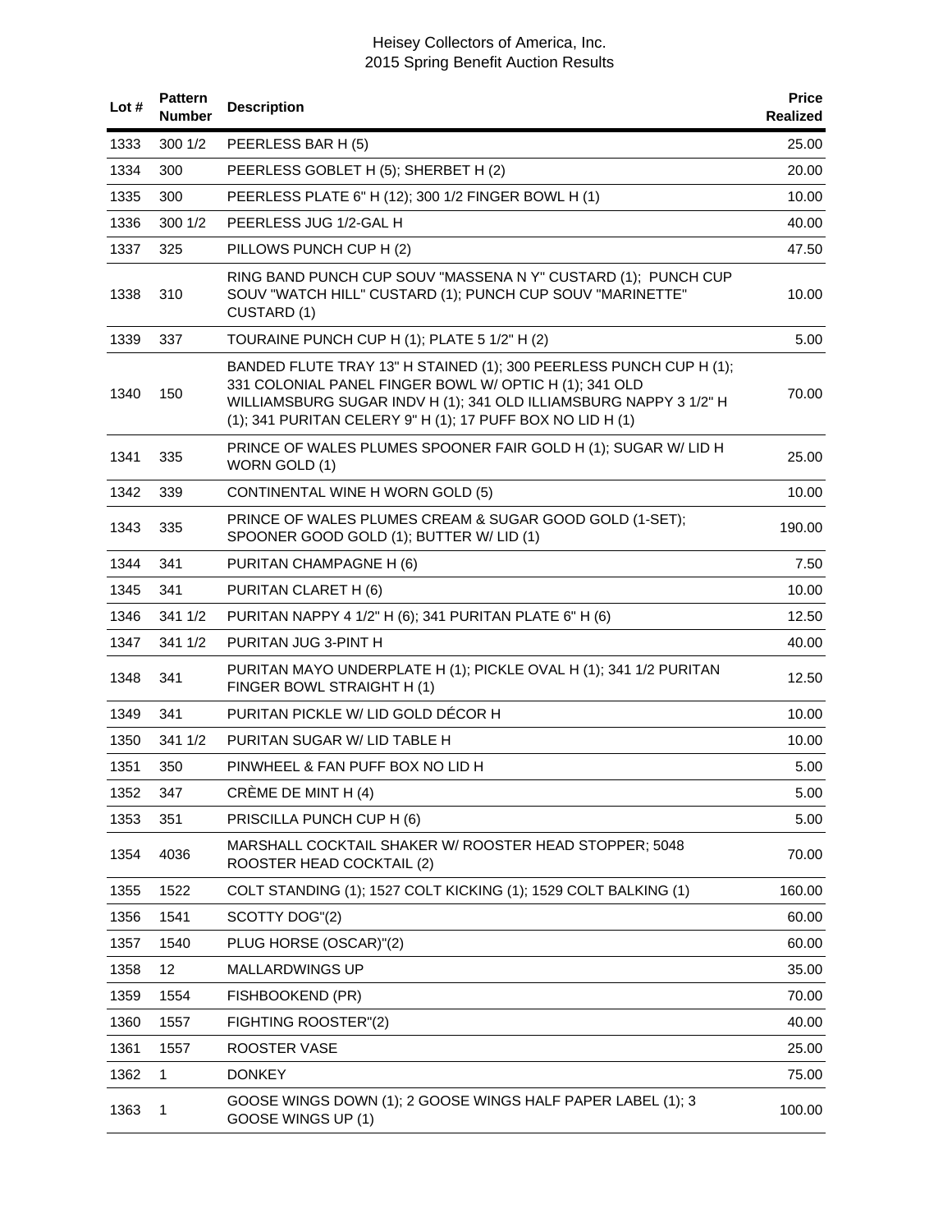| Lot # | Pattern Number | Description | Price Realized |
|---|---|---|---|
| 1333 | 300 1/2 | PEERLESS BAR H (5) | 25.00 |
| 1334 | 300 | PEERLESS GOBLET H (5); SHERBET H (2) | 20.00 |
| 1335 | 300 | PEERLESS PLATE 6" H (12); 300 1/2 FINGER BOWL H (1) | 10.00 |
| 1336 | 300 1/2 | PEERLESS JUG 1/2-GAL H | 40.00 |
| 1337 | 325 | PILLOWS PUNCH CUP H (2) | 47.50 |
| 1338 | 310 | RING BAND PUNCH CUP SOUV "MASSENA N Y" CUSTARD (1); PUNCH CUP SOUV "WATCH HILL" CUSTARD (1); PUNCH CUP SOUV "MARINETTE" CUSTARD (1) | 10.00 |
| 1339 | 337 | TOURAINE PUNCH CUP H (1); PLATE 5 1/2" H (2) | 5.00 |
| 1340 | 150 | BANDED FLUTE TRAY 13" H STAINED (1); 300 PEERLESS PUNCH CUP H (1); 331 COLONIAL PANEL FINGER BOWL W/ OPTIC H (1); 341 OLD WILLIAMSBURG SUGAR INDV H (1); 341 OLD ILLIAMSBURG NAPPY 3 1/2" H (1); 341 PURITAN CELERY 9" H (1); 17 PUFF BOX NO LID H (1) | 70.00 |
| 1341 | 335 | PRINCE OF WALES PLUMES SPOONER FAIR GOLD H (1); SUGAR W/ LID H WORN GOLD (1) | 25.00 |
| 1342 | 339 | CONTINENTAL WINE H WORN GOLD (5) | 10.00 |
| 1343 | 335 | PRINCE OF WALES PLUMES CREAM & SUGAR GOOD GOLD (1-SET); SPOONER GOOD GOLD (1); BUTTER W/ LID (1) | 190.00 |
| 1344 | 341 | PURITAN CHAMPAGNE H (6) | 7.50 |
| 1345 | 341 | PURITAN CLARET H (6) | 10.00 |
| 1346 | 341 1/2 | PURITAN NAPPY 4 1/2" H (6); 341 PURITAN PLATE 6" H (6) | 12.50 |
| 1347 | 341 1/2 | PURITAN JUG 3-PINT H | 40.00 |
| 1348 | 341 | PURITAN MAYO UNDERPLATE H (1); PICKLE OVAL H (1); 341 1/2 PURITAN FINGER BOWL STRAIGHT H (1) | 12.50 |
| 1349 | 341 | PURITAN PICKLE W/ LID GOLD DÉCOR H | 10.00 |
| 1350 | 341 1/2 | PURITAN SUGAR W/ LID TABLE H | 10.00 |
| 1351 | 350 | PINWHEEL & FAN PUFF BOX NO LID H | 5.00 |
| 1352 | 347 | CRÈME DE MINT H (4) | 5.00 |
| 1353 | 351 | PRISCILLA PUNCH CUP H (6) | 5.00 |
| 1354 | 4036 | MARSHALL COCKTAIL SHAKER W/ ROOSTER HEAD STOPPER; 5048 ROOSTER HEAD COCKTAIL (2) | 70.00 |
| 1355 | 1522 | COLT STANDING (1); 1527 COLT KICKING (1); 1529 COLT BALKING (1) | 160.00 |
| 1356 | 1541 | SCOTTY DOG"(2) | 60.00 |
| 1357 | 1540 | PLUG HORSE (OSCAR)"(2) | 60.00 |
| 1358 | 12 | MALLARDWINGS UP | 35.00 |
| 1359 | 1554 | FISHBOOKEND (PR) | 70.00 |
| 1360 | 1557 | FIGHTING ROOSTER"(2) | 40.00 |
| 1361 | 1557 | ROOSTER VASE | 25.00 |
| 1362 | 1 | DONKEY | 75.00 |
| 1363 | 1 | GOOSE WINGS DOWN (1); 2 GOOSE WINGS HALF PAPER LABEL (1); 3 GOOSE WINGS UP (1) | 100.00 |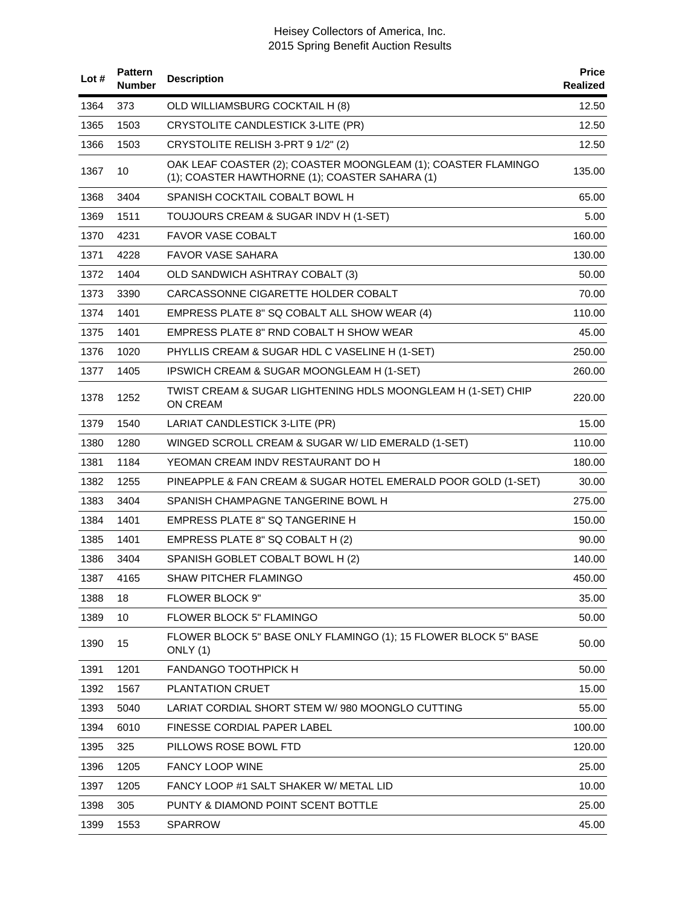| Lot # | Pattern Number | Description | Price Realized |
|---|---|---|---|
| 1364 | 373 | OLD WILLIAMSBURG COCKTAIL H (8) | 12.50 |
| 1365 | 1503 | CRYSTOLITE CANDLESTICK 3-LITE (PR) | 12.50 |
| 1366 | 1503 | CRYSTOLITE RELISH 3-PRT 9 1/2" (2) | 12.50 |
| 1367 | 10 | OAK LEAF COASTER (2); COASTER MOONGLEAM (1); COASTER FLAMINGO (1); COASTER HAWTHORNE (1); COASTER SAHARA (1) | 135.00 |
| 1368 | 3404 | SPANISH COCKTAIL COBALT BOWL H | 65.00 |
| 1369 | 1511 | TOUJOURS CREAM & SUGAR INDV H (1-SET) | 5.00 |
| 1370 | 4231 | FAVOR VASE COBALT | 160.00 |
| 1371 | 4228 | FAVOR VASE SAHARA | 130.00 |
| 1372 | 1404 | OLD SANDWICH ASHTRAY COBALT (3) | 50.00 |
| 1373 | 3390 | CARCASSONNE CIGARETTE HOLDER COBALT | 70.00 |
| 1374 | 1401 | EMPRESS PLATE 8" SQ COBALT ALL SHOW WEAR (4) | 110.00 |
| 1375 | 1401 | EMPRESS PLATE 8" RND COBALT H SHOW WEAR | 45.00 |
| 1376 | 1020 | PHYLLIS CREAM & SUGAR HDL C VASELINE H (1-SET) | 250.00 |
| 1377 | 1405 | IPSWICH CREAM & SUGAR MOONGLEAM H (1-SET) | 260.00 |
| 1378 | 1252 | TWIST CREAM & SUGAR LIGHTENING HDLS MOONGLEAM H (1-SET) CHIP ON CREAM | 220.00 |
| 1379 | 1540 | LARIAT CANDLESTICK 3-LITE (PR) | 15.00 |
| 1380 | 1280 | WINGED SCROLL CREAM & SUGAR W/ LID EMERALD (1-SET) | 110.00 |
| 1381 | 1184 | YEOMAN CREAM INDV RESTAURANT DO H | 180.00 |
| 1382 | 1255 | PINEAPPLE & FAN CREAM & SUGAR HOTEL EMERALD POOR GOLD (1-SET) | 30.00 |
| 1383 | 3404 | SPANISH CHAMPAGNE TANGERINE BOWL H | 275.00 |
| 1384 | 1401 | EMPRESS PLATE 8" SQ TANGERINE H | 150.00 |
| 1385 | 1401 | EMPRESS PLATE 8" SQ COBALT H (2) | 90.00 |
| 1386 | 3404 | SPANISH GOBLET COBALT BOWL H (2) | 140.00 |
| 1387 | 4165 | SHAW PITCHER FLAMINGO | 450.00 |
| 1388 | 18 | FLOWER BLOCK 9" | 35.00 |
| 1389 | 10 | FLOWER BLOCK 5" FLAMINGO | 50.00 |
| 1390 | 15 | FLOWER BLOCK 5" BASE ONLY FLAMINGO (1); 15 FLOWER BLOCK 5" BASE ONLY (1) | 50.00 |
| 1391 | 1201 | FANDANGO TOOTHPICK H | 50.00 |
| 1392 | 1567 | PLANTATION CRUET | 15.00 |
| 1393 | 5040 | LARIAT CORDIAL SHORT STEM W/ 980 MOONGLO CUTTING | 55.00 |
| 1394 | 6010 | FINESSE CORDIAL PAPER LABEL | 100.00 |
| 1395 | 325 | PILLOWS ROSE BOWL FTD | 120.00 |
| 1396 | 1205 | FANCY LOOP WINE | 25.00 |
| 1397 | 1205 | FANCY LOOP #1 SALT SHAKER W/ METAL LID | 10.00 |
| 1398 | 305 | PUNTY & DIAMOND POINT SCENT BOTTLE | 25.00 |
| 1399 | 1553 | SPARROW | 45.00 |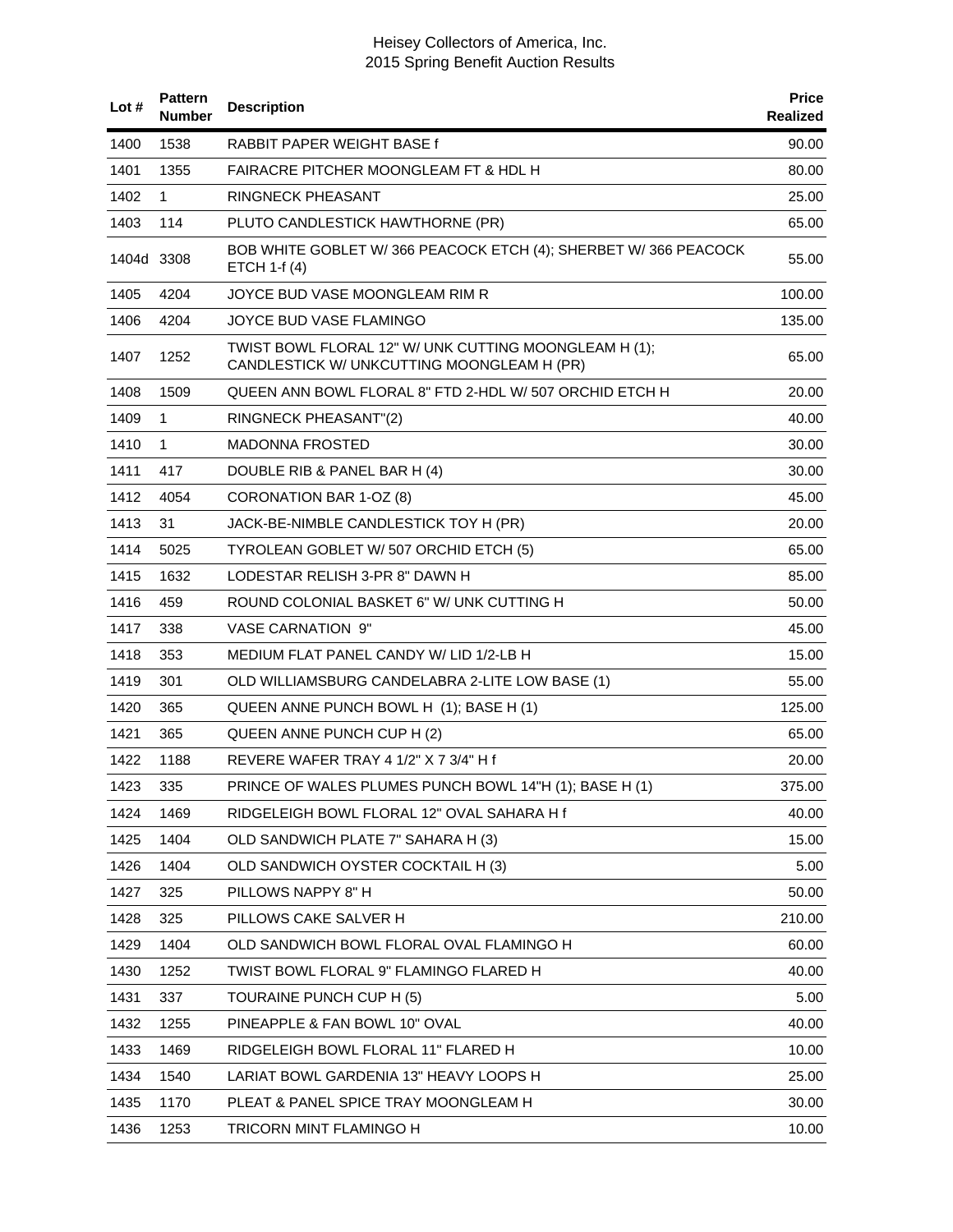| Lot # | Pattern Number | Description | Price Realized |
|---|---|---|---|
| 1400 | 1538 | RABBIT PAPER WEIGHT BASE f | 90.00 |
| 1401 | 1355 | FAIRACRE PITCHER MOONGLEAM FT & HDL H | 80.00 |
| 1402 | 1 | RINGNECK PHEASANT | 25.00 |
| 1403 | 114 | PLUTO CANDLESTICK HAWTHORNE (PR) | 65.00 |
| 1404d | 3308 | BOB WHITE GOBLET W/ 366 PEACOCK ETCH (4); SHERBET W/ 366 PEACOCK ETCH 1-f (4) | 55.00 |
| 1405 | 4204 | JOYCE BUD VASE MOONGLEAM RIM R | 100.00 |
| 1406 | 4204 | JOYCE BUD VASE FLAMINGO | 135.00 |
| 1407 | 1252 | TWIST BOWL FLORAL 12" W/ UNK CUTTING MOONGLEAM H (1); CANDLESTICK W/ UNKCUTTING MOONGLEAM H (PR) | 65.00 |
| 1408 | 1509 | QUEEN ANN BOWL FLORAL 8" FTD 2-HDL W/ 507 ORCHID ETCH H | 20.00 |
| 1409 | 1 | RINGNECK PHEASANT"(2) | 40.00 |
| 1410 | 1 | MADONNA FROSTED | 30.00 |
| 1411 | 417 | DOUBLE RIB & PANEL BAR H (4) | 30.00 |
| 1412 | 4054 | CORONATION BAR 1-OZ (8) | 45.00 |
| 1413 | 31 | JACK-BE-NIMBLE CANDLESTICK TOY H (PR) | 20.00 |
| 1414 | 5025 | TYROLEAN GOBLET W/ 507 ORCHID ETCH (5) | 65.00 |
| 1415 | 1632 | LODESTAR RELISH 3-PR 8" DAWN H | 85.00 |
| 1416 | 459 | ROUND COLONIAL BASKET 6" W/ UNK CUTTING H | 50.00 |
| 1417 | 338 | VASE CARNATION 9" | 45.00 |
| 1418 | 353 | MEDIUM FLAT PANEL CANDY W/ LID 1/2-LB H | 15.00 |
| 1419 | 301 | OLD WILLIAMSBURG CANDELABRA 2-LITE LOW BASE (1) | 55.00 |
| 1420 | 365 | QUEEN ANNE PUNCH BOWL H (1); BASE H (1) | 125.00 |
| 1421 | 365 | QUEEN ANNE PUNCH CUP H (2) | 65.00 |
| 1422 | 1188 | REVERE WAFER TRAY 4 1/2" X 7 3/4" H f | 20.00 |
| 1423 | 335 | PRINCE OF WALES PLUMES PUNCH BOWL 14"H (1); BASE H (1) | 375.00 |
| 1424 | 1469 | RIDGELEIGH BOWL FLORAL 12" OVAL SAHARA H f | 40.00 |
| 1425 | 1404 | OLD SANDWICH PLATE 7" SAHARA H (3) | 15.00 |
| 1426 | 1404 | OLD SANDWICH OYSTER COCKTAIL H (3) | 5.00 |
| 1427 | 325 | PILLOWS NAPPY 8" H | 50.00 |
| 1428 | 325 | PILLOWS CAKE SALVER H | 210.00 |
| 1429 | 1404 | OLD SANDWICH BOWL FLORAL OVAL FLAMINGO H | 60.00 |
| 1430 | 1252 | TWIST BOWL FLORAL 9" FLAMINGO FLARED H | 40.00 |
| 1431 | 337 | TOURAINE PUNCH CUP H (5) | 5.00 |
| 1432 | 1255 | PINEAPPLE & FAN BOWL 10" OVAL | 40.00 |
| 1433 | 1469 | RIDGELEIGH BOWL FLORAL 11" FLARED H | 10.00 |
| 1434 | 1540 | LARIAT BOWL GARDENIA 13" HEAVY LOOPS H | 25.00 |
| 1435 | 1170 | PLEAT & PANEL SPICE TRAY MOONGLEAM H | 30.00 |
| 1436 | 1253 | TRICORN MINT FLAMINGO H | 10.00 |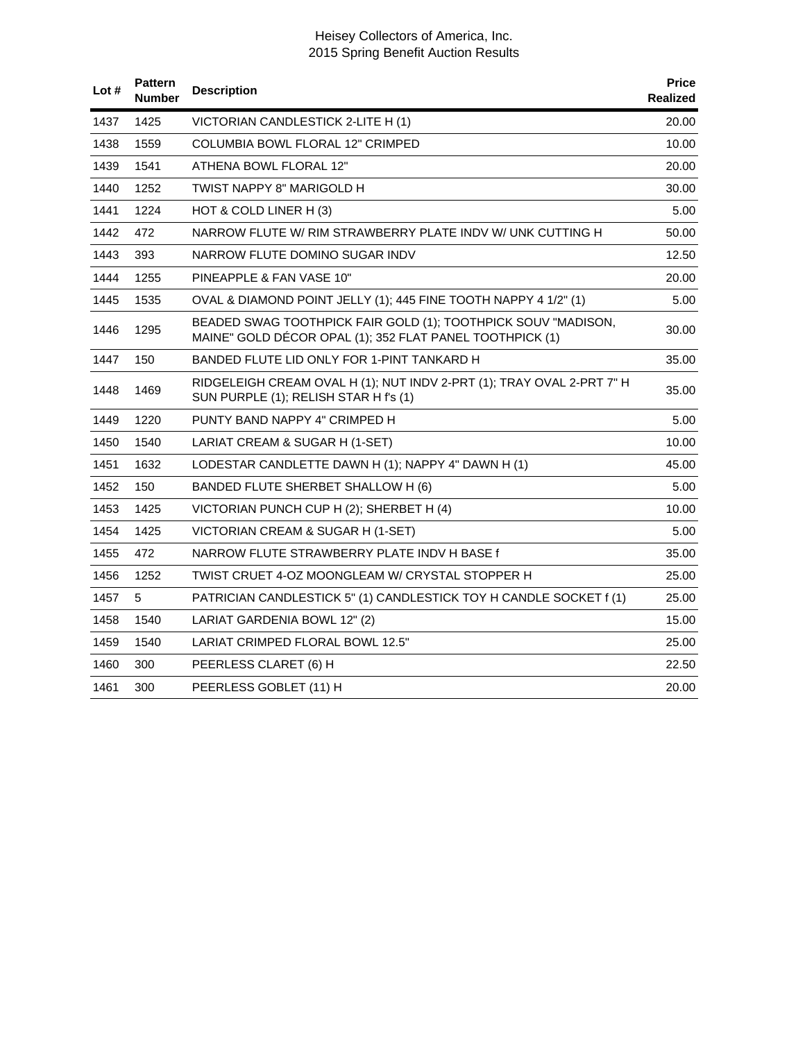| Lot # | Pattern Number | Description | Price Realized |
|---|---|---|---|
| 1437 | 1425 | VICTORIAN CANDLESTICK 2-LITE H (1) | 20.00 |
| 1438 | 1559 | COLUMBIA BOWL FLORAL 12" CRIMPED | 10.00 |
| 1439 | 1541 | ATHENA BOWL FLORAL 12" | 20.00 |
| 1440 | 1252 | TWIST NAPPY 8" MARIGOLD H | 30.00 |
| 1441 | 1224 | HOT & COLD LINER H (3) | 5.00 |
| 1442 | 472 | NARROW FLUTE W/ RIM STRAWBERRY PLATE INDV W/ UNK CUTTING H | 50.00 |
| 1443 | 393 | NARROW FLUTE DOMINO SUGAR INDV | 12.50 |
| 1444 | 1255 | PINEAPPLE & FAN VASE 10" | 20.00 |
| 1445 | 1535 | OVAL & DIAMOND POINT JELLY (1); 445 FINE TOOTH NAPPY 4 1/2" (1) | 5.00 |
| 1446 | 1295 | BEADED SWAG TOOTHPICK FAIR GOLD (1); TOOTHPICK SOUV "MADISON, MAINE" GOLD DÉCOR OPAL (1); 352 FLAT PANEL TOOTHPICK (1) | 30.00 |
| 1447 | 150 | BANDED FLUTE LID ONLY FOR 1-PINT TANKARD H | 35.00 |
| 1448 | 1469 | RIDGELEIGH CREAM OVAL H (1); NUT INDV 2-PRT (1); TRAY OVAL 2-PRT 7" H SUN PURPLE (1); RELISH STAR H f's (1) | 35.00 |
| 1449 | 1220 | PUNTY BAND NAPPY 4" CRIMPED H | 5.00 |
| 1450 | 1540 | LARIAT CREAM & SUGAR H (1-SET) | 10.00 |
| 1451 | 1632 | LODESTAR CANDLETTE DAWN H (1); NAPPY 4" DAWN H (1) | 45.00 |
| 1452 | 150 | BANDED FLUTE SHERBET SHALLOW H (6) | 5.00 |
| 1453 | 1425 | VICTORIAN PUNCH CUP H (2); SHERBET H (4) | 10.00 |
| 1454 | 1425 | VICTORIAN CREAM & SUGAR H (1-SET) | 5.00 |
| 1455 | 472 | NARROW FLUTE STRAWBERRY PLATE INDV H BASE f | 35.00 |
| 1456 | 1252 | TWIST CRUET 4-OZ MOONGLEAM W/ CRYSTAL STOPPER H | 25.00 |
| 1457 | 5 | PATRICIAN CANDLESTICK 5" (1) CANDLESTICK TOY H CANDLE SOCKET f (1) | 25.00 |
| 1458 | 1540 | LARIAT GARDENIA BOWL 12" (2) | 15.00 |
| 1459 | 1540 | LARIAT CRIMPED FLORAL BOWL 12.5" | 25.00 |
| 1460 | 300 | PEERLESS CLARET (6) H | 22.50 |
| 1461 | 300 | PEERLESS GOBLET (11) H | 20.00 |